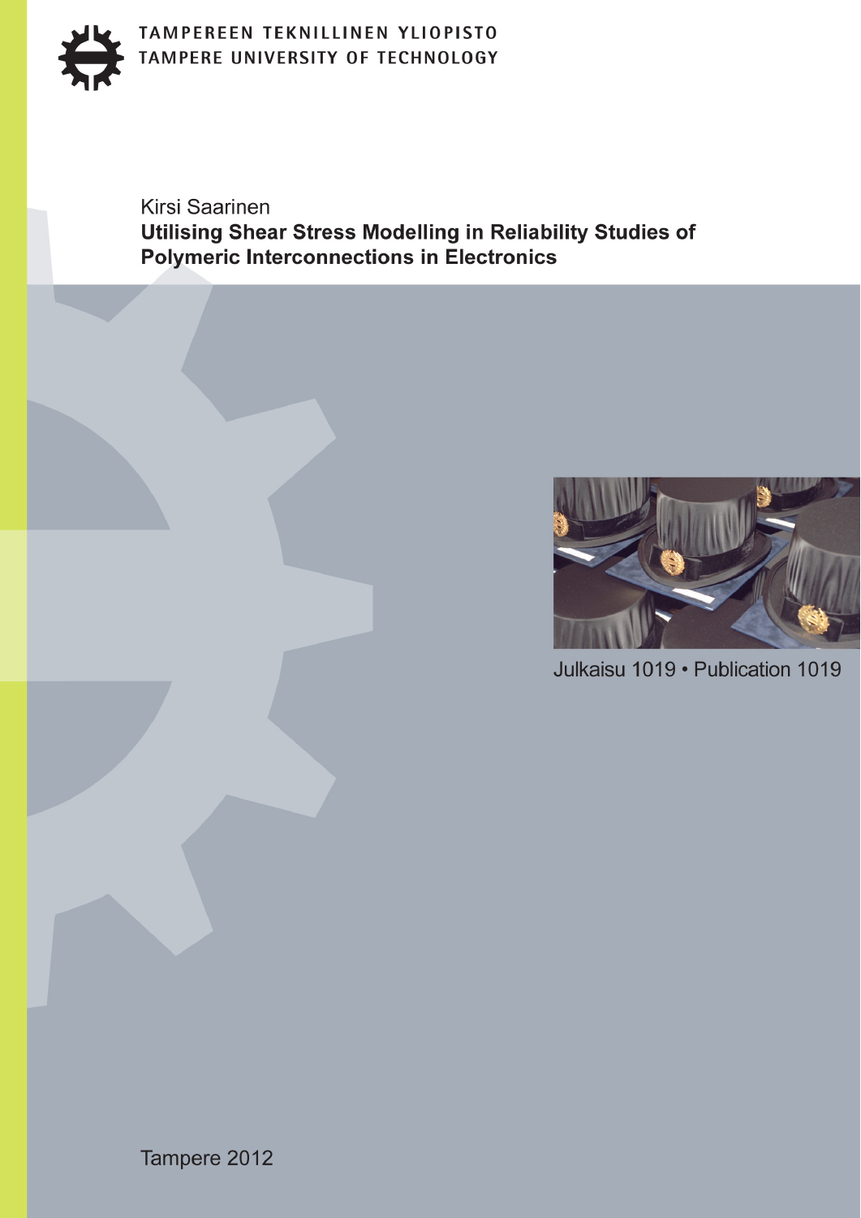TAMPEREEN TEKNILLINEN YLIOPISTO
TAMPERE UNIVERSITY OF TECHNOLOGY

Kirsi Saarinen

# Utilising Shear Stress Modelling in Reliability Studies of Polymeric Interconnections in Electronics

Julkaisu 1019 • Publication 1019

Tampere 2012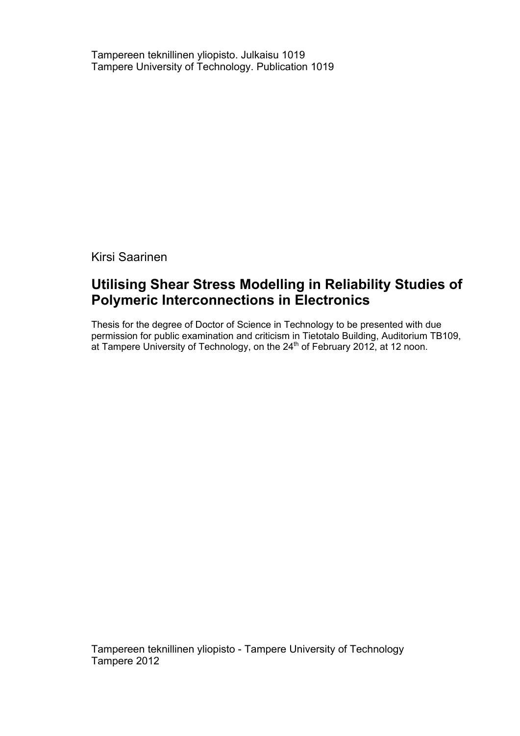Tampereen teknillinen yliopisto. Julkaisu 1019
Tampere University of Technology. Publication 1019

Kirsi Saarinen

# Utilising Shear Stress Modelling in Reliability Studies of Polymeric Interconnections in Electronics

Thesis for the degree of Doctor of Science in Technology to be presented with due permission for public examination and criticism in Tietotalo Building, Auditorium TB109, at Tampere University of Technology, on the 24th of February 2012, at 12 noon.

Tampereen teknillinen yliopisto - Tampere University of Technology
Tampere 2012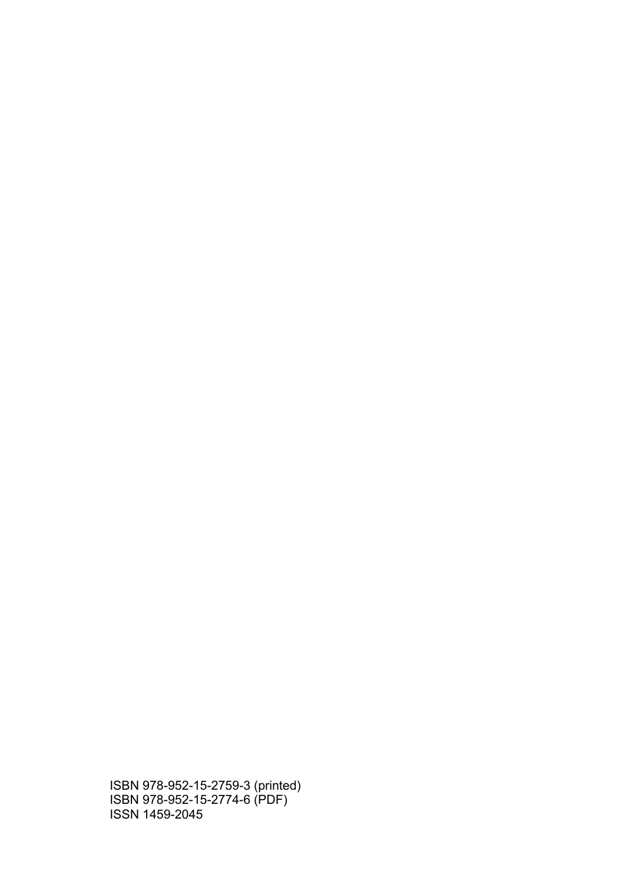ISBN 978-952-15-2759-3 (printed)
ISBN 978-952-15-2774-6 (PDF)
ISSN 1459-2045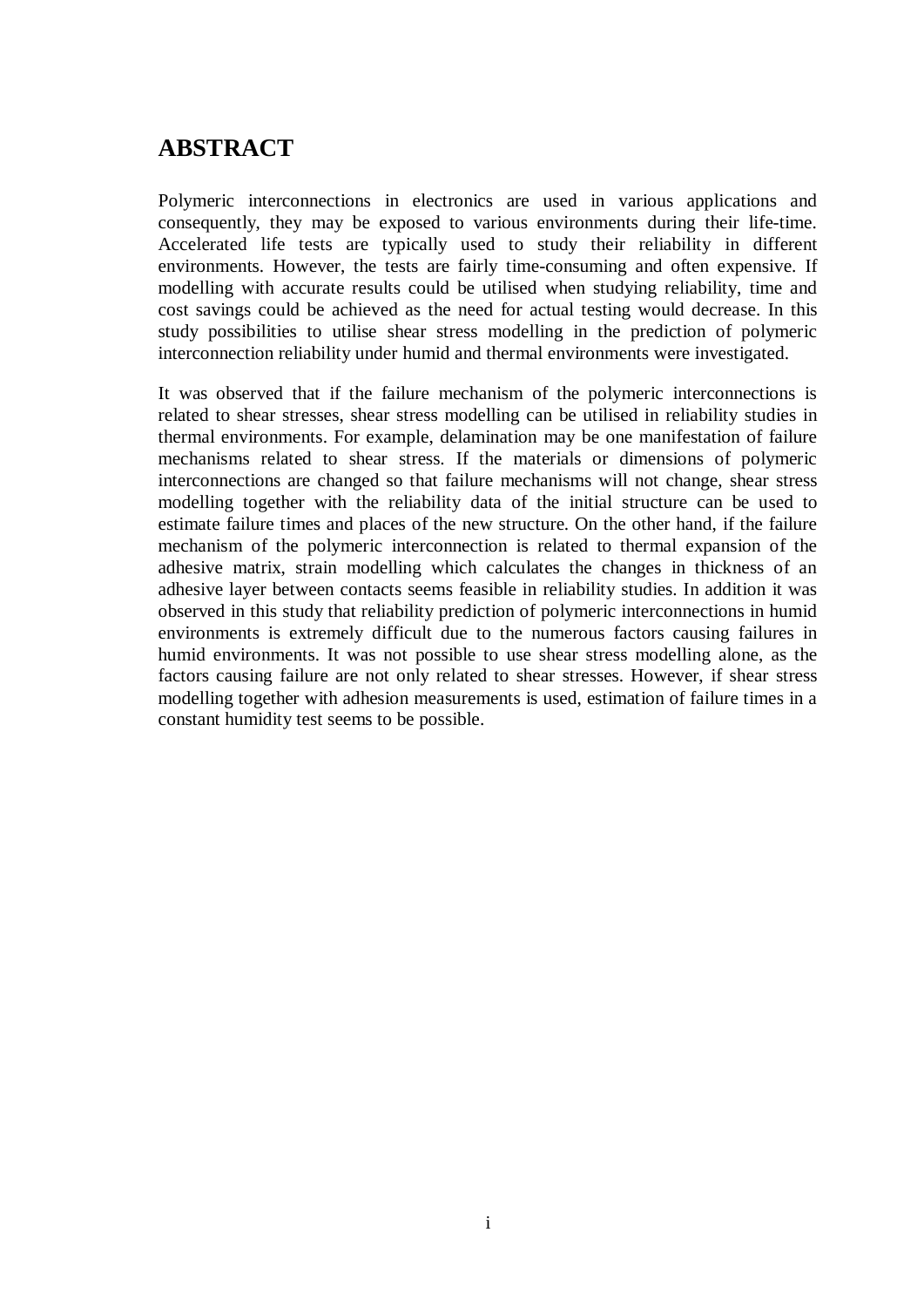# ABSTRACT

Polymeric interconnections in electronics are used in various applications and consequently, they may be exposed to various environments during their life-time. Accelerated life tests are typically used to study their reliability in different environments. However, the tests are fairly time-consuming and often expensive. If modelling with accurate results could be utilised when studying reliability, time and cost savings could be achieved as the need for actual testing would decrease. In this study possibilities to utilise shear stress modelling in the prediction of polymeric interconnection reliability under humid and thermal environments were investigated.

It was observed that if the failure mechanism of the polymeric interconnections is related to shear stresses, shear stress modelling can be utilised in reliability studies in thermal environments. For example, delamination may be one manifestation of failure mechanisms related to shear stress. If the materials or dimensions of polymeric interconnections are changed so that failure mechanisms will not change, shear stress modelling together with the reliability data of the initial structure can be used to estimate failure times and places of the new structure. On the other hand, if the failure mechanism of the polymeric interconnection is related to thermal expansion of the adhesive matrix, strain modelling which calculates the changes in thickness of an adhesive layer between contacts seems feasible in reliability studies. In addition it was observed in this study that reliability prediction of polymeric interconnections in humid environments is extremely difficult due to the numerous factors causing failures in humid environments. It was not possible to use shear stress modelling alone, as the factors causing failure are not only related to shear stresses. However, if shear stress modelling together with adhesion measurements is used, estimation of failure times in a constant humidity test seems to be possible.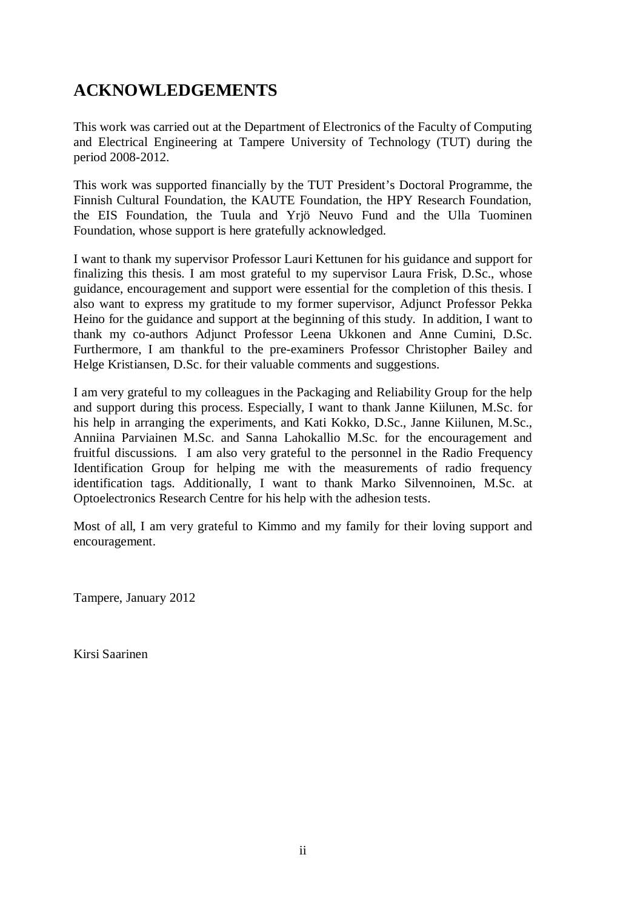# ACKNOWLEDGEMENTS

This work was carried out at the Department of Electronics of the Faculty of Computing and Electrical Engineering at Tampere University of Technology (TUT) during the period 2008-2012.

This work was supported financially by the TUT President's Doctoral Programme, the Finnish Cultural Foundation, the KAUTE Foundation, the HPY Research Foundation, the EIS Foundation, the Tuula and Yrjö Neuvo Fund and the Ulla Tuominen Foundation, whose support is here gratefully acknowledged.

I want to thank my supervisor Professor Lauri Kettunen for his guidance and support for finalizing this thesis. I am most grateful to my supervisor Laura Frisk, D.Sc., whose guidance, encouragement and support were essential for the completion of this thesis. I also want to express my gratitude to my former supervisor, Adjunct Professor Pekka Heino for the guidance and support at the beginning of this study. In addition, I want to thank my co-authors Adjunct Professor Leena Ukkonen and Anne Cumini, D.Sc. Furthermore, I am thankful to the pre-examiners Professor Christopher Bailey and Helge Kristiansen, D.Sc. for their valuable comments and suggestions.

I am very grateful to my colleagues in the Packaging and Reliability Group for the help and support during this process. Especially, I want to thank Janne Kiilunen, M.Sc. for his help in arranging the experiments, and Kati Kokko, D.Sc., Janne Kiilunen, M.Sc., Anniina Parviainen M.Sc. and Sanna Lahokallio M.Sc. for the encouragement and fruitful discussions. I am also very grateful to the personnel in the Radio Frequency Identification Group for helping me with the measurements of radio frequency identification tags. Additionally, I want to thank Marko Silvennoinen, M.Sc. at Optoelectronics Research Centre for his help with the adhesion tests.

Most of all, I am very grateful to Kimmo and my family for their loving support and encouragement.

Tampere, January 2012

Kirsi Saarinen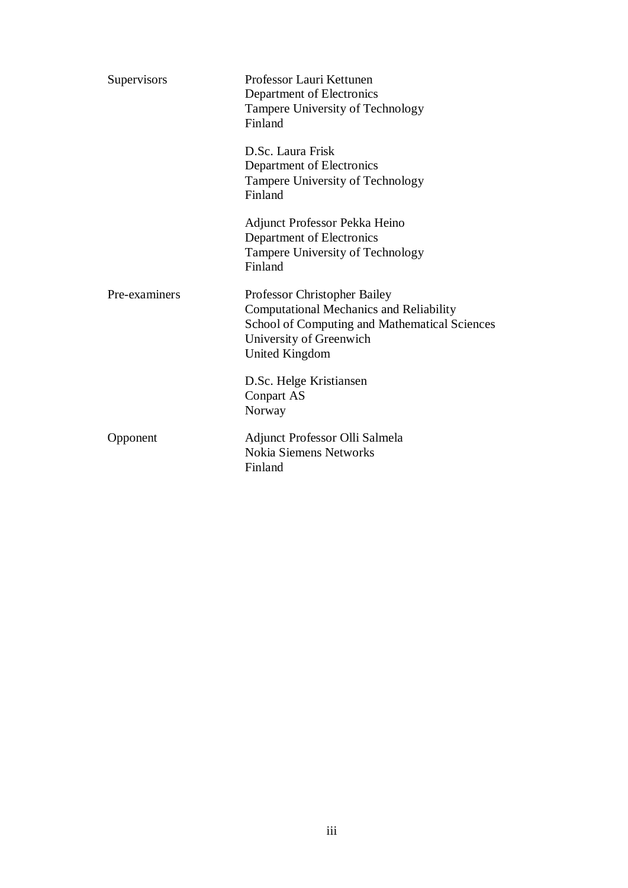| | |
|---|---|
| Supervisors | Professor Lauri Kettunen<br>Department of Electronics<br>Tampere University of Technology<br>Finland |
| | D.Sc. Laura Frisk<br>Department of Electronics<br>Tampere University of Technology<br>Finland |
| | Adjunct Professor Pekka Heino<br>Department of Electronics<br>Tampere University of Technology<br>Finland |
| Pre-examiners | Professor Christopher Bailey<br>Computational Mechanics and Reliability<br>School of Computing and Mathematical Sciences<br>University of Greenwich<br>United Kingdom |
| | D.Sc. Helge Kristiansen<br>Conpart AS<br>Norway |
| Opponent | Adjunct Professor Olli Salmela<br>Nokia Siemens Networks<br>Finland |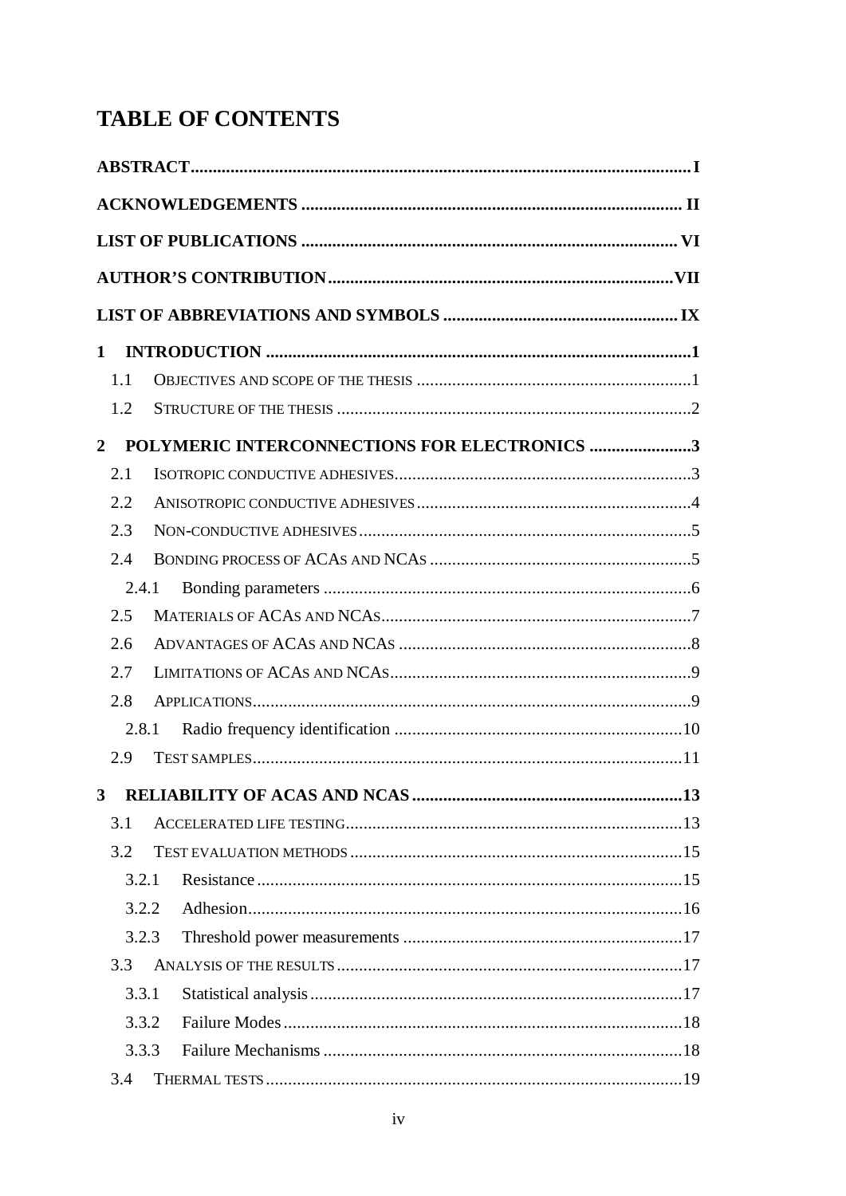# TABLE OF CONTENTS

**ABSTRACT** ........ I

**ACKNOWLEDGEMENTS** ........ II

**LIST OF PUBLICATIONS** ........ VI

**AUTHOR'S CONTRIBUTION** ........ VII

**LIST OF ABBREVIATIONS AND SYMBOLS** ........ IX

**1 INTRODUCTION** ........ 1

- 1.1 OBJECTIVES AND SCOPE OF THE THESIS ........ 1
- 1.2 STRUCTURE OF THE THESIS ........ 2

**2 POLYMERIC INTERCONNECTIONS FOR ELECTRONICS** ........ 3

- 2.1 ISOTROPIC CONDUCTIVE ADHESIVES ........ 3
- 2.2 ANISOTROPIC CONDUCTIVE ADHESIVES ........ 4
- 2.3 NON-CONDUCTIVE ADHESIVES ........ 5
- 2.4 BONDING PROCESS OF ACAS AND NCAS ........ 5
  - 2.4.1 Bonding parameters ........ 6
- 2.5 MATERIALS OF ACAS AND NCAS ........ 7
- 2.6 ADVANTAGES OF ACAS AND NCAS ........ 8
- 2.7 LIMITATIONS OF ACAS AND NCAS ........ 9
- 2.8 APPLICATIONS ........ 9
  - 2.8.1 Radio frequency identification ........ 10
- 2.9 TEST SAMPLES ........ 11

**3 RELIABILITY OF ACAS AND NCAS** ........ 13

- 3.1 ACCELERATED LIFE TESTING ........ 13
- 3.2 TEST EVALUATION METHODS ........ 15
  - 3.2.1 Resistance ........ 15
  - 3.2.2 Adhesion ........ 16
  - 3.2.3 Threshold power measurements ........ 17
- 3.3 ANALYSIS OF THE RESULTS ........ 17
  - 3.3.1 Statistical analysis ........ 17
  - 3.3.2 Failure Modes ........ 18
  - 3.3.3 Failure Mechanisms ........ 18
- 3.4 THERMAL TESTS ........ 19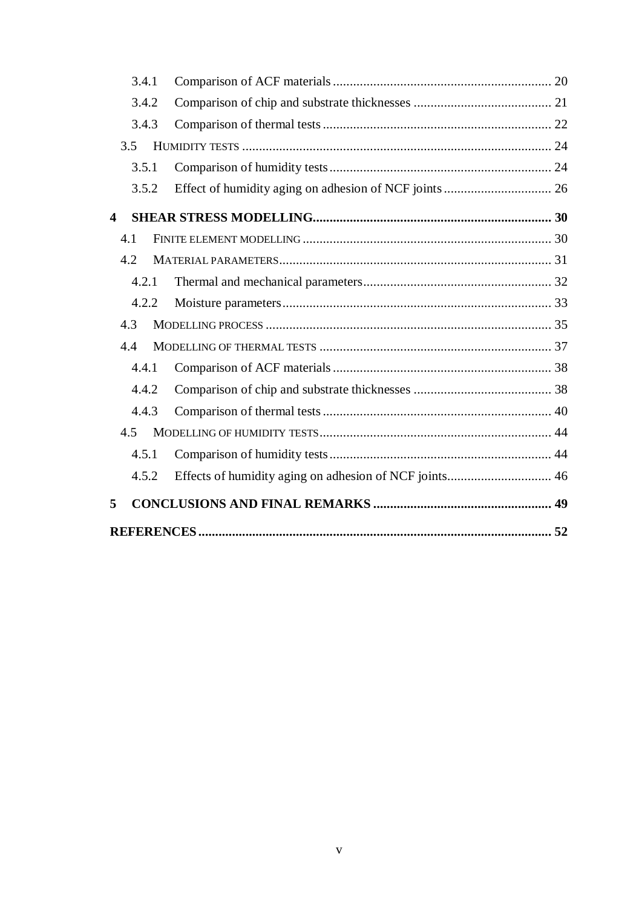- 3.4.1 Comparison of ACF materials ... 20
- 3.4.2 Comparison of chip and substrate thicknesses ... 21
- 3.4.3 Comparison of thermal tests ... 22
- 3.5 HUMIDITY TESTS ... 24
  - 3.5.1 Comparison of humidity tests ... 24
  - 3.5.2 Effect of humidity aging on adhesion of NCF joints ... 26

**4 SHEAR STRESS MODELLING ... 30**

- 4.1 FINITE ELEMENT MODELLING ... 30
- 4.2 MATERIAL PARAMETERS ... 31
  - 4.2.1 Thermal and mechanical parameters ... 32
  - 4.2.2 Moisture parameters ... 33
- 4.3 MODELLING PROCESS ... 35
- 4.4 MODELLING OF THERMAL TESTS ... 37
  - 4.4.1 Comparison of ACF materials ... 38
  - 4.4.2 Comparison of chip and substrate thicknesses ... 38
  - 4.4.3 Comparison of thermal tests ... 40
- 4.5 MODELLING OF HUMIDITY TESTS ... 44
  - 4.5.1 Comparison of humidity tests ... 44
  - 4.5.2 Effects of humidity aging on adhesion of NCF joints ... 46

**5 CONCLUSIONS AND FINAL REMARKS ... 49**

**REFERENCES ... 52**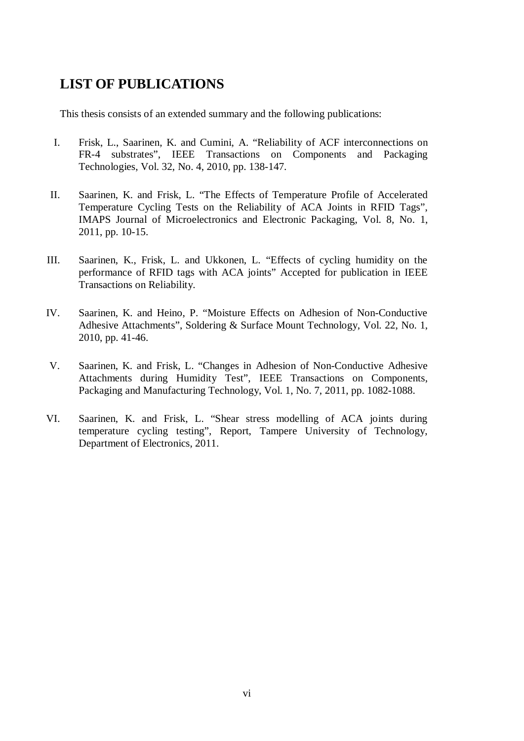# LIST OF PUBLICATIONS

This thesis consists of an extended summary and the following publications:

I. Frisk, L., Saarinen, K. and Cumini, A. "Reliability of ACF interconnections on FR-4 substrates", IEEE Transactions on Components and Packaging Technologies, Vol. 32, No. 4, 2010, pp. 138-147.

II. Saarinen, K. and Frisk, L. "The Effects of Temperature Profile of Accelerated Temperature Cycling Tests on the Reliability of ACA Joints in RFID Tags", IMAPS Journal of Microelectronics and Electronic Packaging, Vol. 8, No. 1, 2011, pp. 10-15.

III. Saarinen, K., Frisk, L. and Ukkonen, L. "Effects of cycling humidity on the performance of RFID tags with ACA joints" Accepted for publication in IEEE Transactions on Reliability.

IV. Saarinen, K. and Heino, P. "Moisture Effects on Adhesion of Non-Conductive Adhesive Attachments", Soldering & Surface Mount Technology, Vol. 22, No. 1, 2010, pp. 41-46.

V. Saarinen, K. and Frisk, L. "Changes in Adhesion of Non-Conductive Adhesive Attachments during Humidity Test", IEEE Transactions on Components, Packaging and Manufacturing Technology, Vol. 1, No. 7, 2011, pp. 1082-1088.

VI. Saarinen, K. and Frisk, L. "Shear stress modelling of ACA joints during temperature cycling testing", Report, Tampere University of Technology, Department of Electronics, 2011.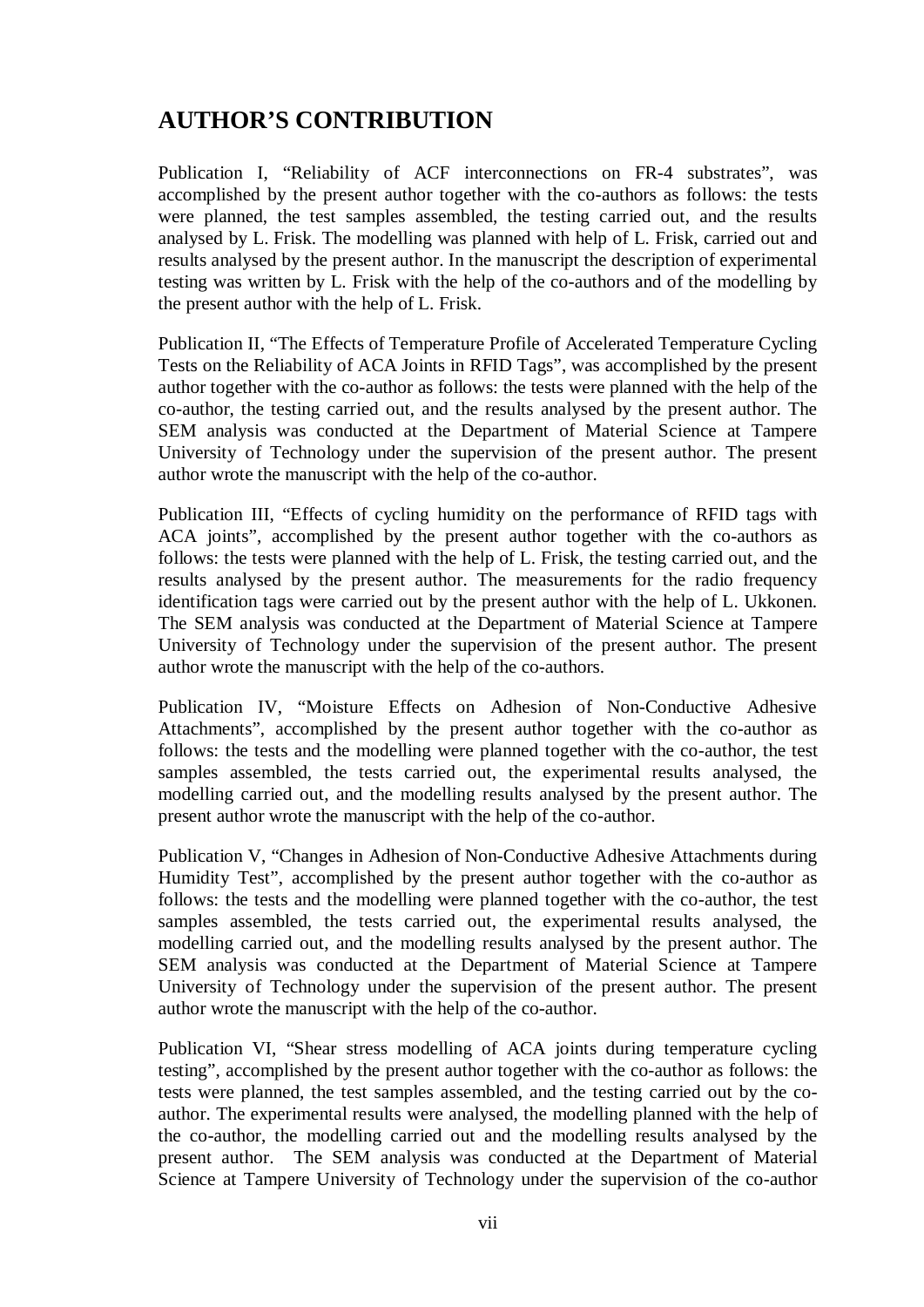## AUTHOR'S CONTRIBUTION

Publication I, "Reliability of ACF interconnections on FR-4 substrates", was accomplished by the present author together with the co-authors as follows: the tests were planned, the test samples assembled, the testing carried out, and the results analysed by L. Frisk. The modelling was planned with help of L. Frisk, carried out and results analysed by the present author. In the manuscript the description of experimental testing was written by L. Frisk with the help of the co-authors and of the modelling by the present author with the help of L. Frisk.

Publication II, "The Effects of Temperature Profile of Accelerated Temperature Cycling Tests on the Reliability of ACA Joints in RFID Tags", was accomplished by the present author together with the co-author as follows: the tests were planned with the help of the co-author, the testing carried out, and the results analysed by the present author. The SEM analysis was conducted at the Department of Material Science at Tampere University of Technology under the supervision of the present author. The present author wrote the manuscript with the help of the co-author.

Publication III, "Effects of cycling humidity on the performance of RFID tags with ACA joints", accomplished by the present author together with the co-authors as follows: the tests were planned with the help of L. Frisk, the testing carried out, and the results analysed by the present author. The measurements for the radio frequency identification tags were carried out by the present author with the help of L. Ukkonen. The SEM analysis was conducted at the Department of Material Science at Tampere University of Technology under the supervision of the present author. The present author wrote the manuscript with the help of the co-authors.

Publication IV, "Moisture Effects on Adhesion of Non-Conductive Adhesive Attachments", accomplished by the present author together with the co-author as follows: the tests and the modelling were planned together with the co-author, the test samples assembled, the tests carried out, the experimental results analysed, the modelling carried out, and the modelling results analysed by the present author. The present author wrote the manuscript with the help of the co-author.

Publication V, "Changes in Adhesion of Non-Conductive Adhesive Attachments during Humidity Test", accomplished by the present author together with the co-author as follows: the tests and the modelling were planned together with the co-author, the test samples assembled, the tests carried out, the experimental results analysed, the modelling carried out, and the modelling results analysed by the present author. The SEM analysis was conducted at the Department of Material Science at Tampere University of Technology under the supervision of the present author. The present author wrote the manuscript with the help of the co-author.

Publication VI, "Shear stress modelling of ACA joints during temperature cycling testing", accomplished by the present author together with the co-author as follows: the tests were planned, the test samples assembled, and the testing carried out by the co-author. The experimental results were analysed, the modelling planned with the help of the co-author, the modelling carried out and the modelling results analysed by the present author. The SEM analysis was conducted at the Department of Material Science at Tampere University of Technology under the supervision of the co-author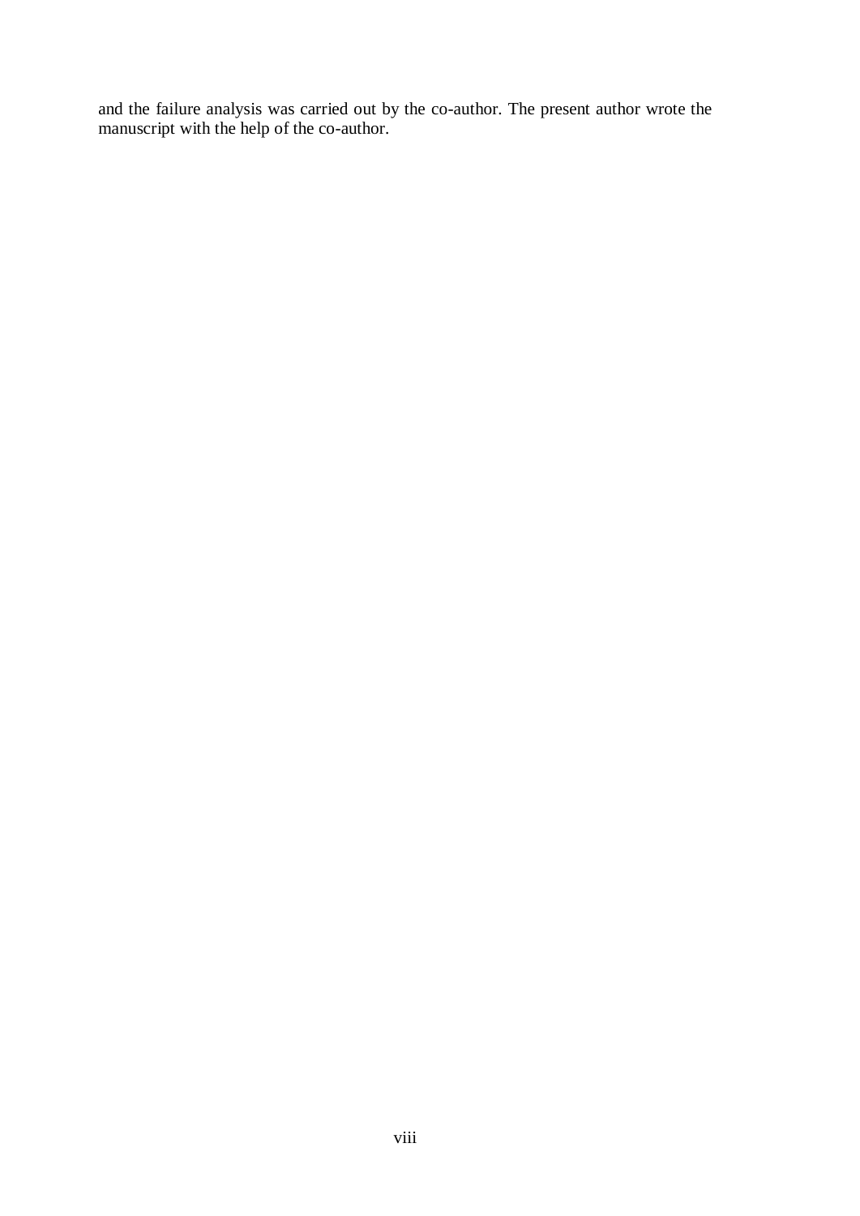and the failure analysis was carried out by the co-author. The present author wrote the manuscript with the help of the co-author.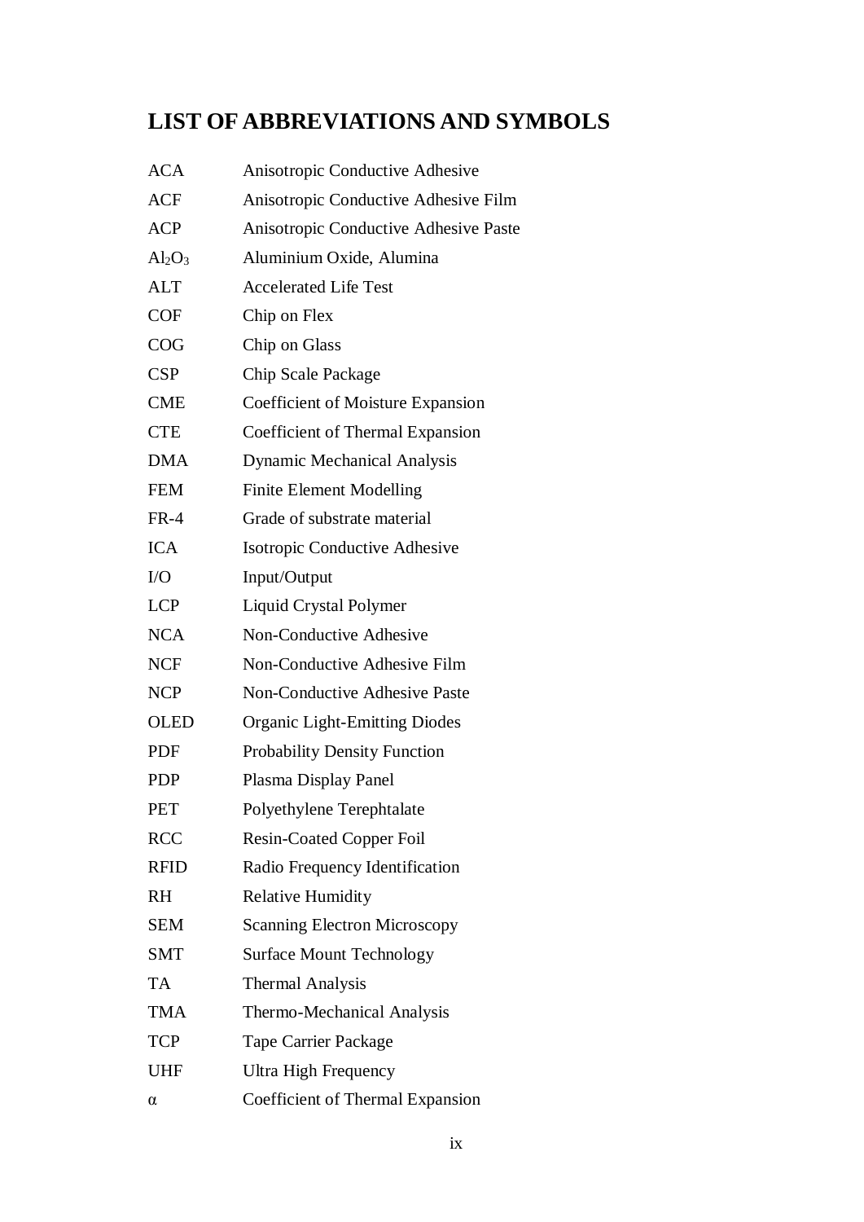# LIST OF ABBREVIATIONS AND SYMBOLS

| | |
|---|---|
| ACA | Anisotropic Conductive Adhesive |
| ACF | Anisotropic Conductive Adhesive Film |
| ACP | Anisotropic Conductive Adhesive Paste |
| $Al_2O_3$ | Aluminium Oxide, Alumina |
| ALT | Accelerated Life Test |
| COF | Chip on Flex |
| COG | Chip on Glass |
| CSP | Chip Scale Package |
| CME | Coefficient of Moisture Expansion |
| CTE | Coefficient of Thermal Expansion |
| DMA | Dynamic Mechanical Analysis |
| FEM | Finite Element Modelling |
| FR-4 | Grade of substrate material |
| ICA | Isotropic Conductive Adhesive |
| I/O | Input/Output |
| LCP | Liquid Crystal Polymer |
| NCA | Non-Conductive Adhesive |
| NCF | Non-Conductive Adhesive Film |
| NCP | Non-Conductive Adhesive Paste |
| OLED | Organic Light-Emitting Diodes |
| PDF | Probability Density Function |
| PDP | Plasma Display Panel |
| PET | Polyethylene Terephtalate |
| RCC | Resin-Coated Copper Foil |
| RFID | Radio Frequency Identification |
| RH | Relative Humidity |
| SEM | Scanning Electron Microscopy |
| SMT | Surface Mount Technology |
| TA | Thermal Analysis |
| TMA | Thermo-Mechanical Analysis |
| TCP | Tape Carrier Package |
| UHF | Ultra High Frequency |
| $\alpha$ | Coefficient of Thermal Expansion |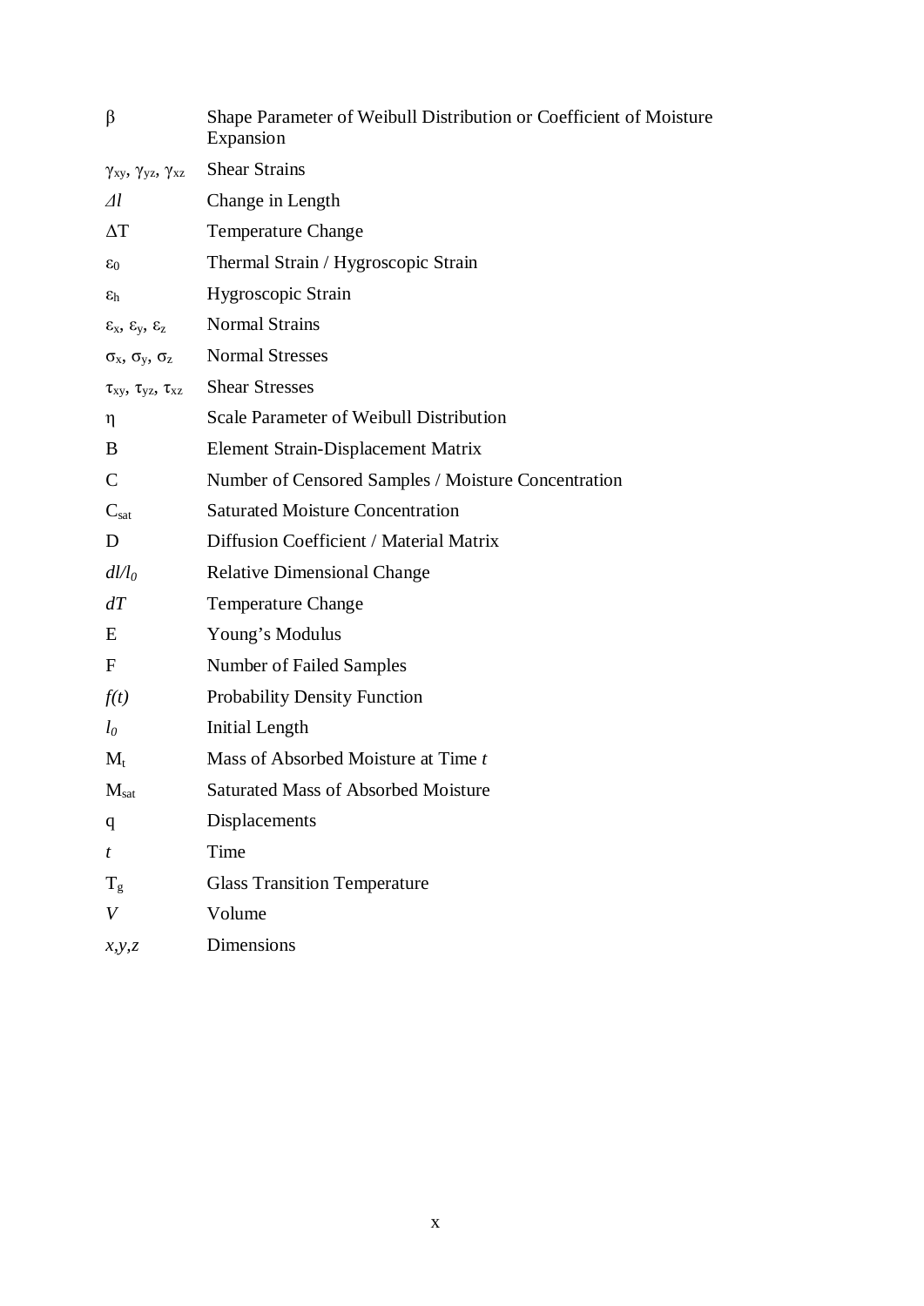| | |
|---|---|
| $\beta$ | Shape Parameter of Weibull Distribution or Coefficient of Moisture Expansion |
| $\gamma_{xy}$, $\gamma_{yz}$, $\gamma_{xz}$ | Shear Strains |
| $\Delta l$ | Change in Length |
| $\Delta T$ | Temperature Change |
| $\varepsilon_0$ | Thermal Strain / Hygroscopic Strain |
| $\varepsilon_h$ | Hygroscopic Strain |
| $\varepsilon_x$, $\varepsilon_y$, $\varepsilon_z$ | Normal Strains |
| $\sigma_x$, $\sigma_y$, $\sigma_z$ | Normal Stresses |
| $\tau_{xy}$, $\tau_{yz}$, $\tau_{xz}$ | Shear Stresses |
| $\eta$ | Scale Parameter of Weibull Distribution |
| B | Element Strain-Displacement Matrix |
| C | Number of Censored Samples / Moisture Concentration |
| $C_{sat}$ | Saturated Moisture Concentration |
| D | Diffusion Coefficient / Material Matrix |
| $dl/l_0$ | Relative Dimensional Change |
| $dT$ | Temperature Change |
| E | Young's Modulus |
| F | Number of Failed Samples |
| $f(t)$ | Probability Density Function |
| $l_0$ | Initial Length |
| $M_t$ | Mass of Absorbed Moisture at Time *t* |
| $M_{sat}$ | Saturated Mass of Absorbed Moisture |
| q | Displacements |
| $t$ | Time |
| $T_g$ | Glass Transition Temperature |
| $V$ | Volume |
| $x,y,z$ | Dimensions |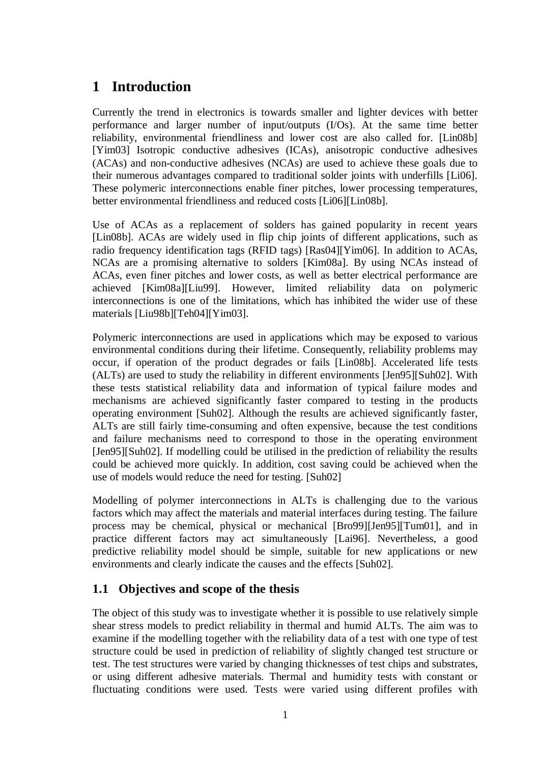# 1 Introduction

Currently the trend in electronics is towards smaller and lighter devices with better performance and larger number of input/outputs (I/Os). At the same time better reliability, environmental friendliness and lower cost are also called for. [Lin08b] [Yim03] Isotropic conductive adhesives (ICAs), anisotropic conductive adhesives (ACAs) and non-conductive adhesives (NCAs) are used to achieve these goals due to their numerous advantages compared to traditional solder joints with underfills [Li06]. These polymeric interconnections enable finer pitches, lower processing temperatures, better environmental friendliness and reduced costs [Li06][Lin08b].

Use of ACAs as a replacement of solders has gained popularity in recent years [Lin08b]. ACAs are widely used in flip chip joints of different applications, such as radio frequency identification tags (RFID tags) [Ras04][Yim06]. In addition to ACAs, NCAs are a promising alternative to solders [Kim08a]. By using NCAs instead of ACAs, even finer pitches and lower costs, as well as better electrical performance are achieved [Kim08a][Liu99]. However, limited reliability data on polymeric interconnections is one of the limitations, which has inhibited the wider use of these materials [Liu98b][Teh04][Yim03].

Polymeric interconnections are used in applications which may be exposed to various environmental conditions during their lifetime. Consequently, reliability problems may occur, if operation of the product degrades or fails [Lin08b]. Accelerated life tests (ALTs) are used to study the reliability in different environments [Jen95][Suh02]. With these tests statistical reliability data and information of typical failure modes and mechanisms are achieved significantly faster compared to testing in the products operating environment [Suh02]. Although the results are achieved significantly faster, ALTs are still fairly time-consuming and often expensive, because the test conditions and failure mechanisms need to correspond to those in the operating environment [Jen95][Suh02]. If modelling could be utilised in the prediction of reliability the results could be achieved more quickly. In addition, cost saving could be achieved when the use of models would reduce the need for testing. [Suh02]

Modelling of polymer interconnections in ALTs is challenging due to the various factors which may affect the materials and material interfaces during testing. The failure process may be chemical, physical or mechanical [Bro99][Jen95][Tum01], and in practice different factors may act simultaneously [Lai96]. Nevertheless, a good predictive reliability model should be simple, suitable for new applications or new environments and clearly indicate the causes and the effects [Suh02].

## 1.1 Objectives and scope of the thesis

The object of this study was to investigate whether it is possible to use relatively simple shear stress models to predict reliability in thermal and humid ALTs. The aim was to examine if the modelling together with the reliability data of a test with one type of test structure could be used in prediction of reliability of slightly changed test structure or test. The test structures were varied by changing thicknesses of test chips and substrates, or using different adhesive materials. Thermal and humidity tests with constant or fluctuating conditions were used. Tests were varied using different profiles with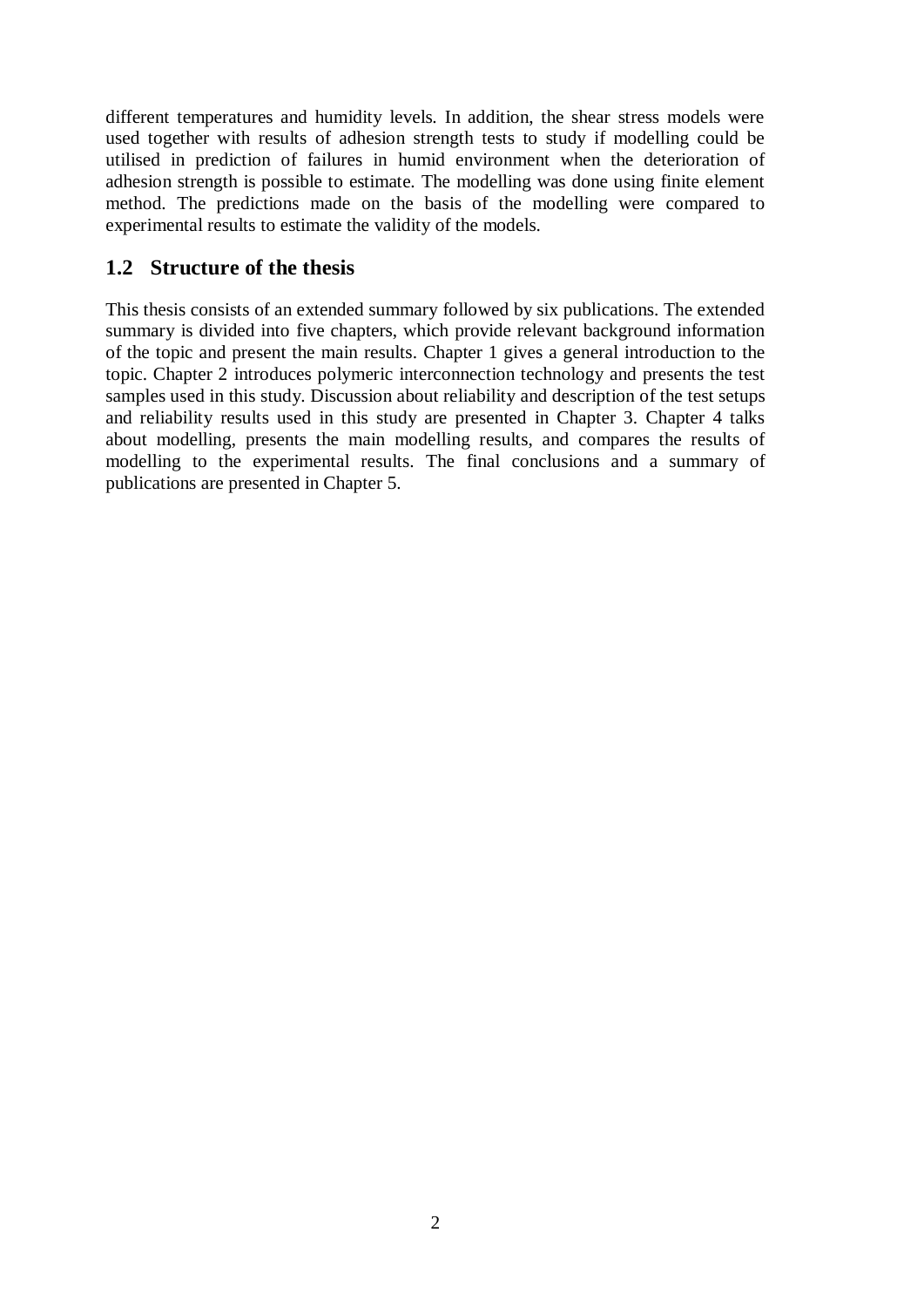different temperatures and humidity levels. In addition, the shear stress models were used together with results of adhesion strength tests to study if modelling could be utilised in prediction of failures in humid environment when the deterioration of adhesion strength is possible to estimate. The modelling was done using finite element method. The predictions made on the basis of the modelling were compared to experimental results to estimate the validity of the models.

## 1.2 Structure of the thesis

This thesis consists of an extended summary followed by six publications. The extended summary is divided into five chapters, which provide relevant background information of the topic and present the main results. Chapter 1 gives a general introduction to the topic. Chapter 2 introduces polymeric interconnection technology and presents the test samples used in this study. Discussion about reliability and description of the test setups and reliability results used in this study are presented in Chapter 3. Chapter 4 talks about modelling, presents the main modelling results, and compares the results of modelling to the experimental results. The final conclusions and a summary of publications are presented in Chapter 5.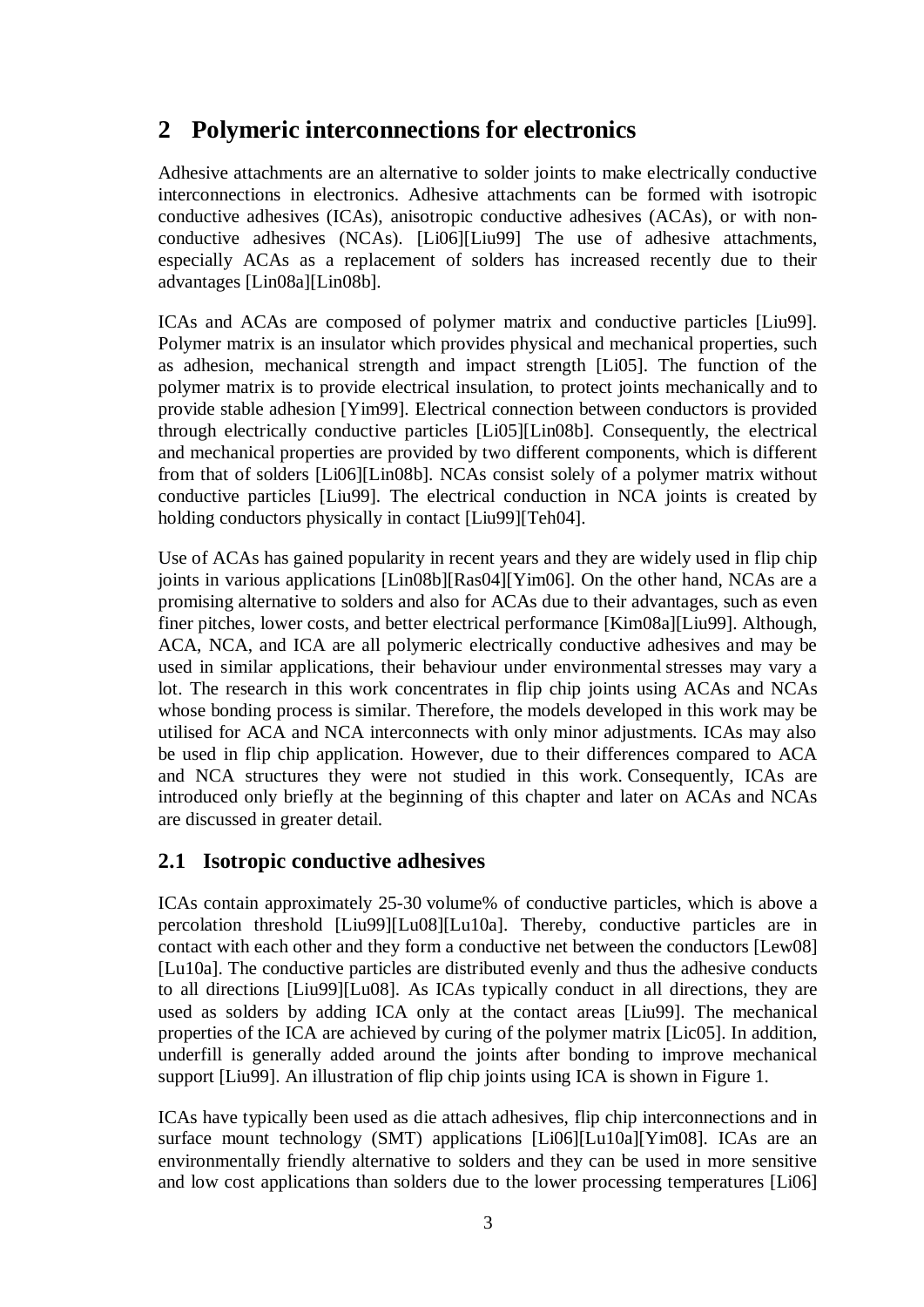# 2 Polymeric interconnections for electronics

Adhesive attachments are an alternative to solder joints to make electrically conductive interconnections in electronics. Adhesive attachments can be formed with isotropic conductive adhesives (ICAs), anisotropic conductive adhesives (ACAs), or with non-conductive adhesives (NCAs). [Li06][Liu99] The use of adhesive attachments, especially ACAs as a replacement of solders has increased recently due to their advantages [Lin08a][Lin08b].

ICAs and ACAs are composed of polymer matrix and conductive particles [Liu99]. Polymer matrix is an insulator which provides physical and mechanical properties, such as adhesion, mechanical strength and impact strength [Li05]. The function of the polymer matrix is to provide electrical insulation, to protect joints mechanically and to provide stable adhesion [Yim99]. Electrical connection between conductors is provided through electrically conductive particles [Li05][Lin08b]. Consequently, the electrical and mechanical properties are provided by two different components, which is different from that of solders [Li06][Lin08b]. NCAs consist solely of a polymer matrix without conductive particles [Liu99]. The electrical conduction in NCA joints is created by holding conductors physically in contact [Liu99][Teh04].

Use of ACAs has gained popularity in recent years and they are widely used in flip chip joints in various applications [Lin08b][Ras04][Yim06]. On the other hand, NCAs are a promising alternative to solders and also for ACAs due to their advantages, such as even finer pitches, lower costs, and better electrical performance [Kim08a][Liu99]. Although, ACA, NCA, and ICA are all polymeric electrically conductive adhesives and may be used in similar applications, their behaviour under environmental stresses may vary a lot. The research in this work concentrates in flip chip joints using ACAs and NCAs whose bonding process is similar. Therefore, the models developed in this work may be utilised for ACA and NCA interconnects with only minor adjustments. ICAs may also be used in flip chip application. However, due to their differences compared to ACA and NCA structures they were not studied in this work. Consequently, ICAs are introduced only briefly at the beginning of this chapter and later on ACAs and NCAs are discussed in greater detail.

## 2.1 Isotropic conductive adhesives

ICAs contain approximately 25-30 volume% of conductive particles, which is above a percolation threshold [Liu99][Lu08][Lu10a]. Thereby, conductive particles are in contact with each other and they form a conductive net between the conductors [Lew08] [Lu10a]. The conductive particles are distributed evenly and thus the adhesive conducts to all directions [Liu99][Lu08]. As ICAs typically conduct in all directions, they are used as solders by adding ICA only at the contact areas [Liu99]. The mechanical properties of the ICA are achieved by curing of the polymer matrix [Lic05]. In addition, underfill is generally added around the joints after bonding to improve mechanical support [Liu99]. An illustration of flip chip joints using ICA is shown in Figure 1.

ICAs have typically been used as die attach adhesives, flip chip interconnections and in surface mount technology (SMT) applications [Li06][Lu10a][Yim08]. ICAs are an environmentally friendly alternative to solders and they can be used in more sensitive and low cost applications than solders due to the lower processing temperatures [Li06]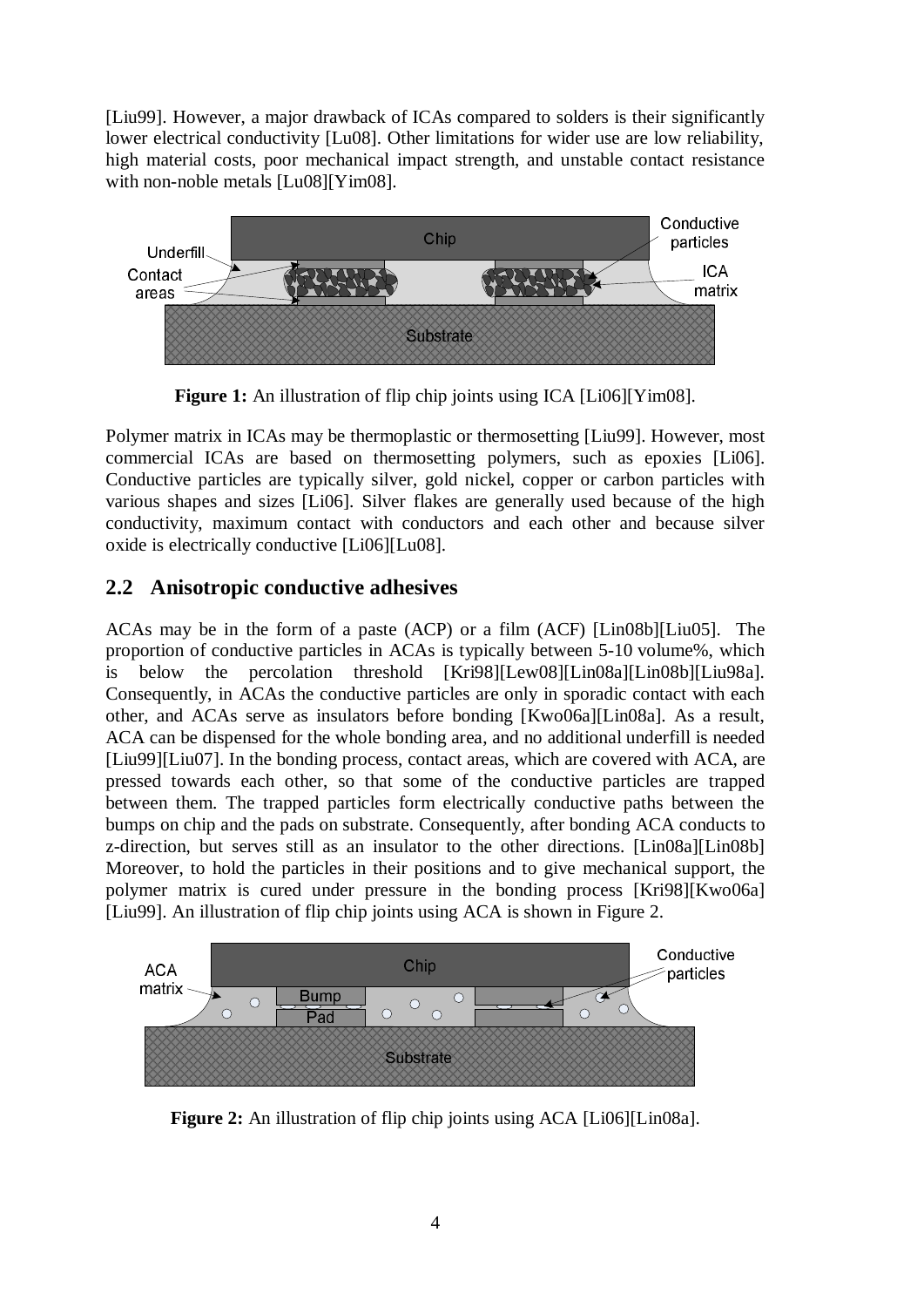[Liu99]. However, a major drawback of ICAs compared to solders is their significantly lower electrical conductivity [Lu08]. Other limitations for wider use are low reliability, high material costs, poor mechanical impact strength, and unstable contact resistance with non-noble metals [Lu08][Yim08].

**Figure 1:** An illustration of flip chip joints using ICA [Li06][Yim08].

Polymer matrix in ICAs may be thermoplastic or thermosetting [Liu99]. However, most commercial ICAs are based on thermosetting polymers, such as epoxies [Li06]. Conductive particles are typically silver, gold nickel, copper or carbon particles with various shapes and sizes [Li06]. Silver flakes are generally used because of the high conductivity, maximum contact with conductors and each other and because silver oxide is electrically conductive [Li06][Lu08].

## 2.2 Anisotropic conductive adhesives

ACAs may be in the form of a paste (ACP) or a film (ACF) [Lin08b][Liu05]. The proportion of conductive particles in ACAs is typically between 5-10 volume%, which is below the percolation threshold [Kri98][Lew08][Lin08a][Lin08b][Liu98a]. Consequently, in ACAs the conductive particles are only in sporadic contact with each other, and ACAs serve as insulators before bonding [Kwo06a][Lin08a]. As a result, ACA can be dispensed for the whole bonding area, and no additional underfill is needed [Liu99][Liu07]. In the bonding process, contact areas, which are covered with ACA, are pressed towards each other, so that some of the conductive particles are trapped between them. The trapped particles form electrically conductive paths between the bumps on chip and the pads on substrate. Consequently, after bonding ACA conducts to z-direction, but serves still as an insulator to the other directions. [Lin08a][Lin08b] Moreover, to hold the particles in their positions and to give mechanical support, the polymer matrix is cured under pressure in the bonding process [Kri98][Kwo06a][Liu99]. An illustration of flip chip joints using ACA is shown in Figure 2.

**Figure 2:** An illustration of flip chip joints using ACA [Li06][Lin08a].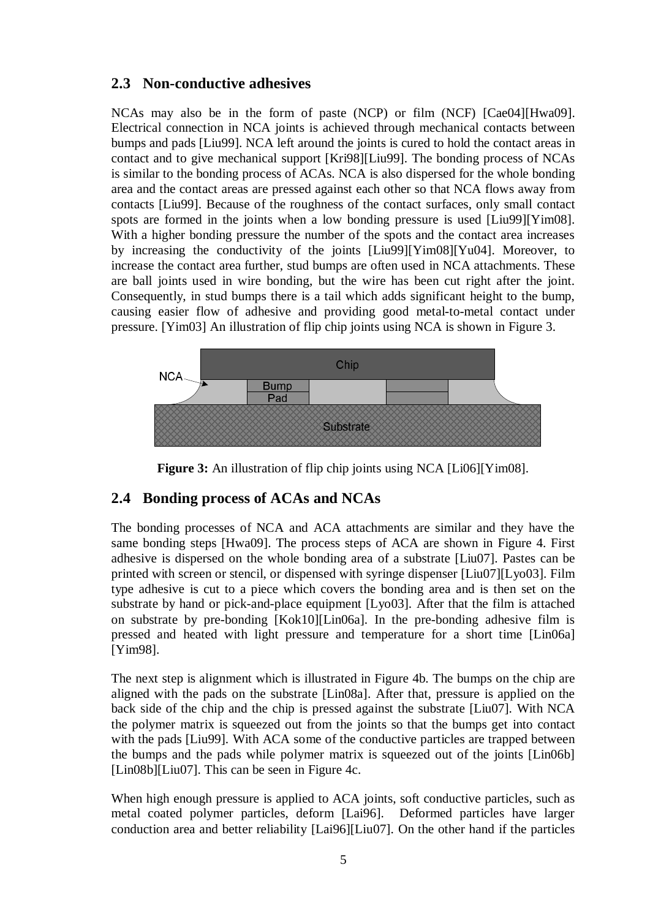## 2.3 Non-conductive adhesives

NCAs may also be in the form of paste (NCP) or film (NCF) [Cae04][Hwa09]. Electrical connection in NCA joints is achieved through mechanical contacts between bumps and pads [Liu99]. NCA left around the joints is cured to hold the contact areas in contact and to give mechanical support [Kri98][Liu99]. The bonding process of NCAs is similar to the bonding process of ACAs. NCA is also dispersed for the whole bonding area and the contact areas are pressed against each other so that NCA flows away from contacts [Liu99]. Because of the roughness of the contact surfaces, only small contact spots are formed in the joints when a low bonding pressure is used [Liu99][Yim08]. With a higher bonding pressure the number of the spots and the contact area increases by increasing the conductivity of the joints [Liu99][Yim08][Yu04]. Moreover, to increase the contact area further, stud bumps are often used in NCA attachments. These are ball joints used in wire bonding, but the wire has been cut right after the joint. Consequently, in stud bumps there is a tail which adds significant height to the bump, causing easier flow of adhesive and providing good metal-to-metal contact under pressure. [Yim03] An illustration of flip chip joints using NCA is shown in Figure 3.

NCA Chip Bump Pad Substrate

**Figure 3:** An illustration of flip chip joints using NCA [Li06][Yim08].

## 2.4 Bonding process of ACAs and NCAs

The bonding processes of NCA and ACA attachments are similar and they have the same bonding steps [Hwa09]. The process steps of ACA are shown in Figure 4. First adhesive is dispersed on the whole bonding area of a substrate [Liu07]. Pastes can be printed with screen or stencil, or dispensed with syringe dispenser [Liu07][Lyo03]. Film type adhesive is cut to a piece which covers the bonding area and is then set on the substrate by hand or pick-and-place equipment [Lyo03]. After that the film is attached on substrate by pre-bonding [Kok10][Lin06a]. In the pre-bonding adhesive film is pressed and heated with light pressure and temperature for a short time [Lin06a] [Yim98].

The next step is alignment which is illustrated in Figure 4b. The bumps on the chip are aligned with the pads on the substrate [Lin08a]. After that, pressure is applied on the back side of the chip and the chip is pressed against the substrate [Liu07]. With NCA the polymer matrix is squeezed out from the joints so that the bumps get into contact with the pads [Liu99]. With ACA some of the conductive particles are trapped between the bumps and the pads while polymer matrix is squeezed out of the joints [Lin06b] [Lin08b][Liu07]. This can be seen in Figure 4c.

When high enough pressure is applied to ACA joints, soft conductive particles, such as metal coated polymer particles, deform [Lai96]. Deformed particles have larger conduction area and better reliability [Lai96][Liu07]. On the other hand if the particles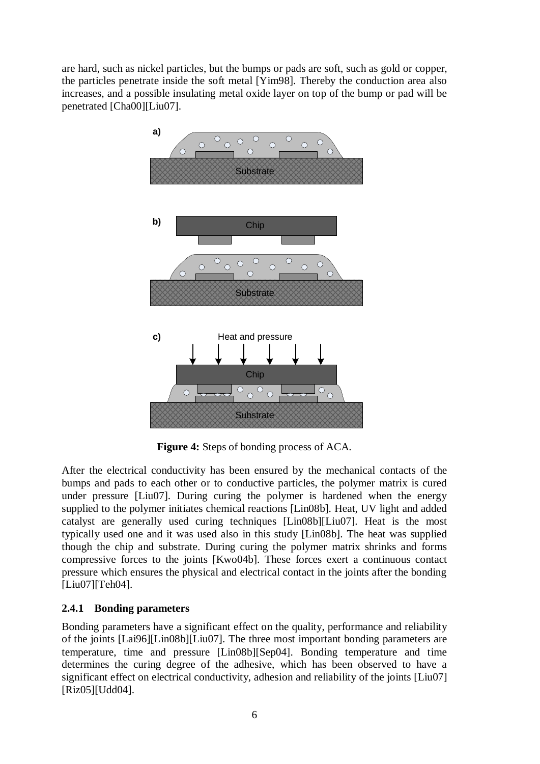are hard, such as nickel particles, but the bumps or pads are soft, such as gold or copper, the particles penetrate inside the soft metal [Yim98]. Thereby the conduction area also increases, and a possible insulating metal oxide layer on top of the bump or pad will be penetrated [Cha00][Liu07].

**Figure 4:** Steps of bonding process of ACA.

After the electrical conductivity has been ensured by the mechanical contacts of the bumps and pads to each other or to conductive particles, the polymer matrix is cured under pressure [Liu07]. During curing the polymer is hardened when the energy supplied to the polymer initiates chemical reactions [Lin08b]. Heat, UV light and added catalyst are generally used curing techniques [Lin08b][Liu07]. Heat is the most typically used one and it was used also in this study [Lin08b]. The heat was supplied though the chip and substrate. During curing the polymer matrix shrinks and forms compressive forces to the joints [Kwo04b]. These forces exert a continuous contact pressure which ensures the physical and electrical contact in the joints after the bonding [Liu07][Teh04].

### 2.4.1 Bonding parameters

Bonding parameters have a significant effect on the quality, performance and reliability of the joints [Lai96][Lin08b][Liu07]. The three most important bonding parameters are temperature, time and pressure [Lin08b][Sep04]. Bonding temperature and time determines the curing degree of the adhesive, which has been observed to have a significant effect on electrical conductivity, adhesion and reliability of the joints [Liu07] [Riz05][Udd04].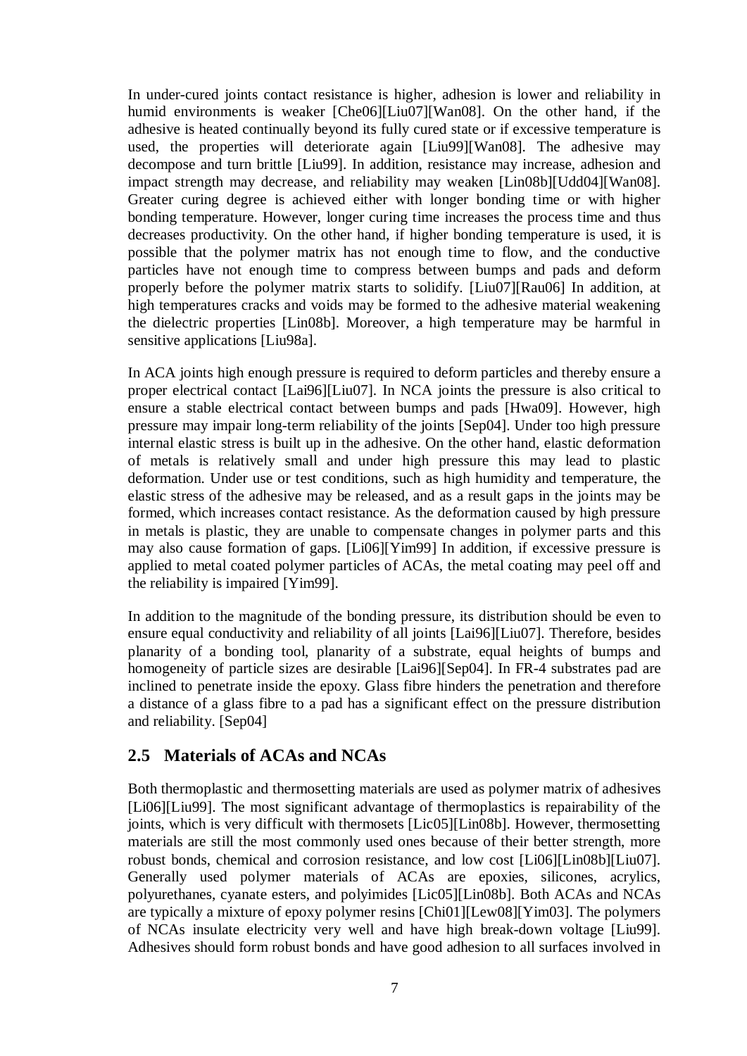In under-cured joints contact resistance is higher, adhesion is lower and reliability in humid environments is weaker [Che06][Liu07][Wan08]. On the other hand, if the adhesive is heated continually beyond its fully cured state or if excessive temperature is used, the properties will deteriorate again [Liu99][Wan08]. The adhesive may decompose and turn brittle [Liu99]. In addition, resistance may increase, adhesion and impact strength may decrease, and reliability may weaken [Lin08b][Udd04][Wan08]. Greater curing degree is achieved either with longer bonding time or with higher bonding temperature. However, longer curing time increases the process time and thus decreases productivity. On the other hand, if higher bonding temperature is used, it is possible that the polymer matrix has not enough time to flow, and the conductive particles have not enough time to compress between bumps and pads and deform properly before the polymer matrix starts to solidify. [Liu07][Rau06] In addition, at high temperatures cracks and voids may be formed to the adhesive material weakening the dielectric properties [Lin08b]. Moreover, a high temperature may be harmful in sensitive applications [Liu98a].

In ACA joints high enough pressure is required to deform particles and thereby ensure a proper electrical contact [Lai96][Liu07]. In NCA joints the pressure is also critical to ensure a stable electrical contact between bumps and pads [Hwa09]. However, high pressure may impair long-term reliability of the joints [Sep04]. Under too high pressure internal elastic stress is built up in the adhesive. On the other hand, elastic deformation of metals is relatively small and under high pressure this may lead to plastic deformation. Under use or test conditions, such as high humidity and temperature, the elastic stress of the adhesive may be released, and as a result gaps in the joints may be formed, which increases contact resistance. As the deformation caused by high pressure in metals is plastic, they are unable to compensate changes in polymer parts and this may also cause formation of gaps. [Li06][Yim99] In addition, if excessive pressure is applied to metal coated polymer particles of ACAs, the metal coating may peel off and the reliability is impaired [Yim99].

In addition to the magnitude of the bonding pressure, its distribution should be even to ensure equal conductivity and reliability of all joints [Lai96][Liu07]. Therefore, besides planarity of a bonding tool, planarity of a substrate, equal heights of bumps and homogeneity of particle sizes are desirable [Lai96][Sep04]. In FR-4 substrates pad are inclined to penetrate inside the epoxy. Glass fibre hinders the penetration and therefore a distance of a glass fibre to a pad has a significant effect on the pressure distribution and reliability. [Sep04]

## 2.5 Materials of ACAs and NCAs

Both thermoplastic and thermosetting materials are used as polymer matrix of adhesives [Li06][Liu99]. The most significant advantage of thermoplastics is repairability of the joints, which is very difficult with thermosets [Lic05][Lin08b]. However, thermosetting materials are still the most commonly used ones because of their better strength, more robust bonds, chemical and corrosion resistance, and low cost [Li06][Lin08b][Liu07]. Generally used polymer materials of ACAs are epoxies, silicones, acrylics, polyurethanes, cyanate esters, and polyimides [Lic05][Lin08b]. Both ACAs and NCAs are typically a mixture of epoxy polymer resins [Chi01][Lew08][Yim03]. The polymers of NCAs insulate electricity very well and have high break-down voltage [Liu99]. Adhesives should form robust bonds and have good adhesion to all surfaces involved in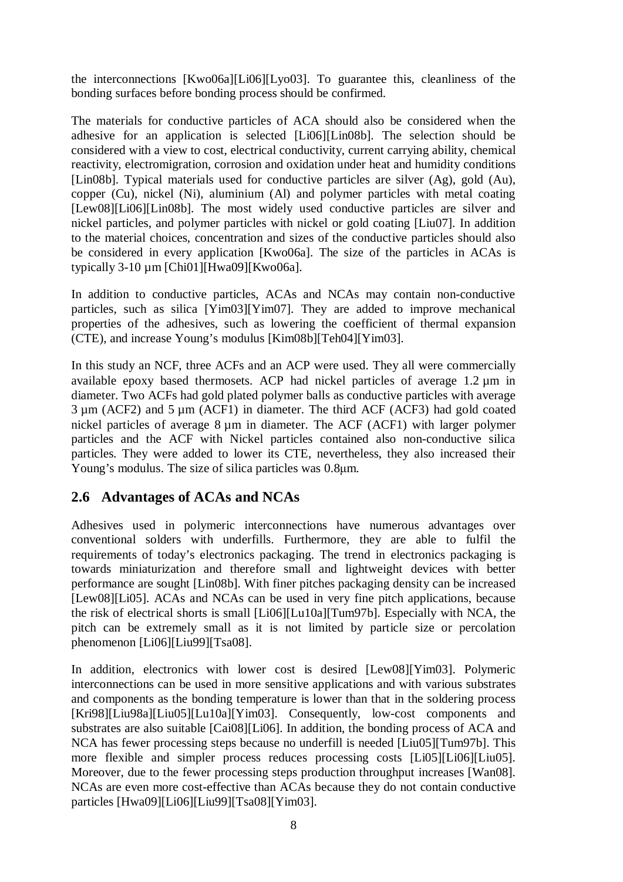the interconnections [Kwo06a][Li06][Lyo03]. To guarantee this, cleanliness of the bonding surfaces before bonding process should be confirmed.

The materials for conductive particles of ACA should also be considered when the adhesive for an application is selected [Li06][Lin08b]. The selection should be considered with a view to cost, electrical conductivity, current carrying ability, chemical reactivity, electromigration, corrosion and oxidation under heat and humidity conditions [Lin08b]. Typical materials used for conductive particles are silver (Ag), gold (Au), copper (Cu), nickel (Ni), aluminium (Al) and polymer particles with metal coating [Lew08][Li06][Lin08b]. The most widely used conductive particles are silver and nickel particles, and polymer particles with nickel or gold coating [Liu07]. In addition to the material choices, concentration and sizes of the conductive particles should also be considered in every application [Kwo06a]. The size of the particles in ACAs is typically 3-10 µm [Chi01][Hwa09][Kwo06a].

In addition to conductive particles, ACAs and NCAs may contain non-conductive particles, such as silica [Yim03][Yim07]. They are added to improve mechanical properties of the adhesives, such as lowering the coefficient of thermal expansion (CTE), and increase Young's modulus [Kim08b][Teh04][Yim03].

In this study an NCF, three ACFs and an ACP were used. They all were commercially available epoxy based thermosets. ACP had nickel particles of average 1.2 µm in diameter. Two ACFs had gold plated polymer balls as conductive particles with average 3 µm (ACF2) and 5 µm (ACF1) in diameter. The third ACF (ACF3) had gold coated nickel particles of average 8 µm in diameter. The ACF (ACF1) with larger polymer particles and the ACF with Nickel particles contained also non-conductive silica particles. They were added to lower its CTE, nevertheless, they also increased their Young's modulus. The size of silica particles was 0.8µm.

## 2.6 Advantages of ACAs and NCAs

Adhesives used in polymeric interconnections have numerous advantages over conventional solders with underfills. Furthermore, they are able to fulfil the requirements of today's electronics packaging. The trend in electronics packaging is towards miniaturization and therefore small and lightweight devices with better performance are sought [Lin08b]. With finer pitches packaging density can be increased [Lew08][Li05]. ACAs and NCAs can be used in very fine pitch applications, because the risk of electrical shorts is small [Li06][Lu10a][Tum97b]. Especially with NCA, the pitch can be extremely small as it is not limited by particle size or percolation phenomenon [Li06][Liu99][Tsa08].

In addition, electronics with lower cost is desired [Lew08][Yim03]. Polymeric interconnections can be used in more sensitive applications and with various substrates and components as the bonding temperature is lower than that in the soldering process [Kri98][Liu98a][Liu05][Lu10a][Yim03]. Consequently, low-cost components and substrates are also suitable [Cai08][Li06]. In addition, the bonding process of ACA and NCA has fewer processing steps because no underfill is needed [Liu05][Tum97b]. This more flexible and simpler process reduces processing costs [Li05][Li06][Liu05]. Moreover, due to the fewer processing steps production throughput increases [Wan08]. NCAs are even more cost-effective than ACAs because they do not contain conductive particles [Hwa09][Li06][Liu99][Tsa08][Yim03].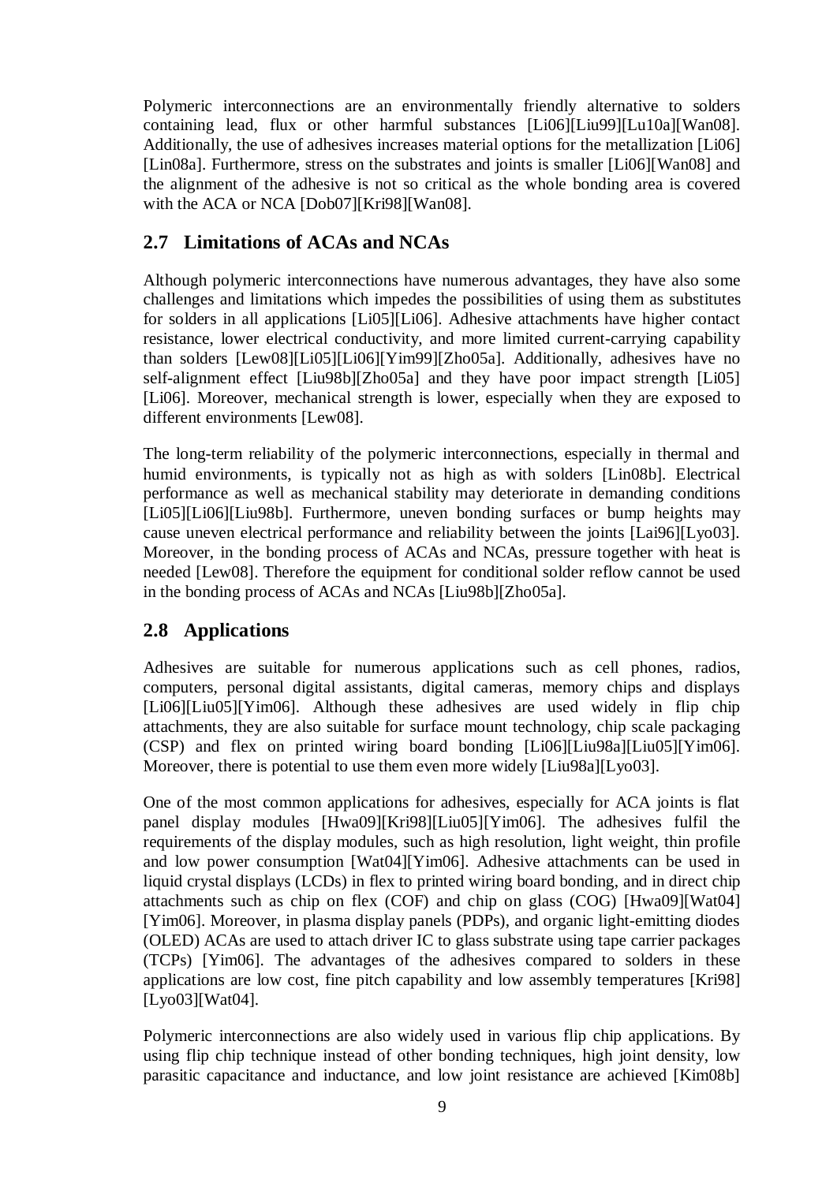Polymeric interconnections are an environmentally friendly alternative to solders containing lead, flux or other harmful substances [Li06][Liu99][Lu10a][Wan08]. Additionally, the use of adhesives increases material options for the metallization [Li06] [Lin08a]. Furthermore, stress on the substrates and joints is smaller [Li06][Wan08] and the alignment of the adhesive is not so critical as the whole bonding area is covered with the ACA or NCA [Dob07][Kri98][Wan08].

## 2.7 Limitations of ACAs and NCAs

Although polymeric interconnections have numerous advantages, they have also some challenges and limitations which impedes the possibilities of using them as substitutes for solders in all applications [Li05][Li06]. Adhesive attachments have higher contact resistance, lower electrical conductivity, and more limited current-carrying capability than solders [Lew08][Li05][Li06][Yim99][Zho05a]. Additionally, adhesives have no self-alignment effect [Liu98b][Zho05a] and they have poor impact strength [Li05] [Li06]. Moreover, mechanical strength is lower, especially when they are exposed to different environments [Lew08].

The long-term reliability of the polymeric interconnections, especially in thermal and humid environments, is typically not as high as with solders [Lin08b]. Electrical performance as well as mechanical stability may deteriorate in demanding conditions [Li05][Li06][Liu98b]. Furthermore, uneven bonding surfaces or bump heights may cause uneven electrical performance and reliability between the joints [Lai96][Lyo03]. Moreover, in the bonding process of ACAs and NCAs, pressure together with heat is needed [Lew08]. Therefore the equipment for conditional solder reflow cannot be used in the bonding process of ACAs and NCAs [Liu98b][Zho05a].

## 2.8 Applications

Adhesives are suitable for numerous applications such as cell phones, radios, computers, personal digital assistants, digital cameras, memory chips and displays [Li06][Liu05][Yim06]. Although these adhesives are used widely in flip chip attachments, they are also suitable for surface mount technology, chip scale packaging (CSP) and flex on printed wiring board bonding [Li06][Liu98a][Liu05][Yim06]. Moreover, there is potential to use them even more widely [Liu98a][Lyo03].

One of the most common applications for adhesives, especially for ACA joints is flat panel display modules [Hwa09][Kri98][Liu05][Yim06]. The adhesives fulfil the requirements of the display modules, such as high resolution, light weight, thin profile and low power consumption [Wat04][Yim06]. Adhesive attachments can be used in liquid crystal displays (LCDs) in flex to printed wiring board bonding, and in direct chip attachments such as chip on flex (COF) and chip on glass (COG) [Hwa09][Wat04] [Yim06]. Moreover, in plasma display panels (PDPs), and organic light-emitting diodes (OLED) ACAs are used to attach driver IC to glass substrate using tape carrier packages (TCPs) [Yim06]. The advantages of the adhesives compared to solders in these applications are low cost, fine pitch capability and low assembly temperatures [Kri98] [Lyo03][Wat04].

Polymeric interconnections are also widely used in various flip chip applications. By using flip chip technique instead of other bonding techniques, high joint density, low parasitic capacitance and inductance, and low joint resistance are achieved [Kim08b]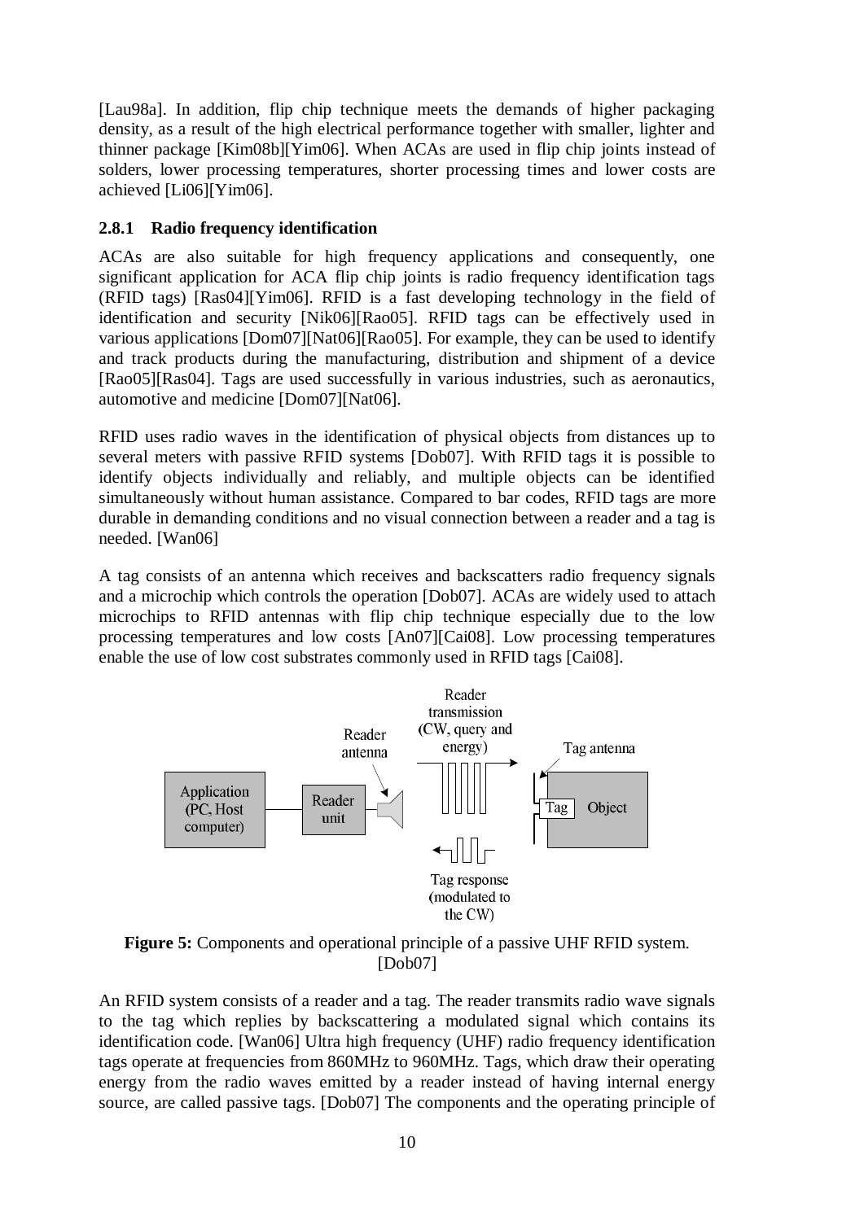[Lau98a]. In addition, flip chip technique meets the demands of higher packaging density, as a result of the high electrical performance together with smaller, lighter and thinner package [Kim08b][Yim06]. When ACAs are used in flip chip joints instead of solders, lower processing temperatures, shorter processing times and lower costs are achieved [Li06][Yim06].

### 2.8.1 Radio frequency identification

ACAs are also suitable for high frequency applications and consequently, one significant application for ACA flip chip joints is radio frequency identification tags (RFID tags) [Ras04][Yim06]. RFID is a fast developing technology in the field of identification and security [Nik06][Rao05]. RFID tags can be effectively used in various applications [Dom07][Nat06][Rao05]. For example, they can be used to identify and track products during the manufacturing, distribution and shipment of a device [Rao05][Ras04]. Tags are used successfully in various industries, such as aeronautics, automotive and medicine [Dom07][Nat06].

RFID uses radio waves in the identification of physical objects from distances up to several meters with passive RFID systems [Dob07]. With RFID tags it is possible to identify objects individually and reliably, and multiple objects can be identified simultaneously without human assistance. Compared to bar codes, RFID tags are more durable in demanding conditions and no visual connection between a reader and a tag is needed. [Wan06]

A tag consists of an antenna which receives and backscatters radio frequency signals and a microchip which controls the operation [Dob07]. ACAs are widely used to attach microchips to RFID antennas with flip chip technique especially due to the low processing temperatures and low costs [An07][Cai08]. Low processing temperatures enable the use of low cost substrates commonly used in RFID tags [Cai08].

Reader transmission (CW, query and energy)

Reader antenna

Tag antenna

Application (PC, Host computer)

Reader unit

Tag

Object

Tag response (modulated to the CW)

**Figure 5:** Components and operational principle of a passive UHF RFID system. [Dob07]

An RFID system consists of a reader and a tag. The reader transmits radio wave signals to the tag which replies by backscattering a modulated signal which contains its identification code. [Wan06] Ultra high frequency (UHF) radio frequency identification tags operate at frequencies from 860MHz to 960MHz. Tags, which draw their operating energy from the radio waves emitted by a reader instead of having internal energy source, are called passive tags. [Dob07] The components and the operating principle of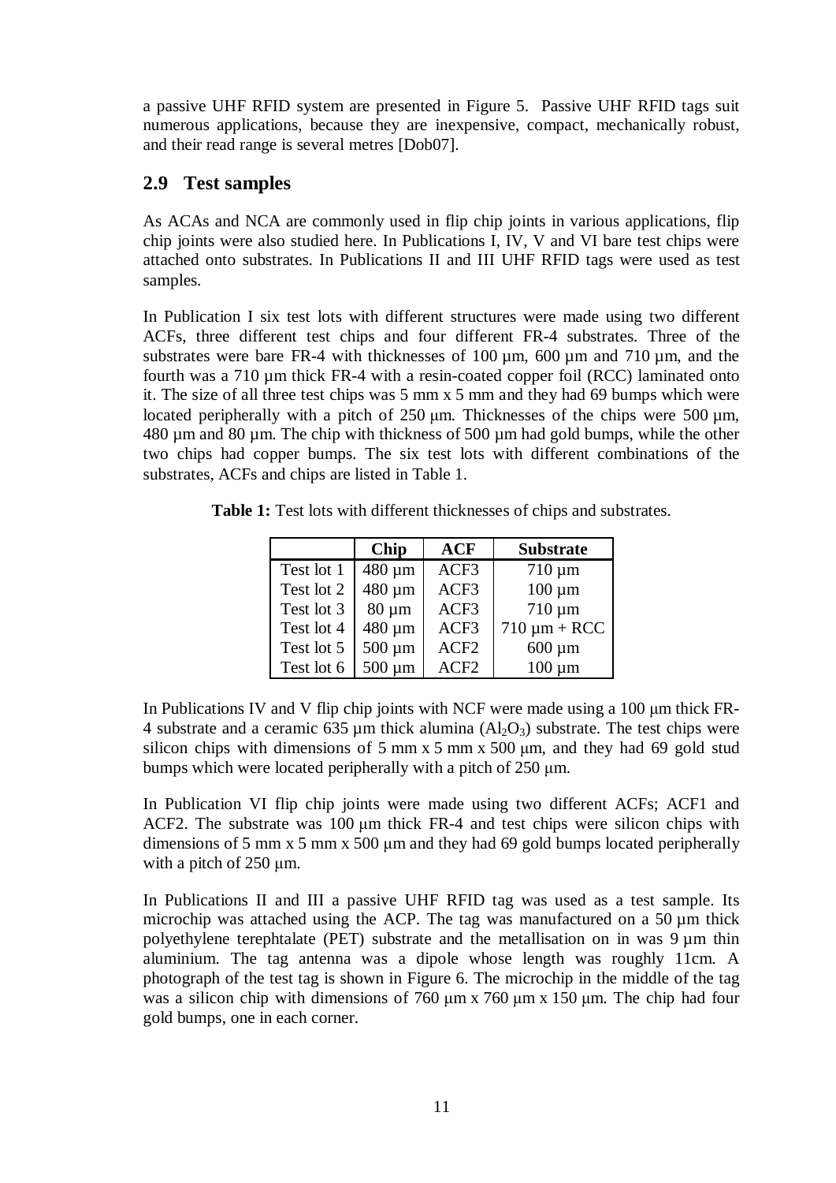a passive UHF RFID system are presented in Figure 5. Passive UHF RFID tags suit numerous applications, because they are inexpensive, compact, mechanically robust, and their read range is several metres [Dob07].

## 2.9 Test samples

As ACAs and NCA are commonly used in flip chip joints in various applications, flip chip joints were also studied here. In Publications I, IV, V and VI bare test chips were attached onto substrates. In Publications II and III UHF RFID tags were used as test samples.

In Publication I six test lots with different structures were made using two different ACFs, three different test chips and four different FR-4 substrates. Three of the substrates were bare FR-4 with thicknesses of 100 µm, 600 µm and 710 µm, and the fourth was a 710 µm thick FR-4 with a resin-coated copper foil (RCC) laminated onto it. The size of all three test chips was 5 mm x 5 mm and they had 69 bumps which were located peripherally with a pitch of 250 µm. Thicknesses of the chips were 500 µm, 480 µm and 80 µm. The chip with thickness of 500 µm had gold bumps, while the other two chips had copper bumps. The six test lots with different combinations of the substrates, ACFs and chips are listed in Table 1.

**Table 1:** Test lots with different thicknesses of chips and substrates.

| | Chip | ACF | Substrate |
|---|---|---|---|
| Test lot 1 | 480 µm | ACF3 | 710 µm |
| Test lot 2 | 480 µm | ACF3 | 100 µm |
| Test lot 3 | 80 µm | ACF3 | 710 µm |
| Test lot 4 | 480 µm | ACF3 | 710 µm + RCC |
| Test lot 5 | 500 µm | ACF2 | 600 µm |
| Test lot 6 | 500 µm | ACF2 | 100 µm |

In Publications IV and V flip chip joints with NCF were made using a 100 µm thick FR-4 substrate and a ceramic 635 µm thick alumina ($Al_2O_3$) substrate. The test chips were silicon chips with dimensions of 5 mm x 5 mm x 500 µm, and they had 69 gold stud bumps which were located peripherally with a pitch of 250 µm.

In Publication VI flip chip joints were made using two different ACFs; ACF1 and ACF2. The substrate was 100 µm thick FR-4 and test chips were silicon chips with dimensions of 5 mm x 5 mm x 500 µm and they had 69 gold bumps located peripherally with a pitch of 250 µm.

In Publications II and III a passive UHF RFID tag was used as a test sample. Its microchip was attached using the ACP. The tag was manufactured on a 50 µm thick polyethylene terephtalate (PET) substrate and the metallisation on in was 9 µm thin aluminium. The tag antenna was a dipole whose length was roughly 11cm. A photograph of the test tag is shown in Figure 6. The microchip in the middle of the tag was a silicon chip with dimensions of 760 µm x 760 µm x 150 µm. The chip had four gold bumps, one in each corner.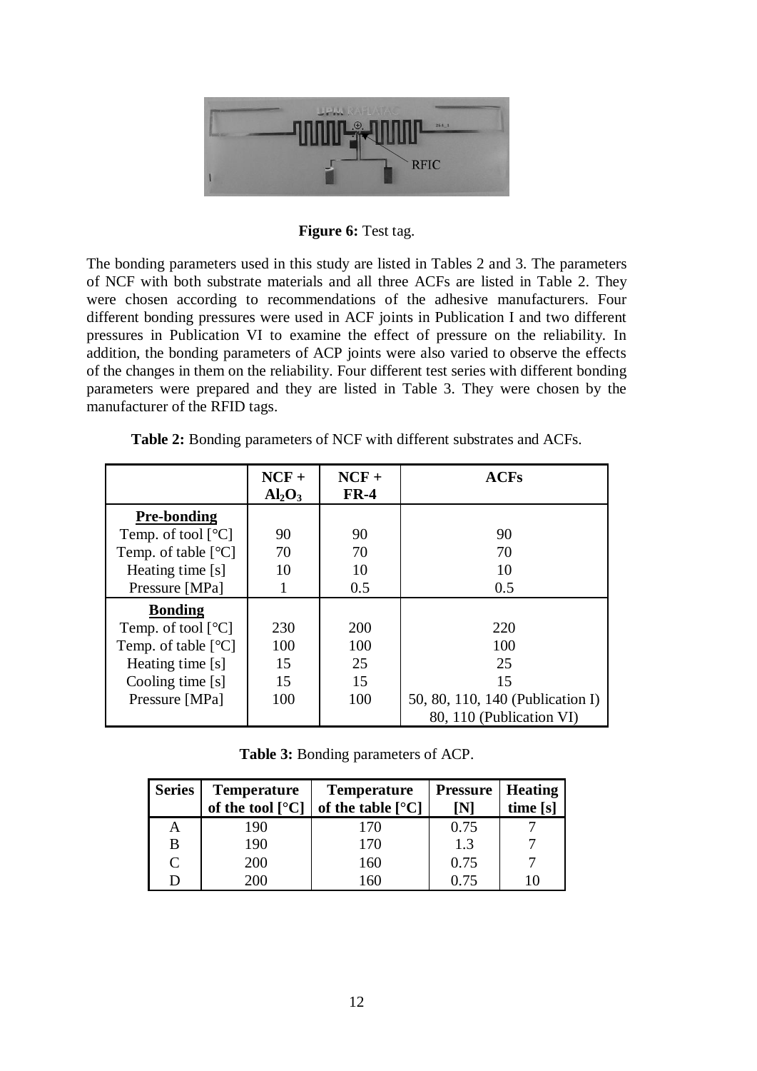**Figure 6:** Test tag.

The bonding parameters used in this study are listed in Tables 2 and 3. The parameters of NCF with both substrate materials and all three ACFs are listed in Table 2. They were chosen according to recommendations of the adhesive manufacturers. Four different bonding pressures were used in ACF joints in Publication I and two different pressures in Publication VI to examine the effect of pressure on the reliability. In addition, the bonding parameters of ACP joints were also varied to observe the effects of the changes in them on the reliability. Four different test series with different bonding parameters were prepared and they are listed in Table 3. They were chosen by the manufacturer of the RFID tags.

**Table 2:** Bonding parameters of NCF with different substrates and ACFs.

| | NCF + $Al_2O_3$ | NCF + FR-4 | ACFs |
|---|---|---|---|
| **Pre-bonding** | | | |
| Temp. of tool [°C] | 90 | 90 | 90 |
| Temp. of table [°C] | 70 | 70 | 70 |
| Heating time [s] | 10 | 10 | 10 |
| Pressure [MPa] | 1 | 0.5 | 0.5 |
| **Bonding** | | | |
| Temp. of tool [°C] | 230 | 200 | 220 |
| Temp. of table [°C] | 100 | 100 | 100 |
| Heating time [s] | 15 | 25 | 25 |
| Cooling time [s] | 15 | 15 | 15 |
| Pressure [MPa] | 100 | 100 | 50, 80, 110, 140 (Publication I)<br>80, 110 (Publication VI) |

**Table 3:** Bonding parameters of ACP.

| Series | Temperature of the tool [°C] | Temperature of the table [°C] | Pressure [N] | Heating time [s] |
|---|---|---|---|---|
| A | 190 | 170 | 0.75 | 7 |
| B | 190 | 170 | 1.3 | 7 |
| C | 200 | 160 | 0.75 | 7 |
| D | 200 | 160 | 0.75 | 10 |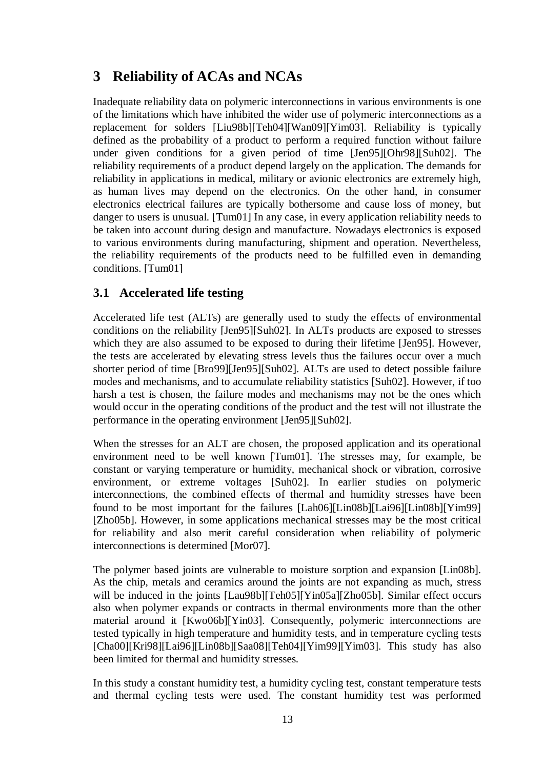# 3 Reliability of ACAs and NCAs

Inadequate reliability data on polymeric interconnections in various environments is one of the limitations which have inhibited the wider use of polymeric interconnections as a replacement for solders [Liu98b][Teh04][Wan09][Yim03]. Reliability is typically defined as the probability of a product to perform a required function without failure under given conditions for a given period of time [Jen95][Ohr98][Suh02]. The reliability requirements of a product depend largely on the application. The demands for reliability in applications in medical, military or avionic electronics are extremely high, as human lives may depend on the electronics. On the other hand, in consumer electronics electrical failures are typically bothersome and cause loss of money, but danger to users is unusual. [Tum01] In any case, in every application reliability needs to be taken into account during design and manufacture. Nowadays electronics is exposed to various environments during manufacturing, shipment and operation. Nevertheless, the reliability requirements of the products need to be fulfilled even in demanding conditions. [Tum01]

## 3.1 Accelerated life testing

Accelerated life test (ALTs) are generally used to study the effects of environmental conditions on the reliability [Jen95][Suh02]. In ALTs products are exposed to stresses which they are also assumed to be exposed to during their lifetime [Jen95]. However, the tests are accelerated by elevating stress levels thus the failures occur over a much shorter period of time [Bro99][Jen95][Suh02]. ALTs are used to detect possible failure modes and mechanisms, and to accumulate reliability statistics [Suh02]. However, if too harsh a test is chosen, the failure modes and mechanisms may not be the ones which would occur in the operating conditions of the product and the test will not illustrate the performance in the operating environment [Jen95][Suh02].

When the stresses for an ALT are chosen, the proposed application and its operational environment need to be well known [Tum01]. The stresses may, for example, be constant or varying temperature or humidity, mechanical shock or vibration, corrosive environment, or extreme voltages [Suh02]. In earlier studies on polymeric interconnections, the combined effects of thermal and humidity stresses have been found to be most important for the failures [Lah06][Lin08b][Lai96][Lin08b][Yim99][Zho05b]. However, in some applications mechanical stresses may be the most critical for reliability and also merit careful consideration when reliability of polymeric interconnections is determined [Mor07].

The polymer based joints are vulnerable to moisture sorption and expansion [Lin08b]. As the chip, metals and ceramics around the joints are not expanding as much, stress will be induced in the joints [Lau98b][Teh05][Yin05a][Zho05b]. Similar effect occurs also when polymer expands or contracts in thermal environments more than the other material around it [Kwo06b][Yin03]. Consequently, polymeric interconnections are tested typically in high temperature and humidity tests, and in temperature cycling tests [Cha00][Kri98][Lai96][Lin08b][Saa08][Teh04][Yim99][Yim03]. This study has also been limited for thermal and humidity stresses.

In this study a constant humidity test, a humidity cycling test, constant temperature tests and thermal cycling tests were used. The constant humidity test was performed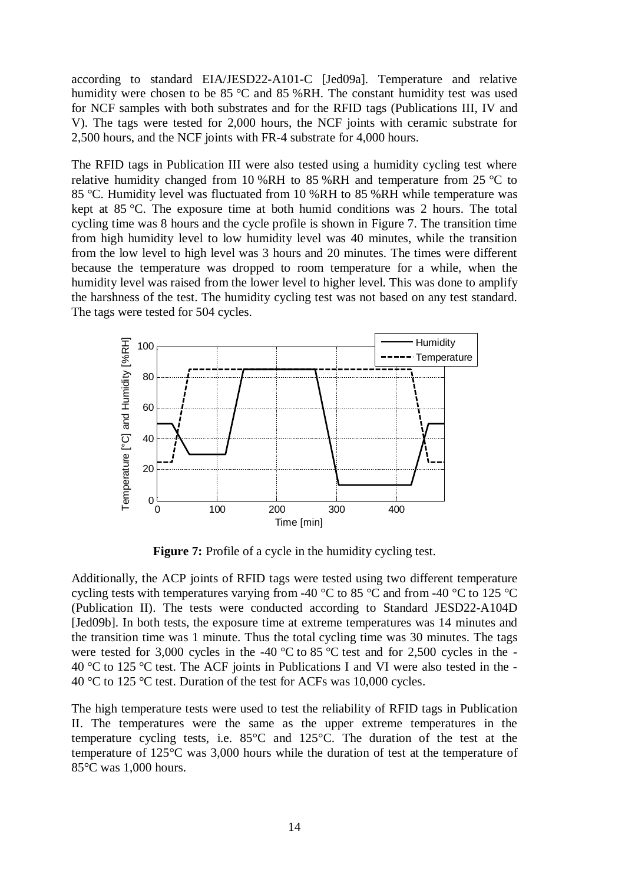according to standard EIA/JESD22-A101-C [Jed09a]. Temperature and relative humidity were chosen to be 85 °C and 85 %RH. The constant humidity test was used for NCF samples with both substrates and for the RFID tags (Publications III, IV and V). The tags were tested for 2,000 hours, the NCF joints with ceramic substrate for 2,500 hours, and the NCF joints with FR-4 substrate for 4,000 hours.

The RFID tags in Publication III were also tested using a humidity cycling test where relative humidity changed from 10 %RH to 85 %RH and temperature from 25 °C to 85 °C. Humidity level was fluctuated from 10 %RH to 85 %RH while temperature was kept at 85 °C. The exposure time at both humid conditions was 2 hours. The total cycling time was 8 hours and the cycle profile is shown in Figure 7. The transition time from high humidity level to low humidity level was 40 minutes, while the transition from the low level to high level was 3 hours and 20 minutes. The times were different because the temperature was dropped to room temperature for a while, when the humidity level was raised from the lower level to higher level. This was done to amplify the harshness of the test. The humidity cycling test was not based on any test standard. The tags were tested for 504 cycles.

**Figure 7:** Profile of a cycle in the humidity cycling test.

Additionally, the ACP joints of RFID tags were tested using two different temperature cycling tests with temperatures varying from -40 °C to 85 °C and from -40 °C to 125 °C (Publication II). The tests were conducted according to Standard JESD22-A104D [Jed09b]. In both tests, the exposure time at extreme temperatures was 14 minutes and the transition time was 1 minute. Thus the total cycling time was 30 minutes. The tags were tested for 3,000 cycles in the -40 °C to 85 °C test and for 2,500 cycles in the -40 °C to 125 °C test. The ACF joints in Publications I and VI were also tested in the -40 °C to 125 °C test. Duration of the test for ACFs was 10,000 cycles.

The high temperature tests were used to test the reliability of RFID tags in Publication II. The temperatures were the same as the upper extreme temperatures in the temperature cycling tests, i.e. 85°C and 125°C. The duration of the test at the temperature of 125°C was 3,000 hours while the duration of test at the temperature of 85°C was 1,000 hours.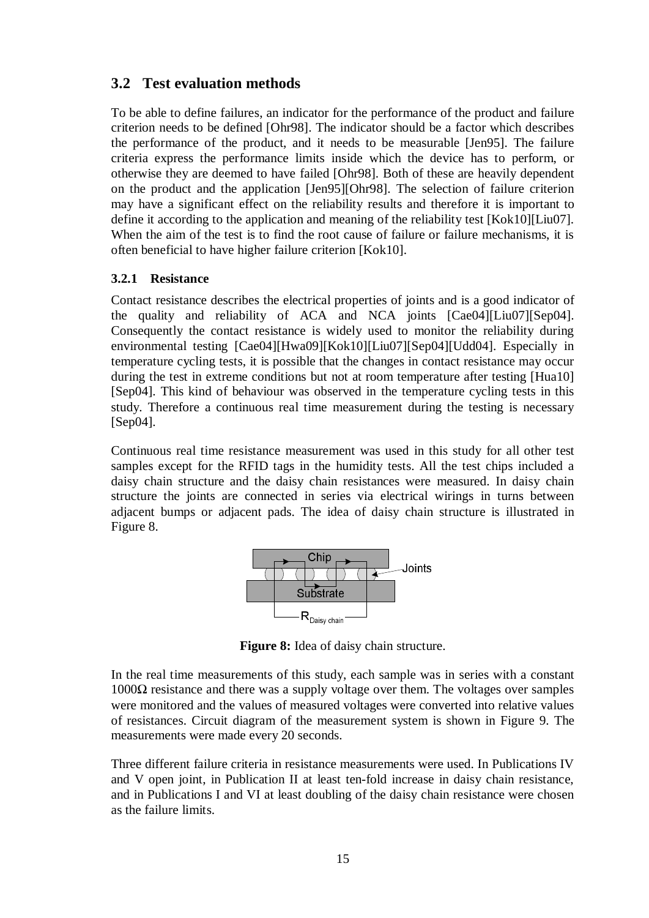## 3.2 Test evaluation methods

To be able to define failures, an indicator for the performance of the product and failure criterion needs to be defined [Ohr98]. The indicator should be a factor which describes the performance of the product, and it needs to be measurable [Jen95]. The failure criteria express the performance limits inside which the device has to perform, or otherwise they are deemed to have failed [Ohr98]. Both of these are heavily dependent on the product and the application [Jen95][Ohr98]. The selection of failure criterion may have a significant effect on the reliability results and therefore it is important to define it according to the application and meaning of the reliability test [Kok10][Liu07]. When the aim of the test is to find the root cause of failure or failure mechanisms, it is often beneficial to have higher failure criterion [Kok10].

### 3.2.1 Resistance

Contact resistance describes the electrical properties of joints and is a good indicator of the quality and reliability of ACA and NCA joints [Cae04][Liu07][Sep04]. Consequently the contact resistance is widely used to monitor the reliability during environmental testing [Cae04][Hwa09][Kok10][Liu07][Sep04][Udd04]. Especially in temperature cycling tests, it is possible that the changes in contact resistance may occur during the test in extreme conditions but not at room temperature after testing [Hua10] [Sep04]. This kind of behaviour was observed in the temperature cycling tests in this study. Therefore a continuous real time measurement during the testing is necessary [Sep04].

Continuous real time resistance measurement was used in this study for all other test samples except for the RFID tags in the humidity tests. All the test chips included a daisy chain structure and the daisy chain resistances were measured. In daisy chain structure the joints are connected in series via electrical wirings in turns between adjacent bumps or adjacent pads. The idea of daisy chain structure is illustrated in Figure 8.

**Figure 8:** Idea of daisy chain structure.

In the real time measurements of this study, each sample was in series with a constant 1000Ω resistance and there was a supply voltage over them. The voltages over samples were monitored and the values of measured voltages were converted into relative values of resistances. Circuit diagram of the measurement system is shown in Figure 9. The measurements were made every 20 seconds.

Three different failure criteria in resistance measurements were used. In Publications IV and V open joint, in Publication II at least ten-fold increase in daisy chain resistance, and in Publications I and VI at least doubling of the daisy chain resistance were chosen as the failure limits.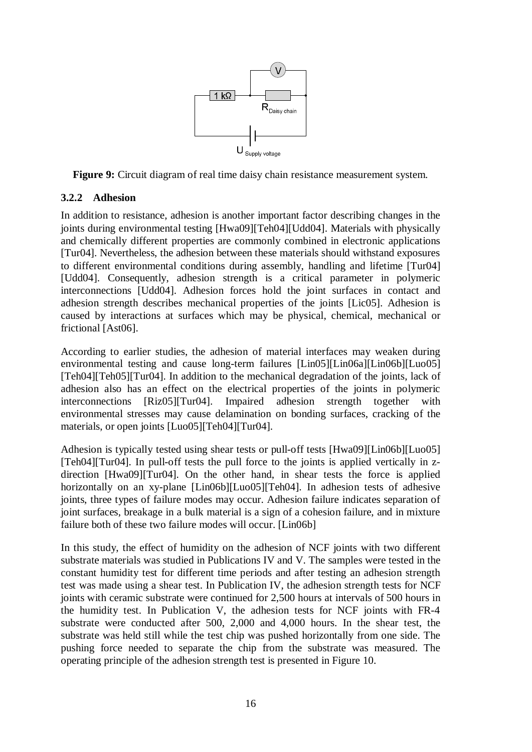**Figure 9:** Circuit diagram of real time daisy chain resistance measurement system.

### 3.2.2 Adhesion

In addition to resistance, adhesion is another important factor describing changes in the joints during environmental testing [Hwa09][Teh04][Udd04]. Materials with physically and chemically different properties are commonly combined in electronic applications [Tur04]. Nevertheless, the adhesion between these materials should withstand exposures to different environmental conditions during assembly, handling and lifetime [Tur04] [Udd04]. Consequently, adhesion strength is a critical parameter in polymeric interconnections [Udd04]. Adhesion forces hold the joint surfaces in contact and adhesion strength describes mechanical properties of the joints [Lic05]. Adhesion is caused by interactions at surfaces which may be physical, chemical, mechanical or frictional [Ast06].

According to earlier studies, the adhesion of material interfaces may weaken during environmental testing and cause long-term failures [Lin05][Lin06a][Lin06b][Luo05] [Teh04][Teh05][Tur04]. In addition to the mechanical degradation of the joints, lack of adhesion also has an effect on the electrical properties of the joints in polymeric interconnections [Riz05][Tur04]. Impaired adhesion strength together with environmental stresses may cause delamination on bonding surfaces, cracking of the materials, or open joints [Luo05][Teh04][Tur04].

Adhesion is typically tested using shear tests or pull-off tests [Hwa09][Lin06b][Luo05] [Teh04][Tur04]. In pull-off tests the pull force to the joints is applied vertically in z-direction [Hwa09][Tur04]. On the other hand, in shear tests the force is applied horizontally on an xy-plane [Lin06b][Luo05][Teh04]. In adhesion tests of adhesive joints, three types of failure modes may occur. Adhesion failure indicates separation of joint surfaces, breakage in a bulk material is a sign of a cohesion failure, and in mixture failure both of these two failure modes will occur. [Lin06b]

In this study, the effect of humidity on the adhesion of NCF joints with two different substrate materials was studied in Publications IV and V. The samples were tested in the constant humidity test for different time periods and after testing an adhesion strength test was made using a shear test. In Publication IV, the adhesion strength tests for NCF joints with ceramic substrate were continued for 2,500 hours at intervals of 500 hours in the humidity test. In Publication V, the adhesion tests for NCF joints with FR-4 substrate were conducted after 500, 2,000 and 4,000 hours. In the shear test, the substrate was held still while the test chip was pushed horizontally from one side. The pushing force needed to separate the chip from the substrate was measured. The operating principle of the adhesion strength test is presented in Figure 10.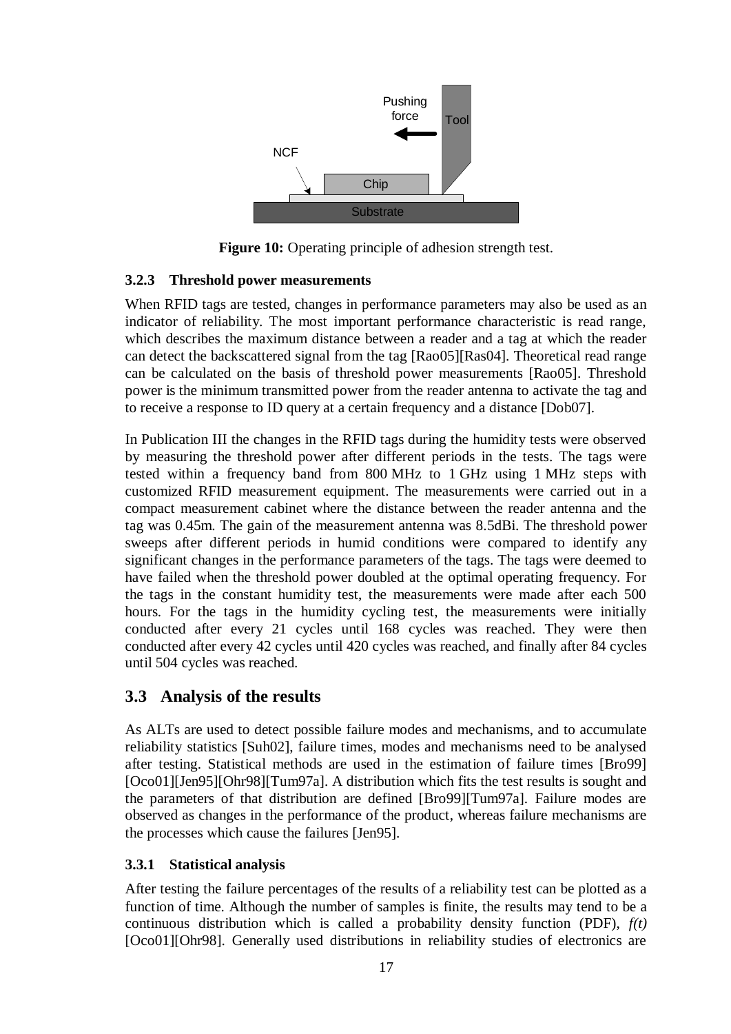**Figure 10:** Operating principle of adhesion strength test.

### 3.2.3 Threshold power measurements

When RFID tags are tested, changes in performance parameters may also be used as an indicator of reliability. The most important performance characteristic is read range, which describes the maximum distance between a reader and a tag at which the reader can detect the backscattered signal from the tag [Rao05][Ras04]. Theoretical read range can be calculated on the basis of threshold power measurements [Rao05]. Threshold power is the minimum transmitted power from the reader antenna to activate the tag and to receive a response to ID query at a certain frequency and a distance [Dob07].

In Publication III the changes in the RFID tags during the humidity tests were observed by measuring the threshold power after different periods in the tests. The tags were tested within a frequency band from 800 MHz to 1 GHz using 1 MHz steps with customized RFID measurement equipment. The measurements were carried out in a compact measurement cabinet where the distance between the reader antenna and the tag was 0.45m. The gain of the measurement antenna was 8.5dBi. The threshold power sweeps after different periods in humid conditions were compared to identify any significant changes in the performance parameters of the tags. The tags were deemed to have failed when the threshold power doubled at the optimal operating frequency. For the tags in the constant humidity test, the measurements were made after each 500 hours. For the tags in the humidity cycling test, the measurements were initially conducted after every 21 cycles until 168 cycles was reached. They were then conducted after every 42 cycles until 420 cycles was reached, and finally after 84 cycles until 504 cycles was reached.

## 3.3 Analysis of the results

As ALTs are used to detect possible failure modes and mechanisms, and to accumulate reliability statistics [Suh02], failure times, modes and mechanisms need to be analysed after testing. Statistical methods are used in the estimation of failure times [Bro99][Oco01][Jen95][Ohr98][Tum97a]. A distribution which fits the test results is sought and the parameters of that distribution are defined [Bro99][Tum97a]. Failure modes are observed as changes in the performance of the product, whereas failure mechanisms are the processes which cause the failures [Jen95].

### 3.3.1 Statistical analysis

After testing the failure percentages of the results of a reliability test can be plotted as a function of time. Although the number of samples is finite, the results may tend to be a continuous distribution which is called a probability density function (PDF), $f(t)$ [Oco01][Ohr98]. Generally used distributions in reliability studies of electronics are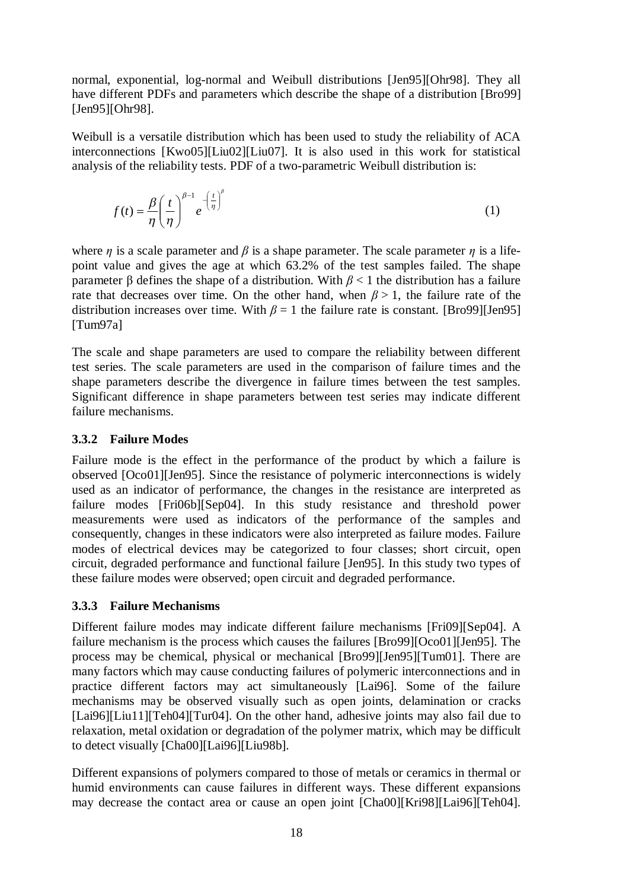normal, exponential, log-normal and Weibull distributions [Jen95][Ohr98]. They all have different PDFs and parameters which describe the shape of a distribution [Bro99] [Jen95][Ohr98].

Weibull is a versatile distribution which has been used to study the reliability of ACA interconnections [Kwo05][Liu02][Liu07]. It is also used in this work for statistical analysis of the reliability tests. PDF of a two-parametric Weibull distribution is:

$$f(t) = \frac{\beta}{\eta}\left(\frac{t}{\eta}\right)^{\beta-1} e^{-\left(\frac{t}{\eta}\right)^{\beta}} \tag{1}$$

where $\eta$ is a scale parameter and $\beta$ is a shape parameter. The scale parameter $\eta$ is a life-point value and gives the age at which 63.2% of the test samples failed. The shape parameter β defines the shape of a distribution. With $\beta < 1$ the distribution has a failure rate that decreases over time. On the other hand, when $\beta > 1$, the failure rate of the distribution increases over time. With $\beta = 1$ the failure rate is constant. [Bro99][Jen95] [Tum97a]

The scale and shape parameters are used to compare the reliability between different test series. The scale parameters are used in the comparison of failure times and the shape parameters describe the divergence in failure times between the test samples. Significant difference in shape parameters between test series may indicate different failure mechanisms.

### 3.3.2 Failure Modes

Failure mode is the effect in the performance of the product by which a failure is observed [Oco01][Jen95]. Since the resistance of polymeric interconnections is widely used as an indicator of performance, the changes in the resistance are interpreted as failure modes [Fri06b][Sep04]. In this study resistance and threshold power measurements were used as indicators of the performance of the samples and consequently, changes in these indicators were also interpreted as failure modes. Failure modes of electrical devices may be categorized to four classes; short circuit, open circuit, degraded performance and functional failure [Jen95]. In this study two types of these failure modes were observed; open circuit and degraded performance.

### 3.3.3 Failure Mechanisms

Different failure modes may indicate different failure mechanisms [Fri09][Sep04]. A failure mechanism is the process which causes the failures [Bro99][Oco01][Jen95]. The process may be chemical, physical or mechanical [Bro99][Jen95][Tum01]. There are many factors which may cause conducting failures of polymeric interconnections and in practice different factors may act simultaneously [Lai96]. Some of the failure mechanisms may be observed visually such as open joints, delamination or cracks [Lai96][Liu11][Teh04][Tur04]. On the other hand, adhesive joints may also fail due to relaxation, metal oxidation or degradation of the polymer matrix, which may be difficult to detect visually [Cha00][Lai96][Liu98b].

Different expansions of polymers compared to those of metals or ceramics in thermal or humid environments can cause failures in different ways. These different expansions may decrease the contact area or cause an open joint [Cha00][Kri98][Lai96][Teh04].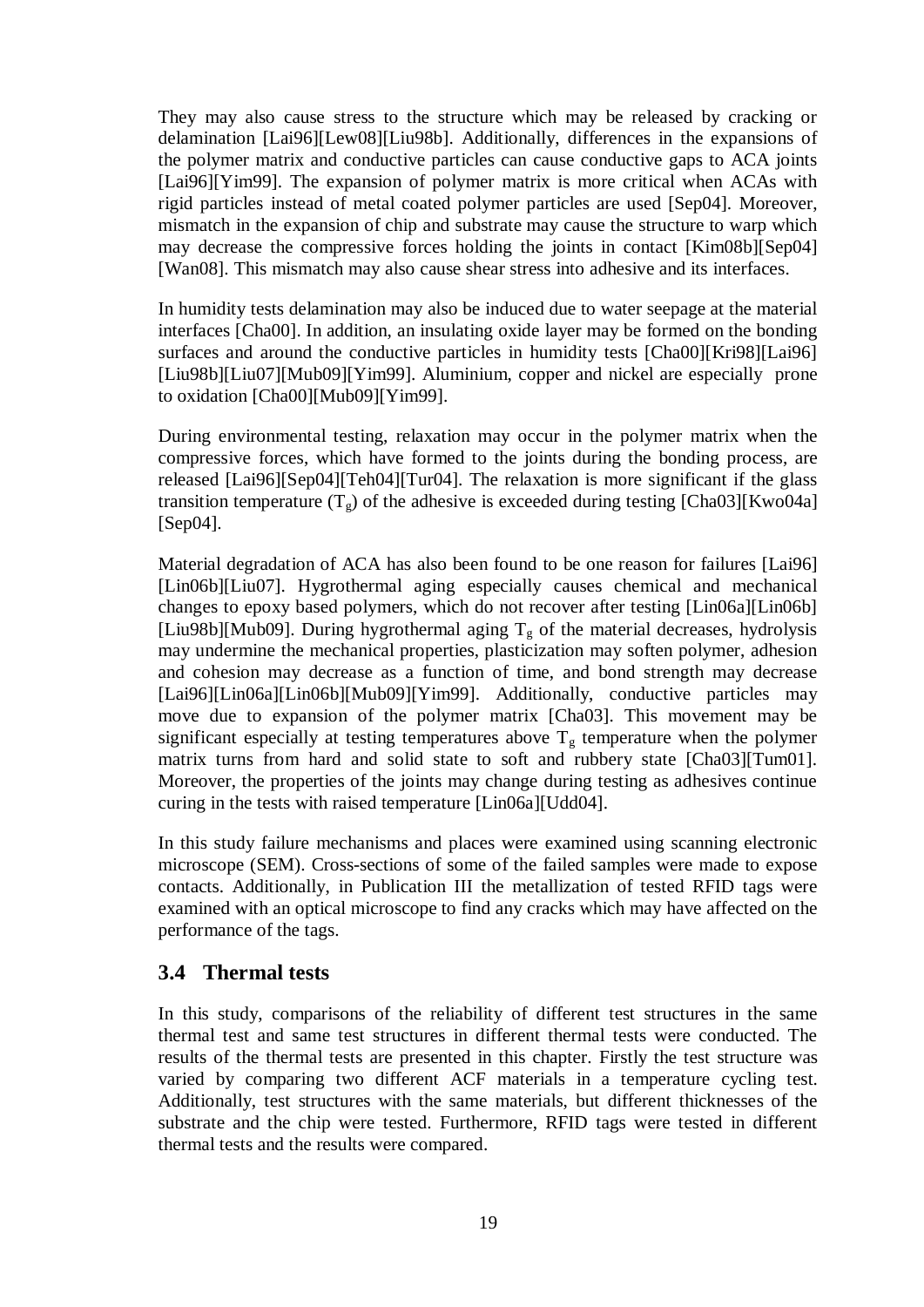They may also cause stress to the structure which may be released by cracking or delamination [Lai96][Lew08][Liu98b]. Additionally, differences in the expansions of the polymer matrix and conductive particles can cause conductive gaps to ACA joints [Lai96][Yim99]. The expansion of polymer matrix is more critical when ACAs with rigid particles instead of metal coated polymer particles are used [Sep04]. Moreover, mismatch in the expansion of chip and substrate may cause the structure to warp which may decrease the compressive forces holding the joints in contact [Kim08b][Sep04][Wan08]. This mismatch may also cause shear stress into adhesive and its interfaces.

In humidity tests delamination may also be induced due to water seepage at the material interfaces [Cha00]. In addition, an insulating oxide layer may be formed on the bonding surfaces and around the conductive particles in humidity tests [Cha00][Kri98][Lai96][Liu98b][Liu07][Mub09][Yim99]. Aluminium, copper and nickel are especially prone to oxidation [Cha00][Mub09][Yim99].

During environmental testing, relaxation may occur in the polymer matrix when the compressive forces, which have formed to the joints during the bonding process, are released [Lai96][Sep04][Teh04][Tur04]. The relaxation is more significant if the glass transition temperature ($T_g$) of the adhesive is exceeded during testing [Cha03][Kwo04a][Sep04].

Material degradation of ACA has also been found to be one reason for failures [Lai96][Lin06b][Liu07]. Hygrothermal aging especially causes chemical and mechanical changes to epoxy based polymers, which do not recover after testing [Lin06a][Lin06b][Liu98b][Mub09]. During hygrothermal aging $T_g$ of the material decreases, hydrolysis may undermine the mechanical properties, plasticization may soften polymer, adhesion and cohesion may decrease as a function of time, and bond strength may decrease [Lai96][Lin06a][Lin06b][Mub09][Yim99]. Additionally, conductive particles may move due to expansion of the polymer matrix [Cha03]. This movement may be significant especially at testing temperatures above $T_g$ temperature when the polymer matrix turns from hard and solid state to soft and rubbery state [Cha03][Tum01]. Moreover, the properties of the joints may change during testing as adhesives continue curing in the tests with raised temperature [Lin06a][Udd04].

In this study failure mechanisms and places were examined using scanning electronic microscope (SEM). Cross-sections of some of the failed samples were made to expose contacts. Additionally, in Publication III the metallization of tested RFID tags were examined with an optical microscope to find any cracks which may have affected on the performance of the tags.

## 3.4 Thermal tests

In this study, comparisons of the reliability of different test structures in the same thermal test and same test structures in different thermal tests were conducted. The results of the thermal tests are presented in this chapter. Firstly the test structure was varied by comparing two different ACF materials in a temperature cycling test. Additionally, test structures with the same materials, but different thicknesses of the substrate and the chip were tested. Furthermore, RFID tags were tested in different thermal tests and the results were compared.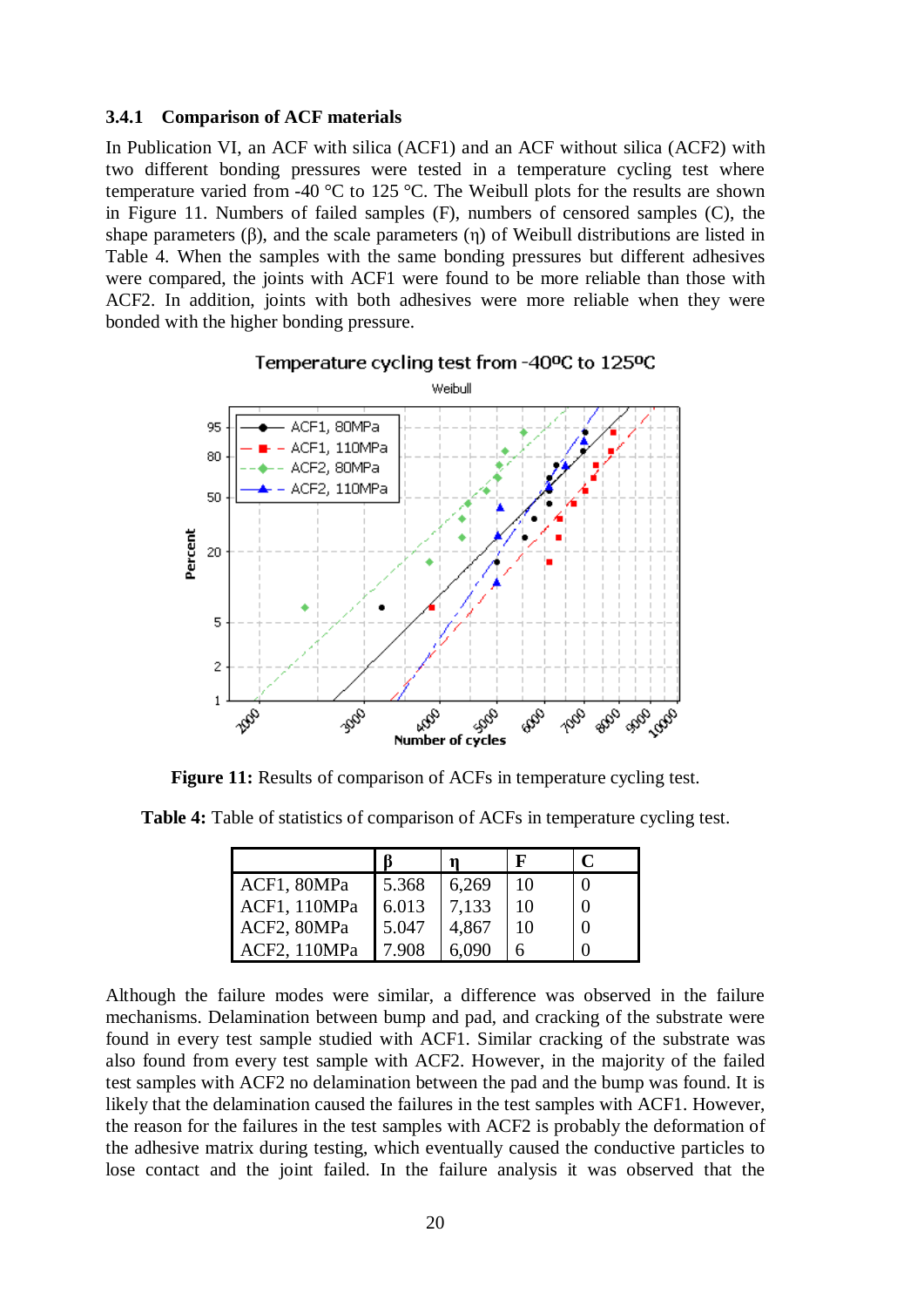### 3.4.1 Comparison of ACF materials

In Publication VI, an ACF with silica (ACF1) and an ACF without silica (ACF2) with two different bonding pressures were tested in a temperature cycling test where temperature varied from -40 °C to 125 °C. The Weibull plots for the results are shown in Figure 11. Numbers of failed samples (F), numbers of censored samples (C), the shape parameters (β), and the scale parameters (η) of Weibull distributions are listed in Table 4. When the samples with the same bonding pressures but different adhesives were compared, the joints with ACF1 were found to be more reliable than those with ACF2. In addition, joints with both adhesives were more reliable when they were bonded with the higher bonding pressure.

**Figure 11:** Results of comparison of ACFs in temperature cycling test.

**Table 4:** Table of statistics of comparison of ACFs in temperature cycling test.

| | β | η | F | C |
|---|---|---|---|---|
| ACF1, 80MPa | 5.368 | 6,269 | 10 | 0 |
| ACF1, 110MPa | 6.013 | 7,133 | 10 | 0 |
| ACF2, 80MPa | 5.047 | 4,867 | 10 | 0 |
| ACF2, 110MPa | 7.908 | 6,090 | 6 | 0 |

Although the failure modes were similar, a difference was observed in the failure mechanisms. Delamination between bump and pad, and cracking of the substrate were found in every test sample studied with ACF1. Similar cracking of the substrate was also found from every test sample with ACF2. However, in the majority of the failed test samples with ACF2 no delamination between the pad and the bump was found. It is likely that the delamination caused the failures in the test samples with ACF1. However, the reason for the failures in the test samples with ACF2 is probably the deformation of the adhesive matrix during testing, which eventually caused the conductive particles to lose contact and the joint failed. In the failure analysis it was observed that the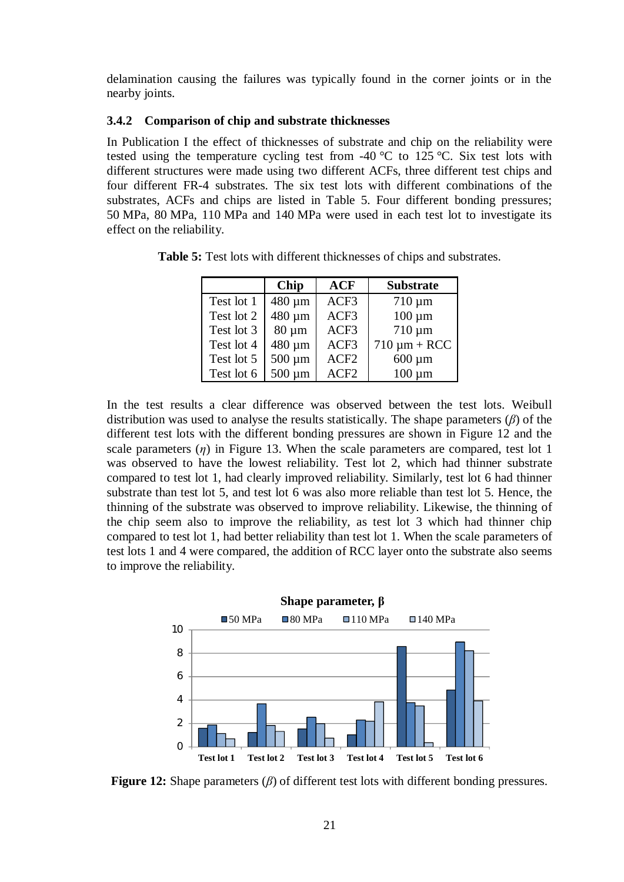delamination causing the failures was typically found in the corner joints or in the nearby joints.

### 3.4.2 Comparison of chip and substrate thicknesses

In Publication I the effect of thicknesses of substrate and chip on the reliability were tested using the temperature cycling test from -40 °C to 125 °C. Six test lots with different structures were made using two different ACFs, three different test chips and four different FR-4 substrates. The six test lots with different combinations of the substrates, ACFs and chips are listed in Table 5. Four different bonding pressures; 50 MPa, 80 MPa, 110 MPa and 140 MPa were used in each test lot to investigate its effect on the reliability.

**Table 5:** Test lots with different thicknesses of chips and substrates.

| | Chip | ACF | Substrate |
|---|---|---|---|
| Test lot 1 | 480 µm | ACF3 | 710 µm |
| Test lot 2 | 480 µm | ACF3 | 100 µm |
| Test lot 3 | 80 µm | ACF3 | 710 µm |
| Test lot 4 | 480 µm | ACF3 | 710 µm + RCC |
| Test lot 5 | 500 µm | ACF2 | 600 µm |
| Test lot 6 | 500 µm | ACF2 | 100 µm |

In the test results a clear difference was observed between the test lots. Weibull distribution was used to analyse the results statistically. The shape parameters ($\beta$) of the different test lots with the different bonding pressures are shown in Figure 12 and the scale parameters ($\eta$) in Figure 13. When the scale parameters are compared, test lot 1 was observed to have the lowest reliability. Test lot 2, which had thinner substrate compared to test lot 1, had clearly improved reliability. Similarly, test lot 6 had thinner substrate than test lot 5, and test lot 6 was also more reliable than test lot 5. Hence, the thinning of the substrate was observed to improve reliability. Likewise, the thinning of the chip seem also to improve the reliability, as test lot 3 which had thinner chip compared to test lot 1, had better reliability than test lot 1. When the scale parameters of test lots 1 and 4 were compared, the addition of RCC layer onto the substrate also seems to improve the reliability.

**Figure 12:** Shape parameters ($\beta$) of different test lots with different bonding pressures.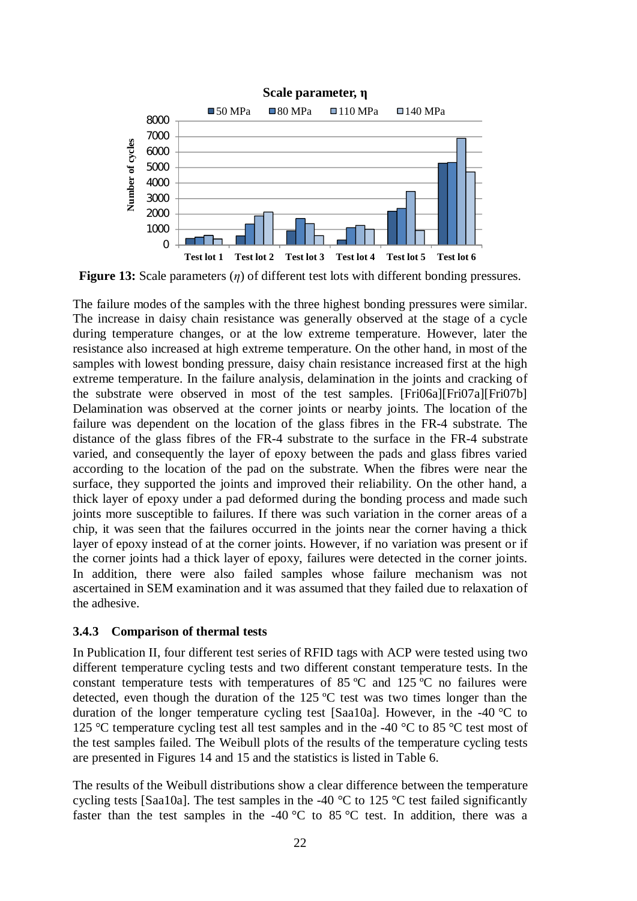**Figure 13:** Scale parameters ($\eta$) of different test lots with different bonding pressures.

The failure modes of the samples with the three highest bonding pressures were similar. The increase in daisy chain resistance was generally observed at the stage of a cycle during temperature changes, or at the low extreme temperature. However, later the resistance also increased at high extreme temperature. On the other hand, in most of the samples with lowest bonding pressure, daisy chain resistance increased first at the high extreme temperature. In the failure analysis, delamination in the joints and cracking of the substrate were observed in most of the test samples. [Fri06a][Fri07a][Fri07b] Delamination was observed at the corner joints or nearby joints. The location of the failure was dependent on the location of the glass fibres in the FR-4 substrate. The distance of the glass fibres of the FR-4 substrate to the surface in the FR-4 substrate varied, and consequently the layer of epoxy between the pads and glass fibres varied according to the location of the pad on the substrate. When the fibres were near the surface, they supported the joints and improved their reliability. On the other hand, a thick layer of epoxy under a pad deformed during the bonding process and made such joints more susceptible to failures. If there was such variation in the corner areas of a chip, it was seen that the failures occurred in the joints near the corner having a thick layer of epoxy instead of at the corner joints. However, if no variation was present or if the corner joints had a thick layer of epoxy, failures were detected in the corner joints. In addition, there were also failed samples whose failure mechanism was not ascertained in SEM examination and it was assumed that they failed due to relaxation of the adhesive.

### 3.4.3 Comparison of thermal tests

In Publication II, four different test series of RFID tags with ACP were tested using two different temperature cycling tests and two different constant temperature tests. In the constant temperature tests with temperatures of 85 ºC and 125 ºC no failures were detected, even though the duration of the 125 ºC test was two times longer than the duration of the longer temperature cycling test [Saa10a]. However, in the -40 °C to 125 °C temperature cycling test all test samples and in the -40 °C to 85 °C test most of the test samples failed. The Weibull plots of the results of the temperature cycling tests are presented in Figures 14 and 15 and the statistics is listed in Table 6.

The results of the Weibull distributions show a clear difference between the temperature cycling tests [Saa10a]. The test samples in the -40 °C to 125 °C test failed significantly faster than the test samples in the -40 °C to 85 °C test. In addition, there was a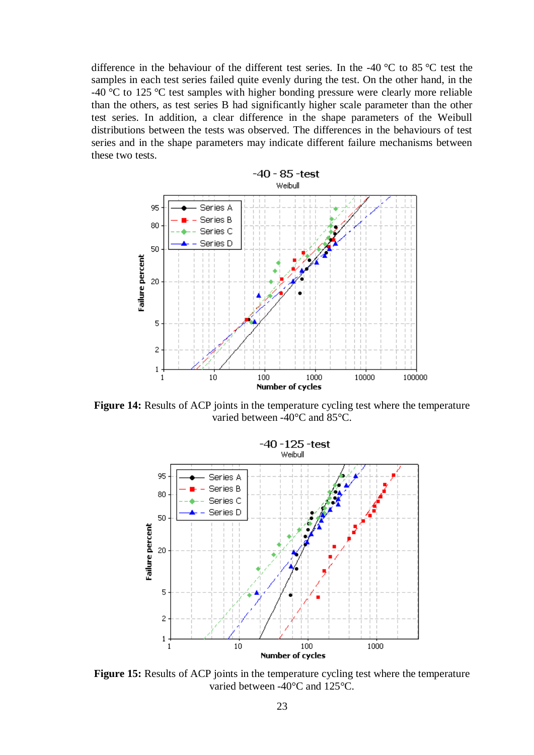difference in the behaviour of the different test series. In the -40 °C to 85 °C test the samples in each test series failed quite evenly during the test. On the other hand, in the -40 °C to 125 °C test samples with higher bonding pressure were clearly more reliable than the others, as test series B had significantly higher scale parameter than the other test series. In addition, a clear difference in the shape parameters of the Weibull distributions between the tests was observed. The differences in the behaviours of test series and in the shape parameters may indicate different failure mechanisms between these two tests.

**Figure 14:** Results of ACP joints in the temperature cycling test where the temperature varied between -40°C and 85°C.

**Figure 15:** Results of ACP joints in the temperature cycling test where the temperature varied between -40°C and 125°C.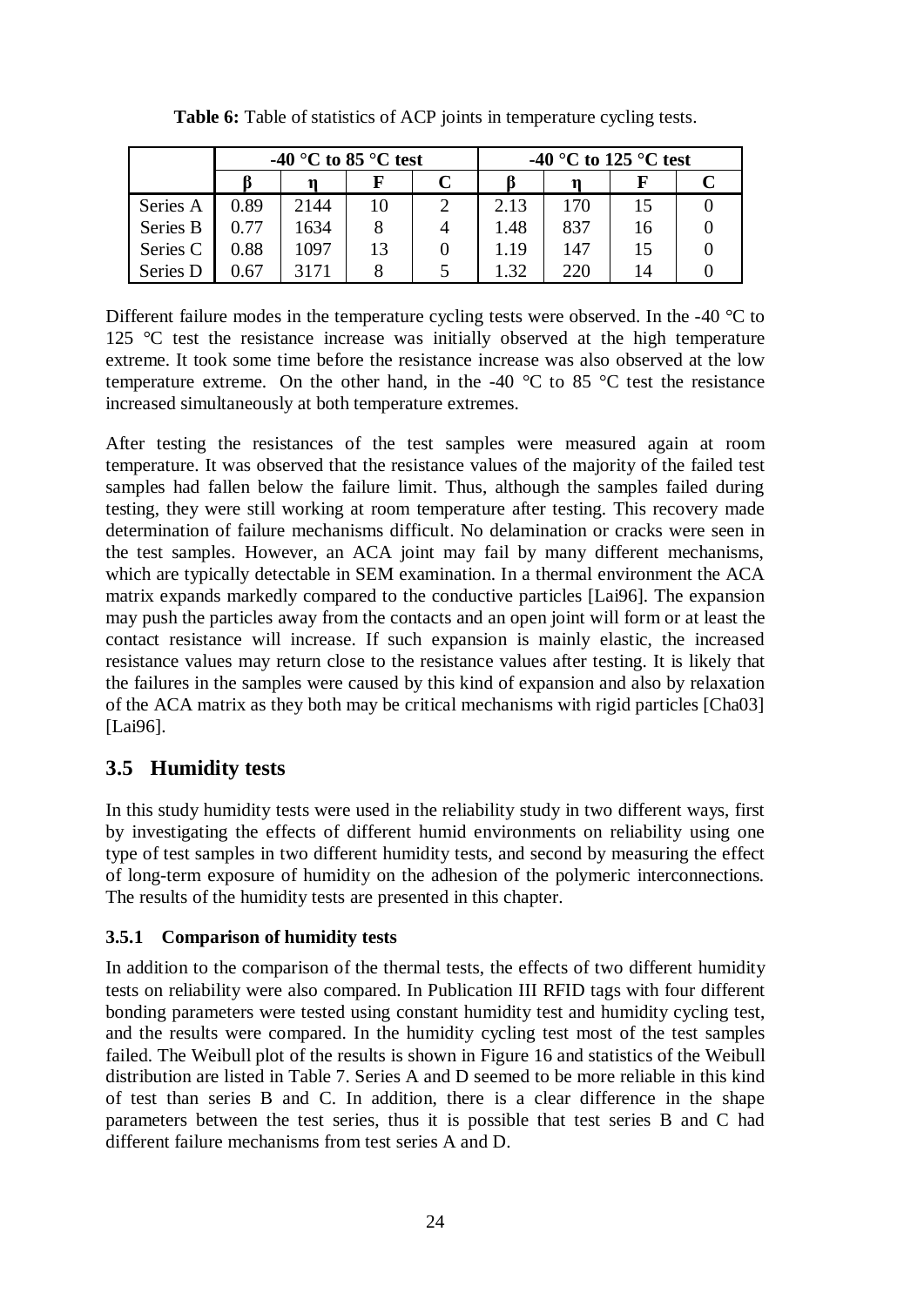**Table 6:** Table of statistics of ACP joints in temperature cycling tests.

| | -40 °C to 85 °C test | | | | -40 °C to 125 °C test | | | |
|---|---|---|---|---|---|---|---|---|
| | β | η | F | C | β | η | F | C |
| Series A | 0.89 | 2144 | 10 | 2 | 2.13 | 170 | 15 | 0 |
| Series B | 0.77 | 1634 | 8 | 4 | 1.48 | 837 | 16 | 0 |
| Series C | 0.88 | 1097 | 13 | 0 | 1.19 | 147 | 15 | 0 |
| Series D | 0.67 | 3171 | 8 | 5 | 1.32 | 220 | 14 | 0 |

Different failure modes in the temperature cycling tests were observed. In the -40 °C to 125 °C test the resistance increase was initially observed at the high temperature extreme. It took some time before the resistance increase was also observed at the low temperature extreme. On the other hand, in the -40 °C to 85 °C test the resistance increased simultaneously at both temperature extremes.

After testing the resistances of the test samples were measured again at room temperature. It was observed that the resistance values of the majority of the failed test samples had fallen below the failure limit. Thus, although the samples failed during testing, they were still working at room temperature after testing. This recovery made determination of failure mechanisms difficult. No delamination or cracks were seen in the test samples. However, an ACA joint may fail by many different mechanisms, which are typically detectable in SEM examination. In a thermal environment the ACA matrix expands markedly compared to the conductive particles [Lai96]. The expansion may push the particles away from the contacts and an open joint will form or at least the contact resistance will increase. If such expansion is mainly elastic, the increased resistance values may return close to the resistance values after testing. It is likely that the failures in the samples were caused by this kind of expansion and also by relaxation of the ACA matrix as they both may be critical mechanisms with rigid particles [Cha03] [Lai96].

## 3.5 Humidity tests

In this study humidity tests were used in the reliability study in two different ways, first by investigating the effects of different humid environments on reliability using one type of test samples in two different humidity tests, and second by measuring the effect of long-term exposure of humidity on the adhesion of the polymeric interconnections. The results of the humidity tests are presented in this chapter.

### 3.5.1 Comparison of humidity tests

In addition to the comparison of the thermal tests, the effects of two different humidity tests on reliability were also compared. In Publication III RFID tags with four different bonding parameters were tested using constant humidity test and humidity cycling test, and the results were compared. In the humidity cycling test most of the test samples failed. The Weibull plot of the results is shown in Figure 16 and statistics of the Weibull distribution are listed in Table 7. Series A and D seemed to be more reliable in this kind of test than series B and C. In addition, there is a clear difference in the shape parameters between the test series, thus it is possible that test series B and C had different failure mechanisms from test series A and D.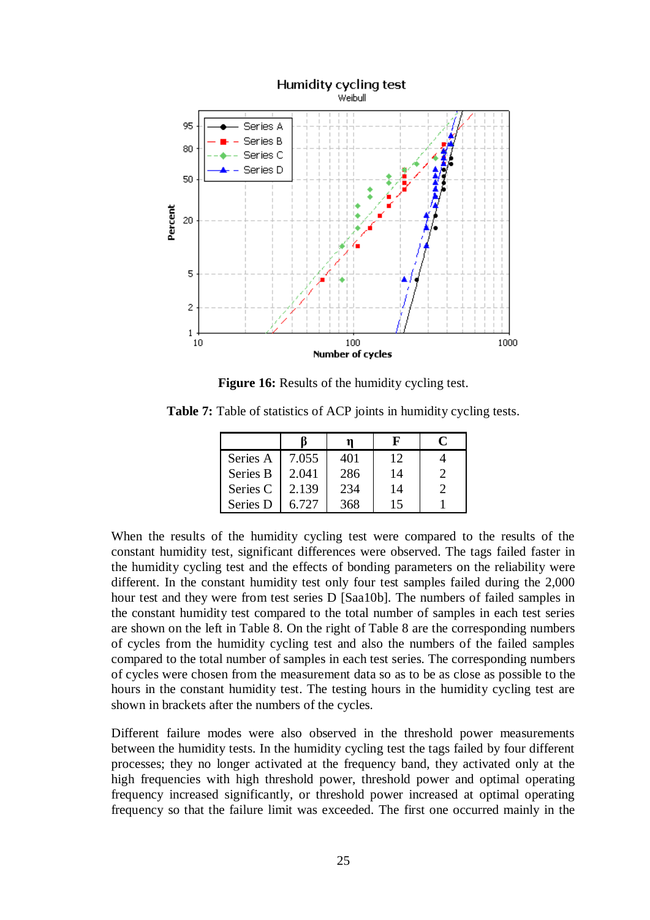**Figure 16:** Results of the humidity cycling test.

**Table 7:** Table of statistics of ACP joints in humidity cycling tests.

| | β | η | F | C |
|---|---|---|---|---|
| Series A | 7.055 | 401 | 12 | 4 |
| Series B | 2.041 | 286 | 14 | 2 |
| Series C | 2.139 | 234 | 14 | 2 |
| Series D | 6.727 | 368 | 15 | 1 |

When the results of the humidity cycling test were compared to the results of the constant humidity test, significant differences were observed. The tags failed faster in the humidity cycling test and the effects of bonding parameters on the reliability were different. In the constant humidity test only four test samples failed during the 2,000 hour test and they were from test series D [Saa10b]. The numbers of failed samples in the constant humidity test compared to the total number of samples in each test series are shown on the left in Table 8. On the right of Table 8 are the corresponding numbers of cycles from the humidity cycling test and also the numbers of the failed samples compared to the total number of samples in each test series. The corresponding numbers of cycles were chosen from the measurement data so as to be as close as possible to the hours in the constant humidity test. The testing hours in the humidity cycling test are shown in brackets after the numbers of the cycles.

Different failure modes were also observed in the threshold power measurements between the humidity tests. In the humidity cycling test the tags failed by four different processes; they no longer activated at the frequency band, they activated only at the high frequencies with high threshold power, threshold power and optimal operating frequency increased significantly, or threshold power increased at optimal operating frequency so that the failure limit was exceeded. The first one occurred mainly in the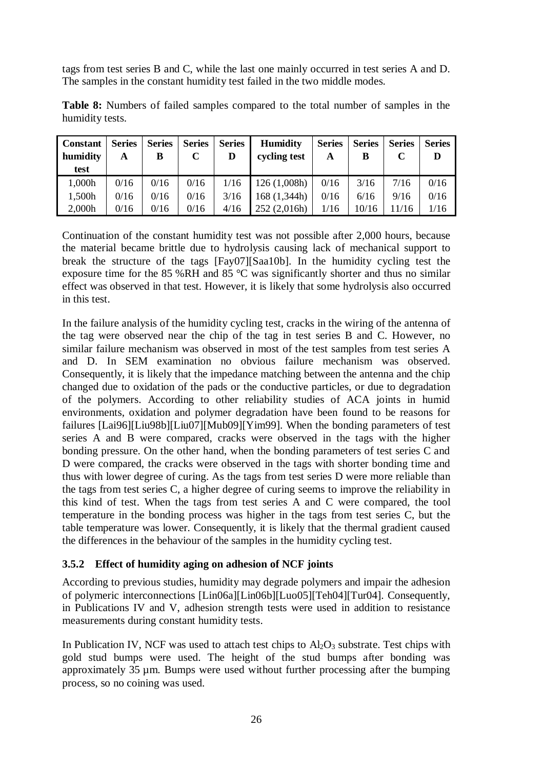tags from test series B and C, while the last one mainly occurred in test series A and D. The samples in the constant humidity test failed in the two middle modes.

**Table 8:** Numbers of failed samples compared to the total number of samples in the humidity tests.

| Constant humidity test | Series A | Series B | Series C | Series D | Humidity cycling test | Series A | Series B | Series C | Series D |
|---|---|---|---|---|---|---|---|---|---|
| 1,000h | 0/16 | 0/16 | 0/16 | 1/16 | 126 (1,008h) | 0/16 | 3/16 | 7/16 | 0/16 |
| 1,500h | 0/16 | 0/16 | 0/16 | 3/16 | 168 (1,344h) | 0/16 | 6/16 | 9/16 | 0/16 |
| 2,000h | 0/16 | 0/16 | 0/16 | 4/16 | 252 (2,016h) | 1/16 | 10/16 | 11/16 | 1/16 |

Continuation of the constant humidity test was not possible after 2,000 hours, because the material became brittle due to hydrolysis causing lack of mechanical support to break the structure of the tags [Fay07][Saa10b]. In the humidity cycling test the exposure time for the 85 %RH and 85 °C was significantly shorter and thus no similar effect was observed in that test. However, it is likely that some hydrolysis also occurred in this test.

In the failure analysis of the humidity cycling test, cracks in the wiring of the antenna of the tag were observed near the chip of the tag in test series B and C. However, no similar failure mechanism was observed in most of the test samples from test series A and D. In SEM examination no obvious failure mechanism was observed. Consequently, it is likely that the impedance matching between the antenna and the chip changed due to oxidation of the pads or the conductive particles, or due to degradation of the polymers. According to other reliability studies of ACA joints in humid environments, oxidation and polymer degradation have been found to be reasons for failures [Lai96][Liu98b][Liu07][Mub09][Yim99]. When the bonding parameters of test series A and B were compared, cracks were observed in the tags with the higher bonding pressure. On the other hand, when the bonding parameters of test series C and D were compared, the cracks were observed in the tags with shorter bonding time and thus with lower degree of curing. As the tags from test series D were more reliable than the tags from test series C, a higher degree of curing seems to improve the reliability in this kind of test. When the tags from test series A and C were compared, the tool temperature in the bonding process was higher in the tags from test series C, but the table temperature was lower. Consequently, it is likely that the thermal gradient caused the differences in the behaviour of the samples in the humidity cycling test.

### 3.5.2 Effect of humidity aging on adhesion of NCF joints

According to previous studies, humidity may degrade polymers and impair the adhesion of polymeric interconnections [Lin06a][Lin06b][Luo05][Teh04][Tur04]. Consequently, in Publications IV and V, adhesion strength tests were used in addition to resistance measurements during constant humidity tests.

In Publication IV, NCF was used to attach test chips to $Al_2O_3$ substrate. Test chips with gold stud bumps were used. The height of the stud bumps after bonding was approximately 35 µm. Bumps were used without further processing after the bumping process, so no coining was used.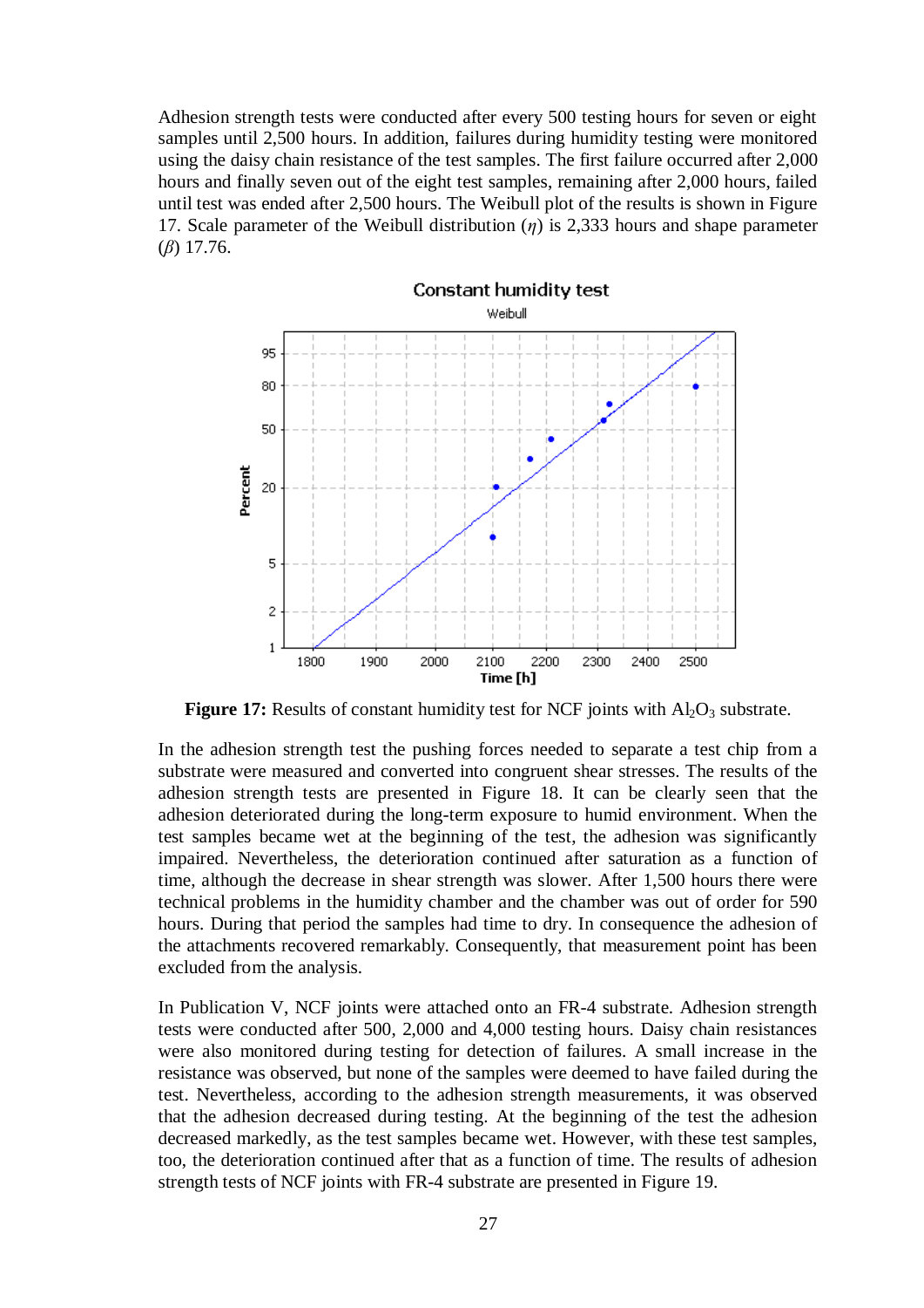Adhesion strength tests were conducted after every 500 testing hours for seven or eight samples until 2,500 hours. In addition, failures during humidity testing were monitored using the daisy chain resistance of the test samples. The first failure occurred after 2,000 hours and finally seven out of the eight test samples, remaining after 2,000 hours, failed until test was ended after 2,500 hours. The Weibull plot of the results is shown in Figure 17. Scale parameter of the Weibull distribution ($\eta$) is 2,333 hours and shape parameter ($\beta$) 17.76.

**Figure 17:** Results of constant humidity test for NCF joints with $Al_2O_3$ substrate.

In the adhesion strength test the pushing forces needed to separate a test chip from a substrate were measured and converted into congruent shear stresses. The results of the adhesion strength tests are presented in Figure 18. It can be clearly seen that the adhesion deteriorated during the long-term exposure to humid environment. When the test samples became wet at the beginning of the test, the adhesion was significantly impaired. Nevertheless, the deterioration continued after saturation as a function of time, although the decrease in shear strength was slower. After 1,500 hours there were technical problems in the humidity chamber and the chamber was out of order for 590 hours. During that period the samples had time to dry. In consequence the adhesion of the attachments recovered remarkably. Consequently, that measurement point has been excluded from the analysis.

In Publication V, NCF joints were attached onto an FR-4 substrate. Adhesion strength tests were conducted after 500, 2,000 and 4,000 testing hours. Daisy chain resistances were also monitored during testing for detection of failures. A small increase in the resistance was observed, but none of the samples were deemed to have failed during the test. Nevertheless, according to the adhesion strength measurements, it was observed that the adhesion decreased during testing. At the beginning of the test the adhesion decreased markedly, as the test samples became wet. However, with these test samples, too, the deterioration continued after that as a function of time. The results of adhesion strength tests of NCF joints with FR-4 substrate are presented in Figure 19.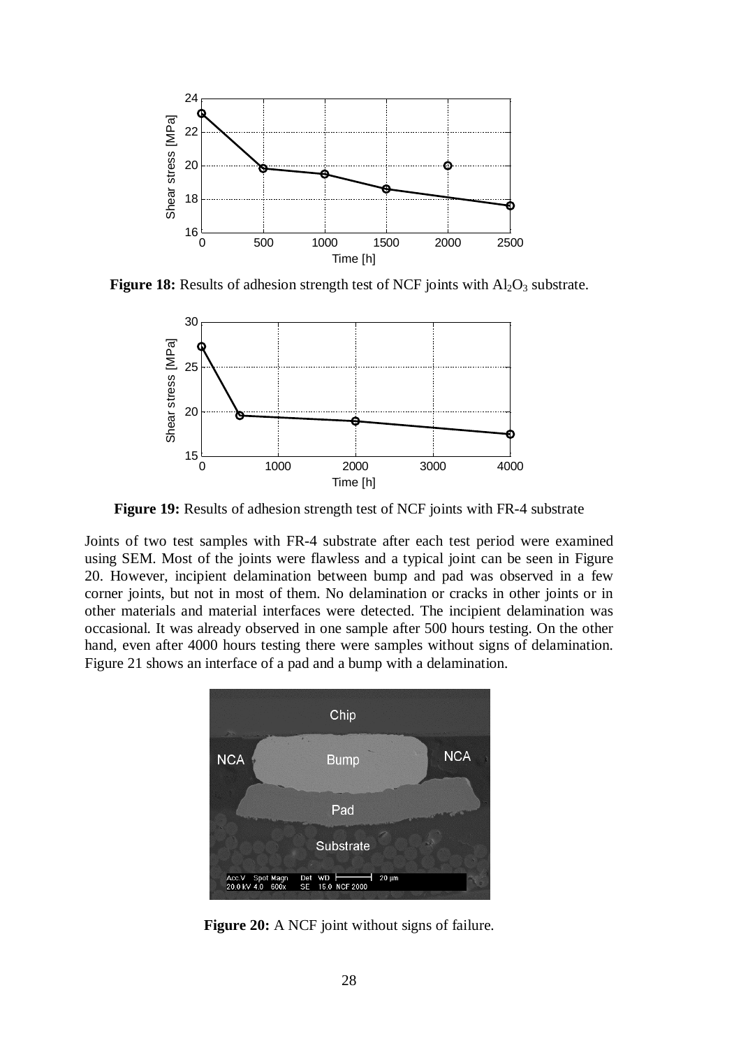**Figure 18:** Results of adhesion strength test of NCF joints with $Al_2O_3$ substrate.

**Figure 19:** Results of adhesion strength test of NCF joints with FR-4 substrate

Joints of two test samples with FR-4 substrate after each test period were examined using SEM. Most of the joints were flawless and a typical joint can be seen in Figure 20. However, incipient delamination between bump and pad was observed in a few corner joints, but not in most of them. No delamination or cracks in other joints or in other materials and material interfaces were detected. The incipient delamination was occasional. It was already observed in one sample after 500 hours testing. On the other hand, even after 4000 hours testing there were samples without signs of delamination. Figure 21 shows an interface of a pad and a bump with a delamination.

**Figure 20:** A NCF joint without signs of failure.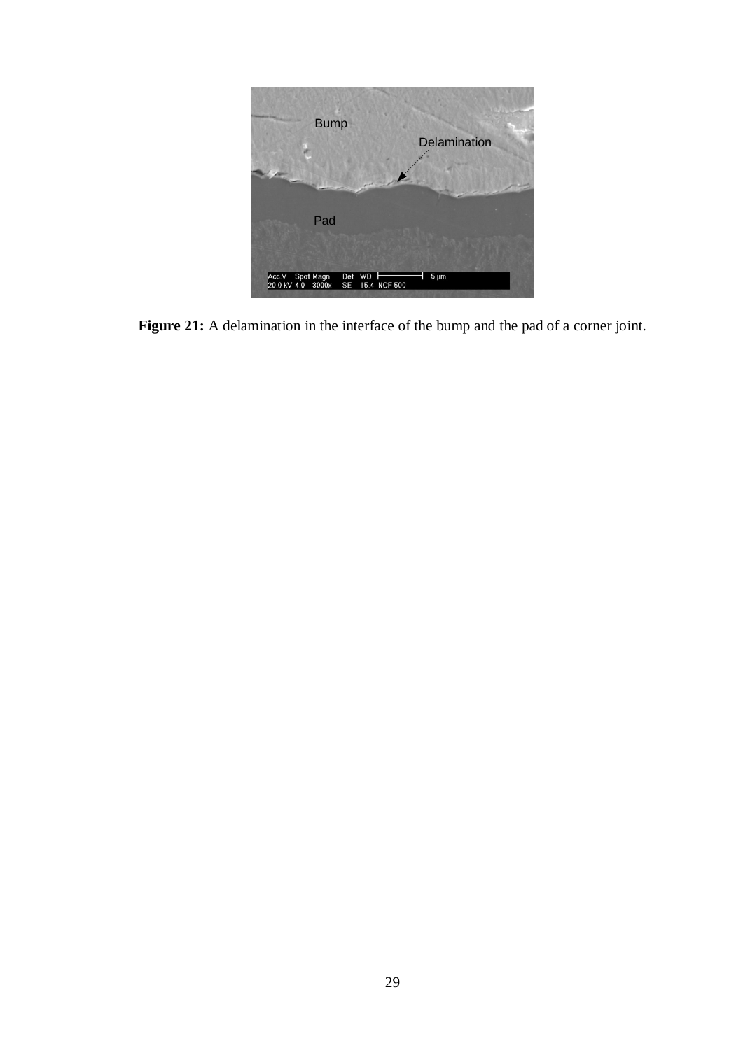**Figure 21:** A delamination in the interface of the bump and the pad of a corner joint.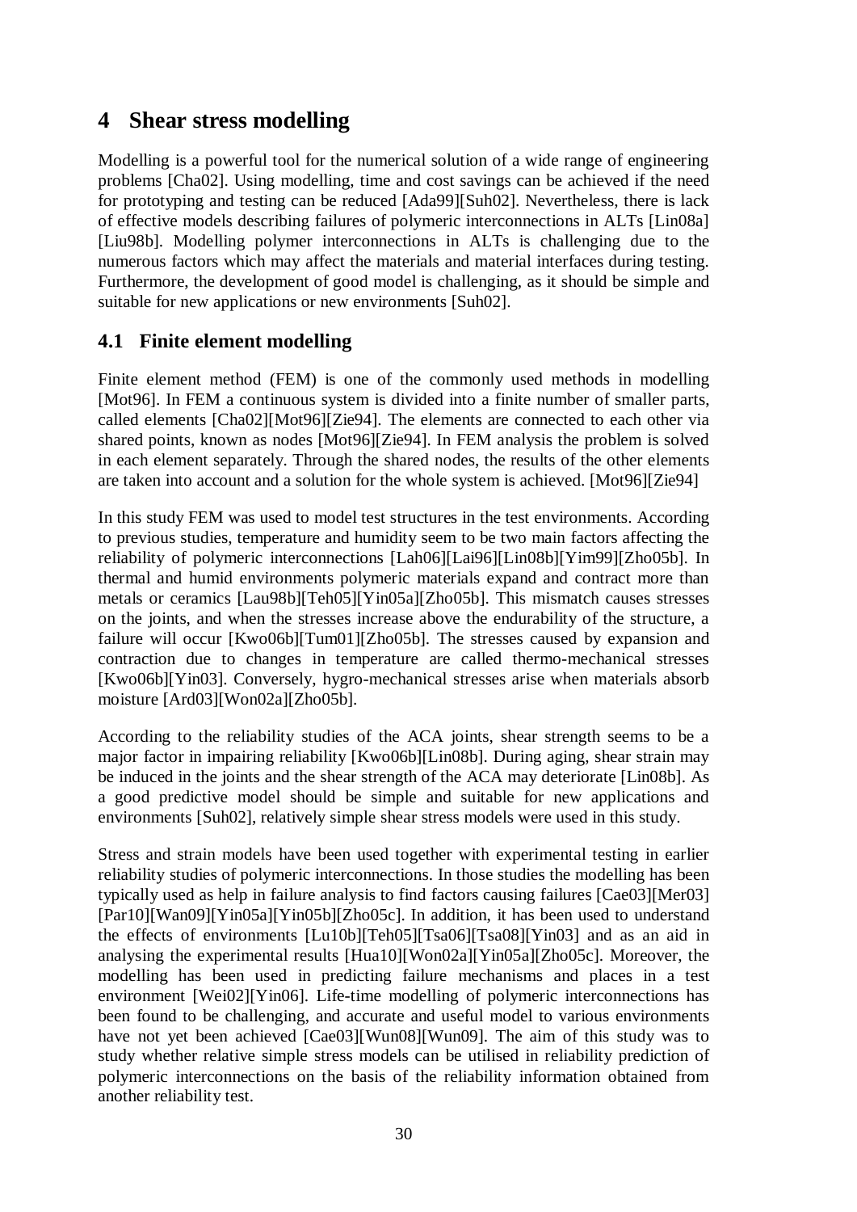# 4 Shear stress modelling

Modelling is a powerful tool for the numerical solution of a wide range of engineering problems [Cha02]. Using modelling, time and cost savings can be achieved if the need for prototyping and testing can be reduced [Ada99][Suh02]. Nevertheless, there is lack of effective models describing failures of polymeric interconnections in ALTs [Lin08a] [Liu98b]. Modelling polymer interconnections in ALTs is challenging due to the numerous factors which may affect the materials and material interfaces during testing. Furthermore, the development of good model is challenging, as it should be simple and suitable for new applications or new environments [Suh02].

## 4.1 Finite element modelling

Finite element method (FEM) is one of the commonly used methods in modelling [Mot96]. In FEM a continuous system is divided into a finite number of smaller parts, called elements [Cha02][Mot96][Zie94]. The elements are connected to each other via shared points, known as nodes [Mot96][Zie94]. In FEM analysis the problem is solved in each element separately. Through the shared nodes, the results of the other elements are taken into account and a solution for the whole system is achieved. [Mot96][Zie94]

In this study FEM was used to model test structures in the test environments. According to previous studies, temperature and humidity seem to be two main factors affecting the reliability of polymeric interconnections [Lah06][Lai96][Lin08b][Yim99][Zho05b]. In thermal and humid environments polymeric materials expand and contract more than metals or ceramics [Lau98b][Teh05][Yin05a][Zho05b]. This mismatch causes stresses on the joints, and when the stresses increase above the endurability of the structure, a failure will occur [Kwo06b][Tum01][Zho05b]. The stresses caused by expansion and contraction due to changes in temperature are called thermo-mechanical stresses [Kwo06b][Yin03]. Conversely, hygro-mechanical stresses arise when materials absorb moisture [Ard03][Won02a][Zho05b].

According to the reliability studies of the ACA joints, shear strength seems to be a major factor in impairing reliability [Kwo06b][Lin08b]. During aging, shear strain may be induced in the joints and the shear strength of the ACA may deteriorate [Lin08b]. As a good predictive model should be simple and suitable for new applications and environments [Suh02], relatively simple shear stress models were used in this study.

Stress and strain models have been used together with experimental testing in earlier reliability studies of polymeric interconnections. In those studies the modelling has been typically used as help in failure analysis to find factors causing failures [Cae03][Mer03] [Par10][Wan09][Yin05a][Yin05b][Zho05c]. In addition, it has been used to understand the effects of environments [Lu10b][Teh05][Tsa06][Tsa08][Yin03] and as an aid in analysing the experimental results [Hua10][Won02a][Yin05a][Zho05c]. Moreover, the modelling has been used in predicting failure mechanisms and places in a test environment [Wei02][Yin06]. Life-time modelling of polymeric interconnections has been found to be challenging, and accurate and useful model to various environments have not yet been achieved [Cae03][Wun08][Wun09]. The aim of this study was to study whether relative simple stress models can be utilised in reliability prediction of polymeric interconnections on the basis of the reliability information obtained from another reliability test.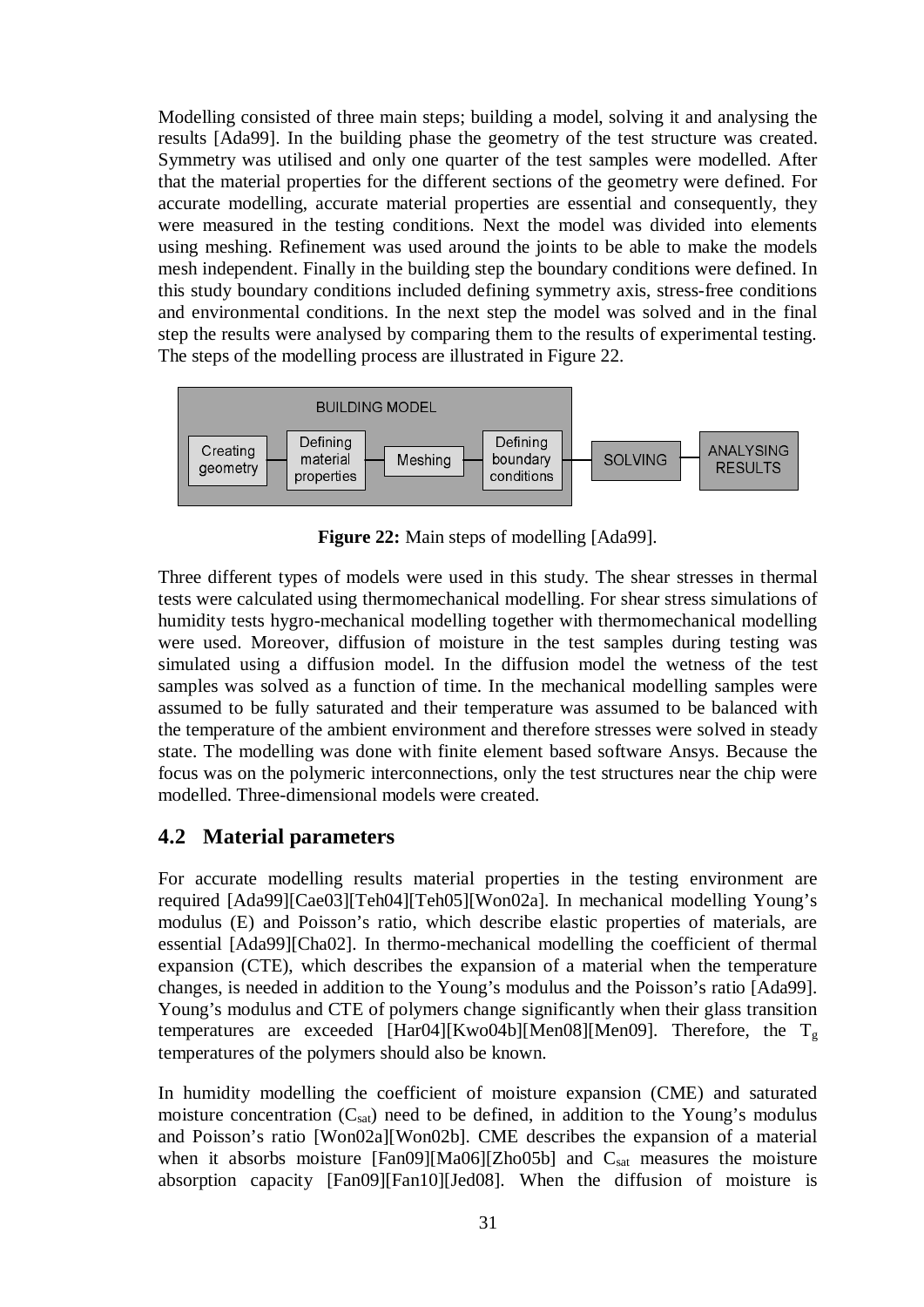Modelling consisted of three main steps; building a model, solving it and analysing the results [Ada99]. In the building phase the geometry of the test structure was created. Symmetry was utilised and only one quarter of the test samples were modelled. After that the material properties for the different sections of the geometry were defined. For accurate modelling, accurate material properties are essential and consequently, they were measured in the testing conditions. Next the model was divided into elements using meshing. Refinement was used around the joints to be able to make the models mesh independent. Finally in the building step the boundary conditions were defined. In this study boundary conditions included defining symmetry axis, stress-free conditions and environmental conditions. In the next step the model was solved and in the final step the results were analysed by comparing them to the results of experimental testing. The steps of the modelling process are illustrated in Figure 22.

BUILDING MODEL: Creating geometry — Defining material properties — Meshing — Defining boundary conditions — SOLVING — ANALYSING RESULTS

**Figure 22:** Main steps of modelling [Ada99].

Three different types of models were used in this study. The shear stresses in thermal tests were calculated using thermomechanical modelling. For shear stress simulations of humidity tests hygro-mechanical modelling together with thermomechanical modelling were used. Moreover, diffusion of moisture in the test samples during testing was simulated using a diffusion model. In the diffusion model the wetness of the test samples was solved as a function of time. In the mechanical modelling samples were assumed to be fully saturated and their temperature was assumed to be balanced with the temperature of the ambient environment and therefore stresses were solved in steady state. The modelling was done with finite element based software Ansys. Because the focus was on the polymeric interconnections, only the test structures near the chip were modelled. Three-dimensional models were created.

## 4.2 Material parameters

For accurate modelling results material properties in the testing environment are required [Ada99][Cae03][Teh04][Teh05][Won02a]. In mechanical modelling Young's modulus (E) and Poisson's ratio, which describe elastic properties of materials, are essential [Ada99][Cha02]. In thermo-mechanical modelling the coefficient of thermal expansion (CTE), which describes the expansion of a material when the temperature changes, is needed in addition to the Young's modulus and the Poisson's ratio [Ada99]. Young's modulus and CTE of polymers change significantly when their glass transition temperatures are exceeded [Har04][Kwo04b][Men08][Men09]. Therefore, the $T_g$ temperatures of the polymers should also be known.

In humidity modelling the coefficient of moisture expansion (CME) and saturated moisture concentration ($C_{sat}$) need to be defined, in addition to the Young's modulus and Poisson's ratio [Won02a][Won02b]. CME describes the expansion of a material when it absorbs moisture [Fan09][Ma06][Zho05b] and $C_{sat}$ measures the moisture absorption capacity [Fan09][Fan10][Jed08]. When the diffusion of moisture is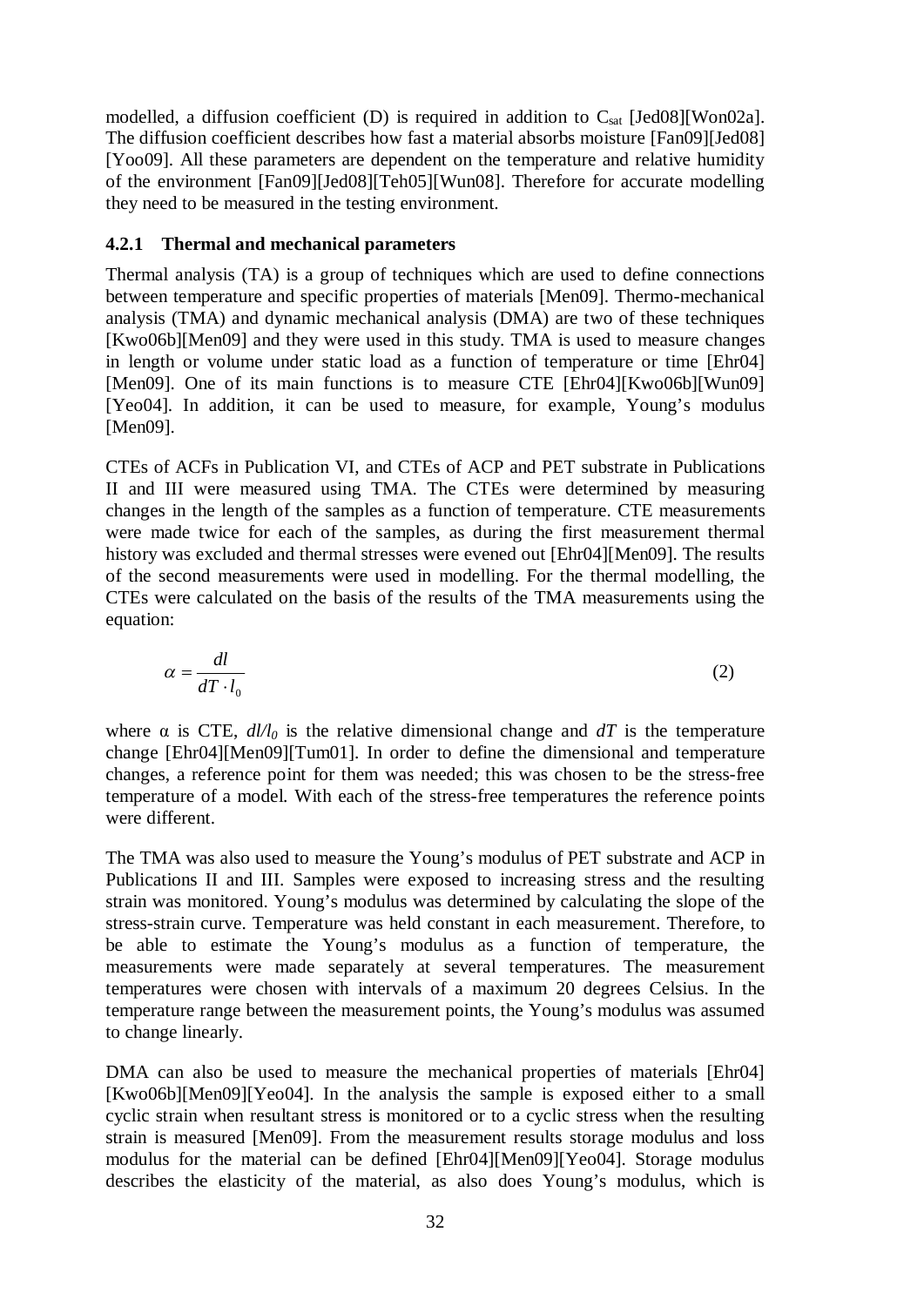modelled, a diffusion coefficient (D) is required in addition to $C_{sat}$ [Jed08][Won02a]. The diffusion coefficient describes how fast a material absorbs moisture [Fan09][Jed08][Yoo09]. All these parameters are dependent on the temperature and relative humidity of the environment [Fan09][Jed08][Teh05][Wun08]. Therefore for accurate modelling they need to be measured in the testing environment.

### 4.2.1 Thermal and mechanical parameters

Thermal analysis (TA) is a group of techniques which are used to define connections between temperature and specific properties of materials [Men09]. Thermo-mechanical analysis (TMA) and dynamic mechanical analysis (DMA) are two of these techniques [Kwo06b][Men09] and they were used in this study. TMA is used to measure changes in length or volume under static load as a function of temperature or time [Ehr04][Men09]. One of its main functions is to measure CTE [Ehr04][Kwo06b][Wun09][Yeo04]. In addition, it can be used to measure, for example, Young's modulus [Men09].

CTEs of ACFs in Publication VI, and CTEs of ACP and PET substrate in Publications II and III were measured using TMA. The CTEs were determined by measuring changes in the length of the samples as a function of temperature. CTE measurements were made twice for each of the samples, as during the first measurement thermal history was excluded and thermal stresses were evened out [Ehr04][Men09]. The results of the second measurements were used in modelling. For the thermal modelling, the CTEs were calculated on the basis of the results of the TMA measurements using the equation:

$$\alpha = \frac{dl}{dT \cdot l_0} \tag{2}$$

where α is CTE, $dl/l_0$ is the relative dimensional change and $dT$ is the temperature change [Ehr04][Men09][Tum01]. In order to define the dimensional and temperature changes, a reference point for them was needed; this was chosen to be the stress-free temperature of a model. With each of the stress-free temperatures the reference points were different.

The TMA was also used to measure the Young's modulus of PET substrate and ACP in Publications II and III. Samples were exposed to increasing stress and the resulting strain was monitored. Young's modulus was determined by calculating the slope of the stress-strain curve. Temperature was held constant in each measurement. Therefore, to be able to estimate the Young's modulus as a function of temperature, the measurements were made separately at several temperatures. The measurement temperatures were chosen with intervals of a maximum 20 degrees Celsius. In the temperature range between the measurement points, the Young's modulus was assumed to change linearly.

DMA can also be used to measure the mechanical properties of materials [Ehr04][Kwo06b][Men09][Yeo04]. In the analysis the sample is exposed either to a small cyclic strain when resultant stress is monitored or to a cyclic stress when the resulting strain is measured [Men09]. From the measurement results storage modulus and loss modulus for the material can be defined [Ehr04][Men09][Yeo04]. Storage modulus describes the elasticity of the material, as also does Young's modulus, which is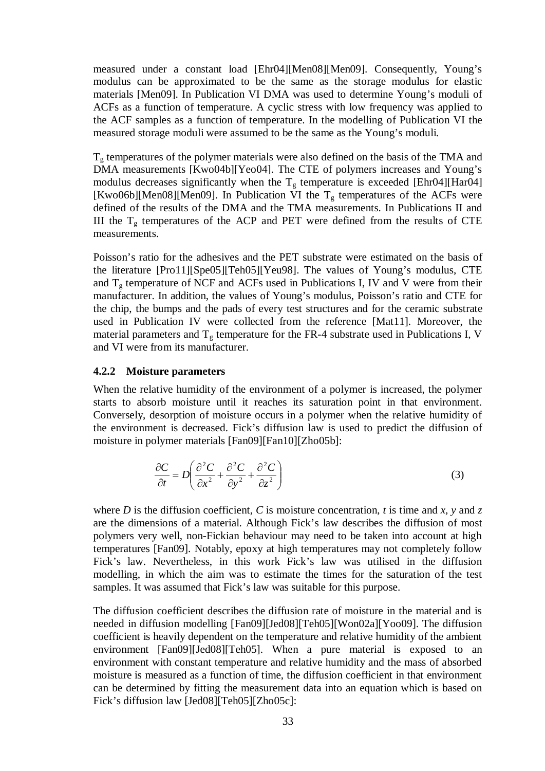measured under a constant load [Ehr04][Men08][Men09]. Consequently, Young's modulus can be approximated to be the same as the storage modulus for elastic materials [Men09]. In Publication VI DMA was used to determine Young's moduli of ACFs as a function of temperature. A cyclic stress with low frequency was applied to the ACF samples as a function of temperature. In the modelling of Publication VI the measured storage moduli were assumed to be the same as the Young's moduli.

$T_g$ temperatures of the polymer materials were also defined on the basis of the TMA and DMA measurements [Kwo04b][Yeo04]. The CTE of polymers increases and Young's modulus decreases significantly when the $T_g$ temperature is exceeded [Ehr04][Har04] [Kwo06b][Men08][Men09]. In Publication VI the $T_g$ temperatures of the ACFs were defined of the results of the DMA and the TMA measurements. In Publications II and III the $T_g$ temperatures of the ACP and PET were defined from the results of CTE measurements.

Poisson's ratio for the adhesives and the PET substrate were estimated on the basis of the literature [Pro11][Spe05][Teh05][Yeu98]. The values of Young's modulus, CTE and $T_g$ temperature of NCF and ACFs used in Publications I, IV and V were from their manufacturer. In addition, the values of Young's modulus, Poisson's ratio and CTE for the chip, the bumps and the pads of every test structures and for the ceramic substrate used in Publication IV were collected from the reference [Mat11]. Moreover, the material parameters and $T_g$ temperature for the FR-4 substrate used in Publications I, V and VI were from its manufacturer.

### 4.2.2 Moisture parameters

When the relative humidity of the environment of a polymer is increased, the polymer starts to absorb moisture until it reaches its saturation point in that environment. Conversely, desorption of moisture occurs in a polymer when the relative humidity of the environment is decreased. Fick's diffusion law is used to predict the diffusion of moisture in polymer materials [Fan09][Fan10][Zho05b]:

$$\frac{\partial C}{\partial t} = D\left(\frac{\partial^2 C}{\partial x^2} + \frac{\partial^2 C}{\partial y^2} + \frac{\partial^2 C}{\partial z^2}\right) \tag{3}$$

where $D$ is the diffusion coefficient, $C$ is moisture concentration, $t$ is time and $x$, $y$ and $z$ are the dimensions of a material. Although Fick's law describes the diffusion of most polymers very well, non-Fickian behaviour may need to be taken into account at high temperatures [Fan09]. Notably, epoxy at high temperatures may not completely follow Fick's law. Nevertheless, in this work Fick's law was utilised in the diffusion modelling, in which the aim was to estimate the times for the saturation of the test samples. It was assumed that Fick's law was suitable for this purpose.

The diffusion coefficient describes the diffusion rate of moisture in the material and is needed in diffusion modelling [Fan09][Jed08][Teh05][Won02a][Yoo09]. The diffusion coefficient is heavily dependent on the temperature and relative humidity of the ambient environment [Fan09][Jed08][Teh05]. When a pure material is exposed to an environment with constant temperature and relative humidity and the mass of absorbed moisture is measured as a function of time, the diffusion coefficient in that environment can be determined by fitting the measurement data into an equation which is based on Fick's diffusion law [Jed08][Teh05][Zho05c]: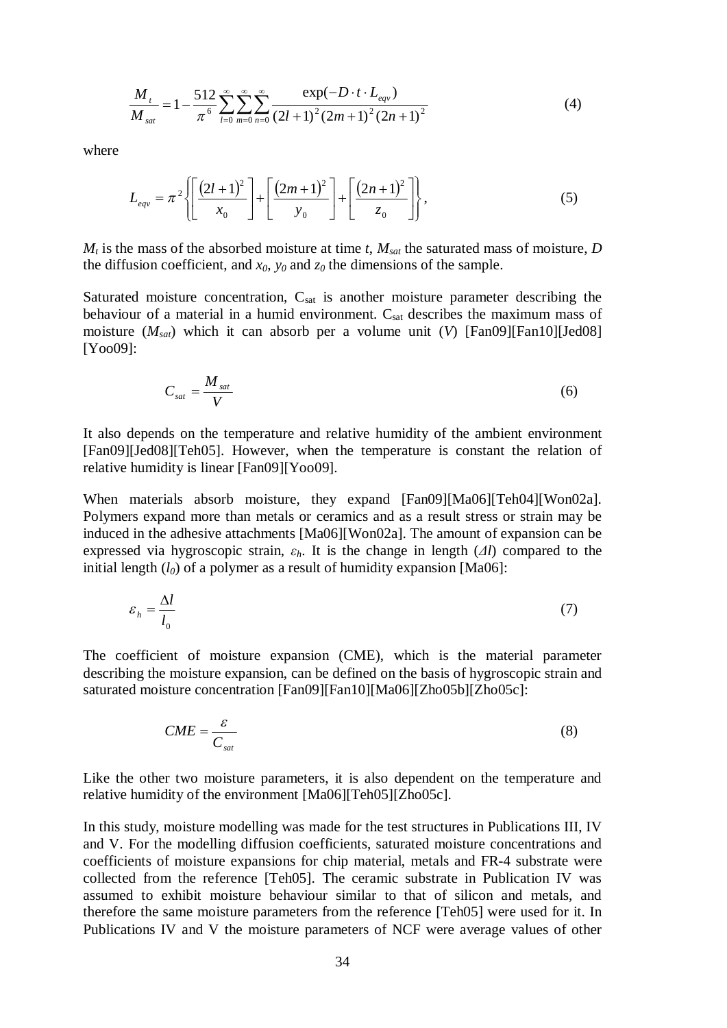$$\frac{M_t}{M_{sat}} = 1 - \frac{512}{\pi^6} \sum_{l=0}^{\infty} \sum_{m=0}^{\infty} \sum_{n=0}^{\infty} \frac{\exp(-D \cdot t \cdot L_{eqv})}{(2l+1)^2 (2m+1)^2 (2n+1)^2} \tag{4}$$

where

$$L_{eqv} = \pi^2 \left\{ \left[ \frac{(2l+1)^2}{x_0} \right] + \left[ \frac{(2m+1)^2}{y_0} \right] + \left[ \frac{(2n+1)^2}{z_0} \right] \right\}, \tag{5}$$

$M_t$ is the mass of the absorbed moisture at time *t*, $M_{sat}$ the saturated mass of moisture, *D* the diffusion coefficient, and $x_0$, $y_0$ and $z_0$ the dimensions of the sample.

Saturated moisture concentration, $C_{sat}$ is another moisture parameter describing the behaviour of a material in a humid environment. $C_{sat}$ describes the maximum mass of moisture ($M_{sat}$) which it can absorb per a volume unit (*V*) [Fan09][Fan10][Jed08][Yoo09]:

$$C_{sat} = \frac{M_{sat}}{V} \tag{6}$$

It also depends on the temperature and relative humidity of the ambient environment [Fan09][Jed08][Teh05]. However, when the temperature is constant the relation of relative humidity is linear [Fan09][Yoo09].

When materials absorb moisture, they expand [Fan09][Ma06][Teh04][Won02a]. Polymers expand more than metals or ceramics and as a result stress or strain may be induced in the adhesive attachments [Ma06][Won02a]. The amount of expansion can be expressed via hygroscopic strain, $\varepsilon_h$. It is the change in length ($\Delta l$) compared to the initial length ($l_0$) of a polymer as a result of humidity expansion [Ma06]:

$$\varepsilon_h = \frac{\Delta l}{l_0} \tag{7}$$

The coefficient of moisture expansion (CME), which is the material parameter describing the moisture expansion, can be defined on the basis of hygroscopic strain and saturated moisture concentration [Fan09][Fan10][Ma06][Zho05b][Zho05c]:

$$CME = \frac{\varepsilon}{C_{sat}} \tag{8}$$

Like the other two moisture parameters, it is also dependent on the temperature and relative humidity of the environment [Ma06][Teh05][Zho05c].

In this study, moisture modelling was made for the test structures in Publications III, IV and V. For the modelling diffusion coefficients, saturated moisture concentrations and coefficients of moisture expansions for chip material, metals and FR-4 substrate were collected from the reference [Teh05]. The ceramic substrate in Publication IV was assumed to exhibit moisture behaviour similar to that of silicon and metals, and therefore the same moisture parameters from the reference [Teh05] were used for it. In Publications IV and V the moisture parameters of NCF were average values of other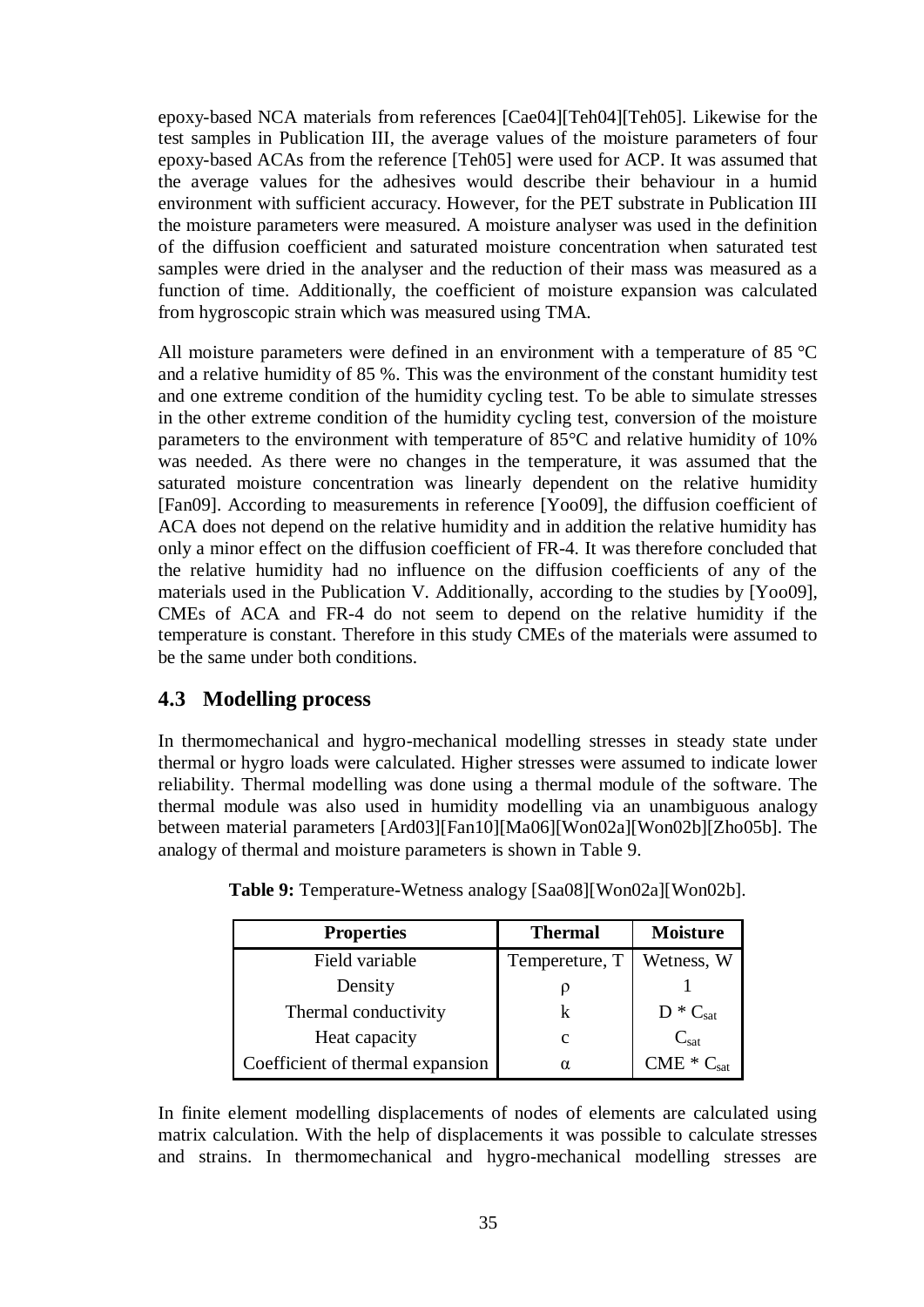epoxy-based NCA materials from references [Cae04][Teh04][Teh05]. Likewise for the test samples in Publication III, the average values of the moisture parameters of four epoxy-based ACAs from the reference [Teh05] were used for ACP. It was assumed that the average values for the adhesives would describe their behaviour in a humid environment with sufficient accuracy. However, for the PET substrate in Publication III the moisture parameters were measured. A moisture analyser was used in the definition of the diffusion coefficient and saturated moisture concentration when saturated test samples were dried in the analyser and the reduction of their mass was measured as a function of time. Additionally, the coefficient of moisture expansion was calculated from hygroscopic strain which was measured using TMA.

All moisture parameters were defined in an environment with a temperature of 85 °C and a relative humidity of 85 %. This was the environment of the constant humidity test and one extreme condition of the humidity cycling test. To be able to simulate stresses in the other extreme condition of the humidity cycling test, conversion of the moisture parameters to the environment with temperature of 85°C and relative humidity of 10% was needed. As there were no changes in the temperature, it was assumed that the saturated moisture concentration was linearly dependent on the relative humidity [Fan09]. According to measurements in reference [Yoo09], the diffusion coefficient of ACA does not depend on the relative humidity and in addition the relative humidity has only a minor effect on the diffusion coefficient of FR-4. It was therefore concluded that the relative humidity had no influence on the diffusion coefficients of any of the materials used in the Publication V. Additionally, according to the studies by [Yoo09], CMEs of ACA and FR-4 do not seem to depend on the relative humidity if the temperature is constant. Therefore in this study CMEs of the materials were assumed to be the same under both conditions.

## 4.3 Modelling process

In thermomechanical and hygro-mechanical modelling stresses in steady state under thermal or hygro loads were calculated. Higher stresses were assumed to indicate lower reliability. Thermal modelling was done using a thermal module of the software. The thermal module was also used in humidity modelling via an unambiguous analogy between material parameters [Ard03][Fan10][Ma06][Won02a][Won02b][Zho05b]. The analogy of thermal and moisture parameters is shown in Table 9.

**Table 9:** Temperature-Wetness analogy [Saa08][Won02a][Won02b].

| Properties | Thermal | Moisture |
|---|---|---|
| Field variable | Tempereture, T | Wetness, W |
| Density | $\rho$ | 1 |
| Thermal conductivity | k | $D * C_{sat}$ |
| Heat capacity | c | $C_{sat}$ |
| Coefficient of thermal expansion | $\alpha$ | $CME * C_{sat}$ |

In finite element modelling displacements of nodes of elements are calculated using matrix calculation. With the help of displacements it was possible to calculate stresses and strains. In thermomechanical and hygro-mechanical modelling stresses are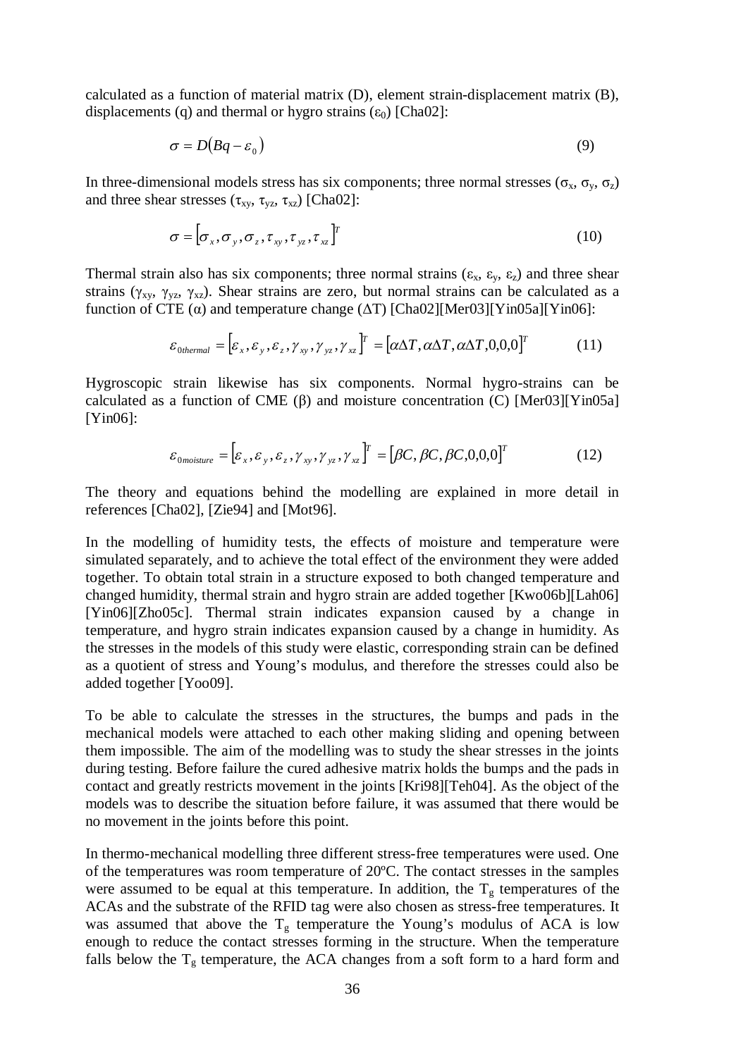calculated as a function of material matrix (D), element strain-displacement matrix (B), displacements (q) and thermal or hygro strains ($\varepsilon_0$) [Cha02]:

$$\sigma = D(Bq - \varepsilon_0) \tag{9}$$

In three-dimensional models stress has six components; three normal stresses ($\sigma_x$, $\sigma_y$, $\sigma_z$) and three shear stresses ($\tau_{xy}$, $\tau_{yz}$, $\tau_{xz}$) [Cha02]:

$$\sigma = \left[\sigma_x, \sigma_y, \sigma_z, \tau_{xy}, \tau_{yz}, \tau_{xz}\right]^T \tag{10}$$

Thermal strain also has six components; three normal strains ($\varepsilon_x$, $\varepsilon_y$, $\varepsilon_z$) and three shear strains ($\gamma_{xy}$, $\gamma_{yz}$, $\gamma_{xz}$). Shear strains are zero, but normal strains can be calculated as a function of CTE ($\alpha$) and temperature change ($\Delta T$) [Cha02][Mer03][Yin05a][Yin06]:

$$\varepsilon_{0thermal} = \left[\varepsilon_x, \varepsilon_y, \varepsilon_z, \gamma_{xy}, \gamma_{yz}, \gamma_{xz}\right]^T = \left[\alpha\Delta T, \alpha\Delta T, \alpha\Delta T, 0,0,0\right]^T \tag{11}$$

Hygroscopic strain likewise has six components. Normal hygro-strains can be calculated as a function of CME ($\beta$) and moisture concentration (C) [Mer03][Yin05a][Yin06]:

$$\varepsilon_{0moisture} = \left[\varepsilon_x, \varepsilon_y, \varepsilon_z, \gamma_{xy}, \gamma_{yz}, \gamma_{xz}\right]^T = \left[\beta C, \beta C, \beta C, 0,0,0\right]^T \tag{12}$$

The theory and equations behind the modelling are explained in more detail in references [Cha02], [Zie94] and [Mot96].

In the modelling of humidity tests, the effects of moisture and temperature were simulated separately, and to achieve the total effect of the environment they were added together. To obtain total strain in a structure exposed to both changed temperature and changed humidity, thermal strain and hygro strain are added together [Kwo06b][Lah06][Yin06][Zho05c]. Thermal strain indicates expansion caused by a change in temperature, and hygro strain indicates expansion caused by a change in humidity. As the stresses in the models of this study were elastic, corresponding strain can be defined as a quotient of stress and Young's modulus, and therefore the stresses could also be added together [Yoo09].

To be able to calculate the stresses in the structures, the bumps and pads in the mechanical models were attached to each other making sliding and opening between them impossible. The aim of the modelling was to study the shear stresses in the joints during testing. Before failure the cured adhesive matrix holds the bumps and the pads in contact and greatly restricts movement in the joints [Kri98][Teh04]. As the object of the models was to describe the situation before failure, it was assumed that there would be no movement in the joints before this point.

In thermo-mechanical modelling three different stress-free temperatures were used. One of the temperatures was room temperature of 20ºC. The contact stresses in the samples were assumed to be equal at this temperature. In addition, the $T_g$ temperatures of the ACAs and the substrate of the RFID tag were also chosen as stress-free temperatures. It was assumed that above the $T_g$ temperature the Young's modulus of ACA is low enough to reduce the contact stresses forming in the structure. When the temperature falls below the $T_g$ temperature, the ACA changes from a soft form to a hard form and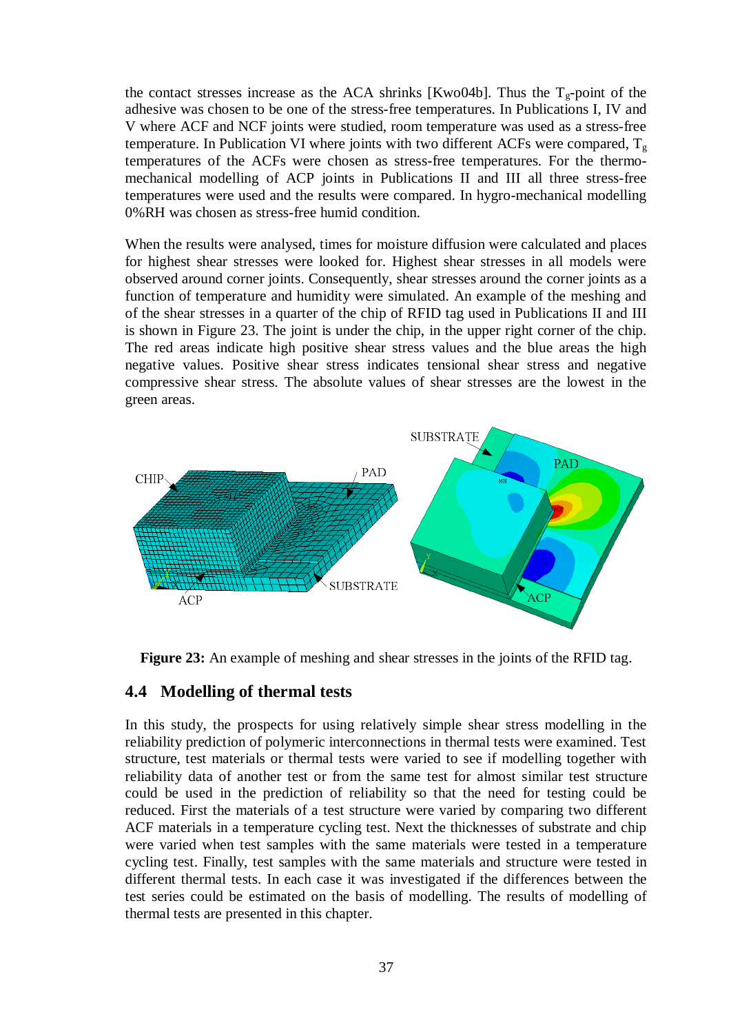the contact stresses increase as the ACA shrinks [Kwo04b]. Thus the $T_g$-point of the adhesive was chosen to be one of the stress-free temperatures. In Publications I, IV and V where ACF and NCF joints were studied, room temperature was used as a stress-free temperature. In Publication VI where joints with two different ACFs were compared, $T_g$ temperatures of the ACFs were chosen as stress-free temperatures. For the thermo-mechanical modelling of ACP joints in Publications II and III all three stress-free temperatures were used and the results were compared. In hygro-mechanical modelling 0%RH was chosen as stress-free humid condition.

When the results were analysed, times for moisture diffusion were calculated and places for highest shear stresses were looked for. Highest shear stresses in all models were observed around corner joints. Consequently, shear stresses around the corner joints as a function of temperature and humidity were simulated. An example of the meshing and of the shear stresses in a quarter of the chip of RFID tag used in Publications II and III is shown in Figure 23. The joint is under the chip, in the upper right corner of the chip. The red areas indicate high positive shear stress values and the blue areas the high negative values. Positive shear stress indicates tensional shear stress and negative compressive shear stress. The absolute values of shear stresses are the lowest in the green areas.

**Figure 23:** An example of meshing and shear stresses in the joints of the RFID tag.

## 4.4 Modelling of thermal tests

In this study, the prospects for using relatively simple shear stress modelling in the reliability prediction of polymeric interconnections in thermal tests were examined. Test structure, test materials or thermal tests were varied to see if modelling together with reliability data of another test or from the same test for almost similar test structure could be used in the prediction of reliability so that the need for testing could be reduced. First the materials of a test structure were varied by comparing two different ACF materials in a temperature cycling test. Next the thicknesses of substrate and chip were varied when test samples with the same materials were tested in a temperature cycling test. Finally, test samples with the same materials and structure were tested in different thermal tests. In each case it was investigated if the differences between the test series could be estimated on the basis of modelling. The results of modelling of thermal tests are presented in this chapter.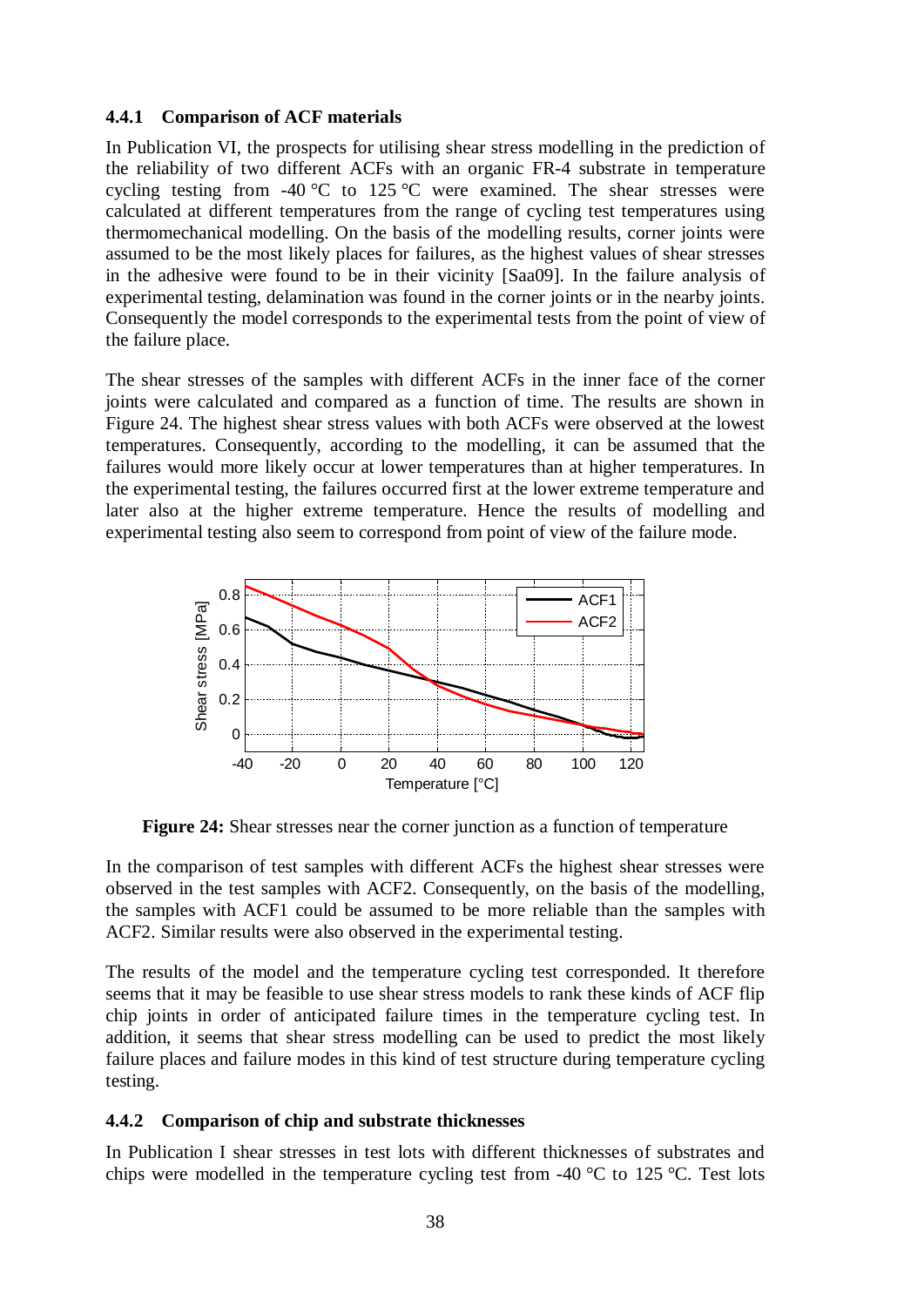### 4.4.1 Comparison of ACF materials

In Publication VI, the prospects for utilising shear stress modelling in the prediction of the reliability of two different ACFs with an organic FR-4 substrate in temperature cycling testing from -40 °C to 125 °C were examined. The shear stresses were calculated at different temperatures from the range of cycling test temperatures using thermomechanical modelling. On the basis of the modelling results, corner joints were assumed to be the most likely places for failures, as the highest values of shear stresses in the adhesive were found to be in their vicinity [Saa09]. In the failure analysis of experimental testing, delamination was found in the corner joints or in the nearby joints. Consequently the model corresponds to the experimental tests from the point of view of the failure place.

The shear stresses of the samples with different ACFs in the inner face of the corner joints were calculated and compared as a function of time. The results are shown in Figure 24. The highest shear stress values with both ACFs were observed at the lowest temperatures. Consequently, according to the modelling, it can be assumed that the failures would more likely occur at lower temperatures than at higher temperatures. In the experimental testing, the failures occurred first at the lower extreme temperature and later also at the higher extreme temperature. Hence the results of modelling and experimental testing also seem to correspond from point of view of the failure mode.

**Figure 24:** Shear stresses near the corner junction as a function of temperature

In the comparison of test samples with different ACFs the highest shear stresses were observed in the test samples with ACF2. Consequently, on the basis of the modelling, the samples with ACF1 could be assumed to be more reliable than the samples with ACF2. Similar results were also observed in the experimental testing.

The results of the model and the temperature cycling test corresponded. It therefore seems that it may be feasible to use shear stress models to rank these kinds of ACF flip chip joints in order of anticipated failure times in the temperature cycling test. In addition, it seems that shear stress modelling can be used to predict the most likely failure places and failure modes in this kind of test structure during temperature cycling testing.

### 4.4.2 Comparison of chip and substrate thicknesses

In Publication I shear stresses in test lots with different thicknesses of substrates and chips were modelled in the temperature cycling test from -40 °C to 125 °C. Test lots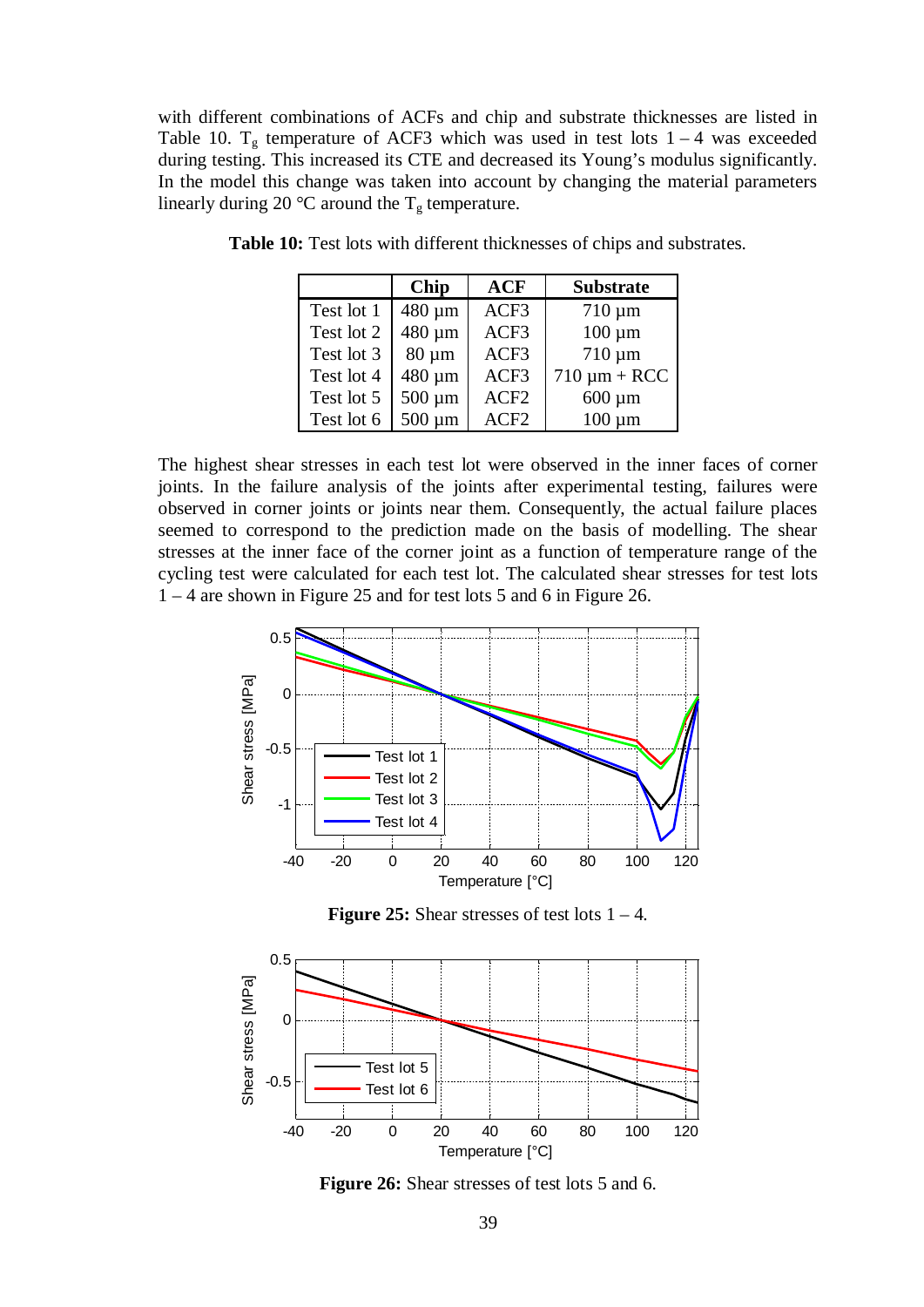with different combinations of ACFs and chip and substrate thicknesses are listed in Table 10. $T_g$ temperature of ACF3 which was used in test lots 1 – 4 was exceeded during testing. This increased its CTE and decreased its Young's modulus significantly. In the model this change was taken into account by changing the material parameters linearly during 20 °C around the $T_g$ temperature.

**Table 10:** Test lots with different thicknesses of chips and substrates.

| | Chip | ACF | Substrate |
|---|---|---|---|
| Test lot 1 | 480 µm | ACF3 | 710 µm |
| Test lot 2 | 480 µm | ACF3 | 100 µm |
| Test lot 3 | 80 µm | ACF3 | 710 µm |
| Test lot 4 | 480 µm | ACF3 | 710 µm + RCC |
| Test lot 5 | 500 µm | ACF2 | 600 µm |
| Test lot 6 | 500 µm | ACF2 | 100 µm |

The highest shear stresses in each test lot were observed in the inner faces of corner joints. In the failure analysis of the joints after experimental testing, failures were observed in corner joints or joints near them. Consequently, the actual failure places seemed to correspond to the prediction made on the basis of modelling. The shear stresses at the inner face of the corner joint as a function of temperature range of the cycling test were calculated for each test lot. The calculated shear stresses for test lots 1 – 4 are shown in Figure 25 and for test lots 5 and 6 in Figure 26.

**Figure 25:** Shear stresses of test lots 1 – 4.

**Figure 26:** Shear stresses of test lots 5 and 6.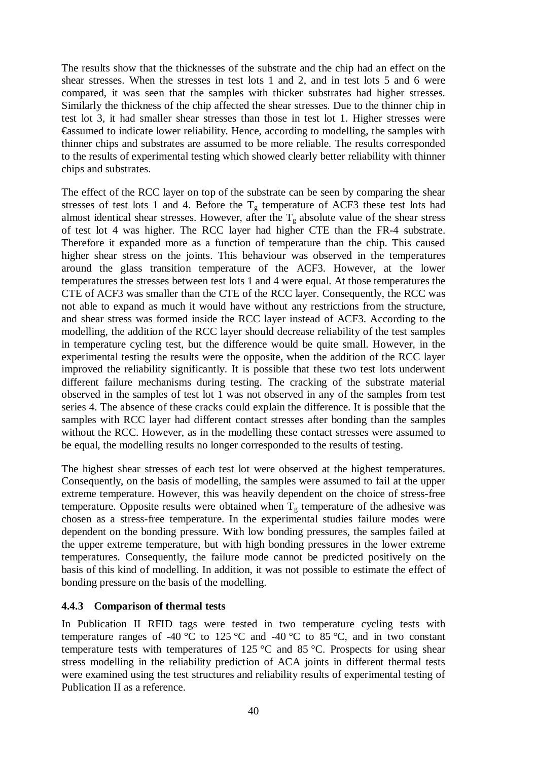The results show that the thicknesses of the substrate and the chip had an effect on the shear stresses. When the stresses in test lots 1 and 2, and in test lots 5 and 6 were compared, it was seen that the samples with thicker substrates had higher stresses. Similarly the thickness of the chip affected the shear stresses. Due to the thinner chip in test lot 3, it had smaller shear stresses than those in test lot 1. Higher stresses were €assumed to indicate lower reliability. Hence, according to modelling, the samples with thinner chips and substrates are assumed to be more reliable. The results corresponded to the results of experimental testing which showed clearly better reliability with thinner chips and substrates.

The effect of the RCC layer on top of the substrate can be seen by comparing the shear stresses of test lots 1 and 4. Before the $T_g$ temperature of ACF3 these test lots had almost identical shear stresses. However, after the $T_g$ absolute value of the shear stress of test lot 4 was higher. The RCC layer had higher CTE than the FR-4 substrate. Therefore it expanded more as a function of temperature than the chip. This caused higher shear stress on the joints. This behaviour was observed in the temperatures around the glass transition temperature of the ACF3. However, at the lower temperatures the stresses between test lots 1 and 4 were equal. At those temperatures the CTE of ACF3 was smaller than the CTE of the RCC layer. Consequently, the RCC was not able to expand as much it would have without any restrictions from the structure, and shear stress was formed inside the RCC layer instead of ACF3. According to the modelling, the addition of the RCC layer should decrease reliability of the test samples in temperature cycling test, but the difference would be quite small. However, in the experimental testing the results were the opposite, when the addition of the RCC layer improved the reliability significantly. It is possible that these two test lots underwent different failure mechanisms during testing. The cracking of the substrate material observed in the samples of test lot 1 was not observed in any of the samples from test series 4. The absence of these cracks could explain the difference. It is possible that the samples with RCC layer had different contact stresses after bonding than the samples without the RCC. However, as in the modelling these contact stresses were assumed to be equal, the modelling results no longer corresponded to the results of testing.

The highest shear stresses of each test lot were observed at the highest temperatures. Consequently, on the basis of modelling, the samples were assumed to fail at the upper extreme temperature. However, this was heavily dependent on the choice of stress-free temperature. Opposite results were obtained when $T_g$ temperature of the adhesive was chosen as a stress-free temperature. In the experimental studies failure modes were dependent on the bonding pressure. With low bonding pressures, the samples failed at the upper extreme temperature, but with high bonding pressures in the lower extreme temperatures. Consequently, the failure mode cannot be predicted positively on the basis of this kind of modelling. In addition, it was not possible to estimate the effect of bonding pressure on the basis of the modelling.

### 4.4.3 Comparison of thermal tests

In Publication II RFID tags were tested in two temperature cycling tests with temperature ranges of -40 °C to 125 °C and -40 °C to 85 °C, and in two constant temperature tests with temperatures of 125 °C and 85 °C. Prospects for using shear stress modelling in the reliability prediction of ACA joints in different thermal tests were examined using the test structures and reliability results of experimental testing of Publication II as a reference.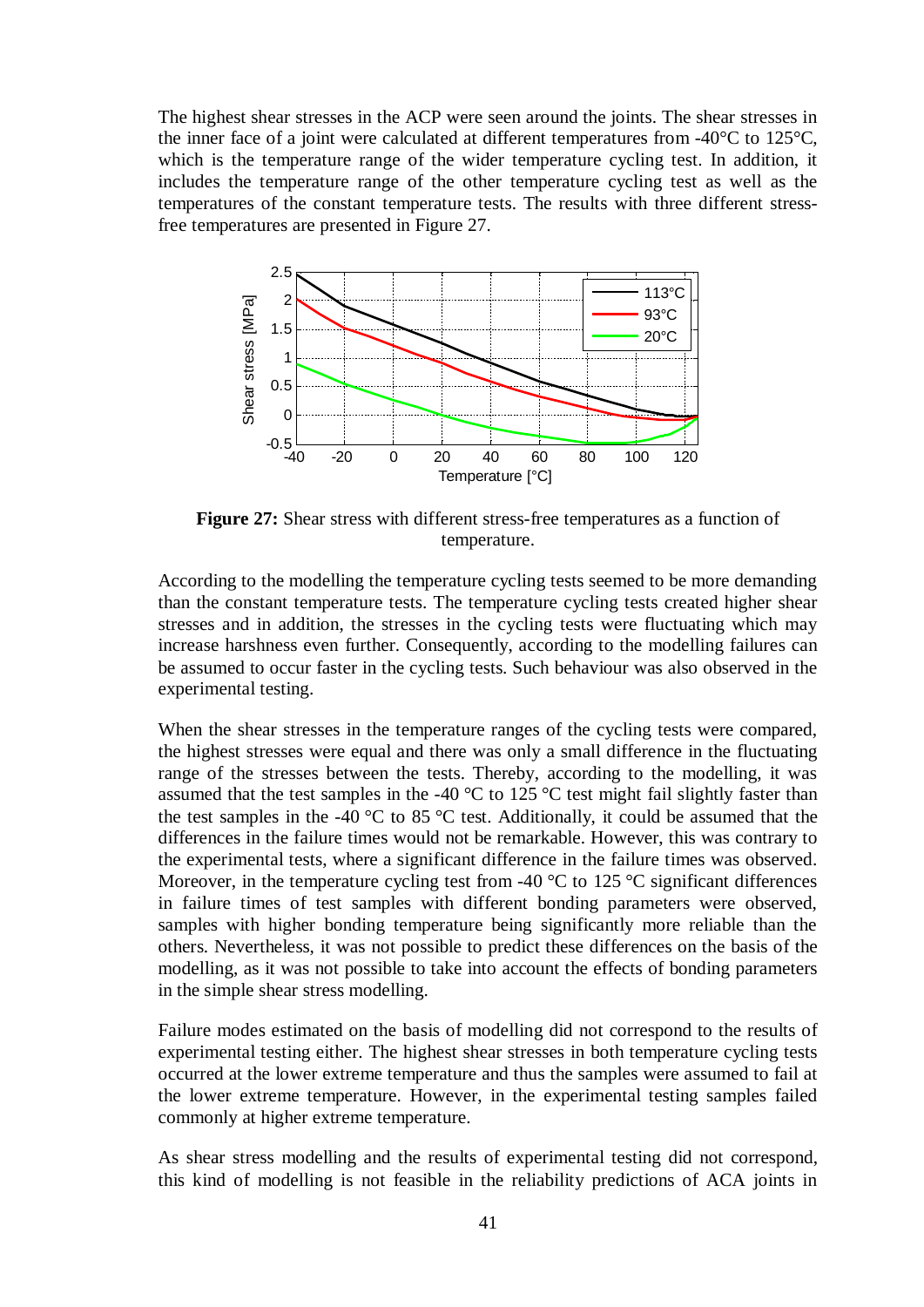The highest shear stresses in the ACP were seen around the joints. The shear stresses in the inner face of a joint were calculated at different temperatures from -40°C to 125°C, which is the temperature range of the wider temperature cycling test. In addition, it includes the temperature range of the other temperature cycling test as well as the temperatures of the constant temperature tests. The results with three different stress-free temperatures are presented in Figure 27.

**Figure 27:** Shear stress with different stress-free temperatures as a function of temperature.

According to the modelling the temperature cycling tests seemed to be more demanding than the constant temperature tests. The temperature cycling tests created higher shear stresses and in addition, the stresses in the cycling tests were fluctuating which may increase harshness even further. Consequently, according to the modelling failures can be assumed to occur faster in the cycling tests. Such behaviour was also observed in the experimental testing.

When the shear stresses in the temperature ranges of the cycling tests were compared, the highest stresses were equal and there was only a small difference in the fluctuating range of the stresses between the tests. Thereby, according to the modelling, it was assumed that the test samples in the -40 °C to 125 °C test might fail slightly faster than the test samples in the -40 °C to 85 °C test. Additionally, it could be assumed that the differences in the failure times would not be remarkable. However, this was contrary to the experimental tests, where a significant difference in the failure times was observed. Moreover, in the temperature cycling test from -40 °C to 125 °C significant differences in failure times of test samples with different bonding parameters were observed, samples with higher bonding temperature being significantly more reliable than the others. Nevertheless, it was not possible to predict these differences on the basis of the modelling, as it was not possible to take into account the effects of bonding parameters in the simple shear stress modelling.

Failure modes estimated on the basis of modelling did not correspond to the results of experimental testing either. The highest shear stresses in both temperature cycling tests occurred at the lower extreme temperature and thus the samples were assumed to fail at the lower extreme temperature. However, in the experimental testing samples failed commonly at higher extreme temperature.

As shear stress modelling and the results of experimental testing did not correspond, this kind of modelling is not feasible in the reliability predictions of ACA joints in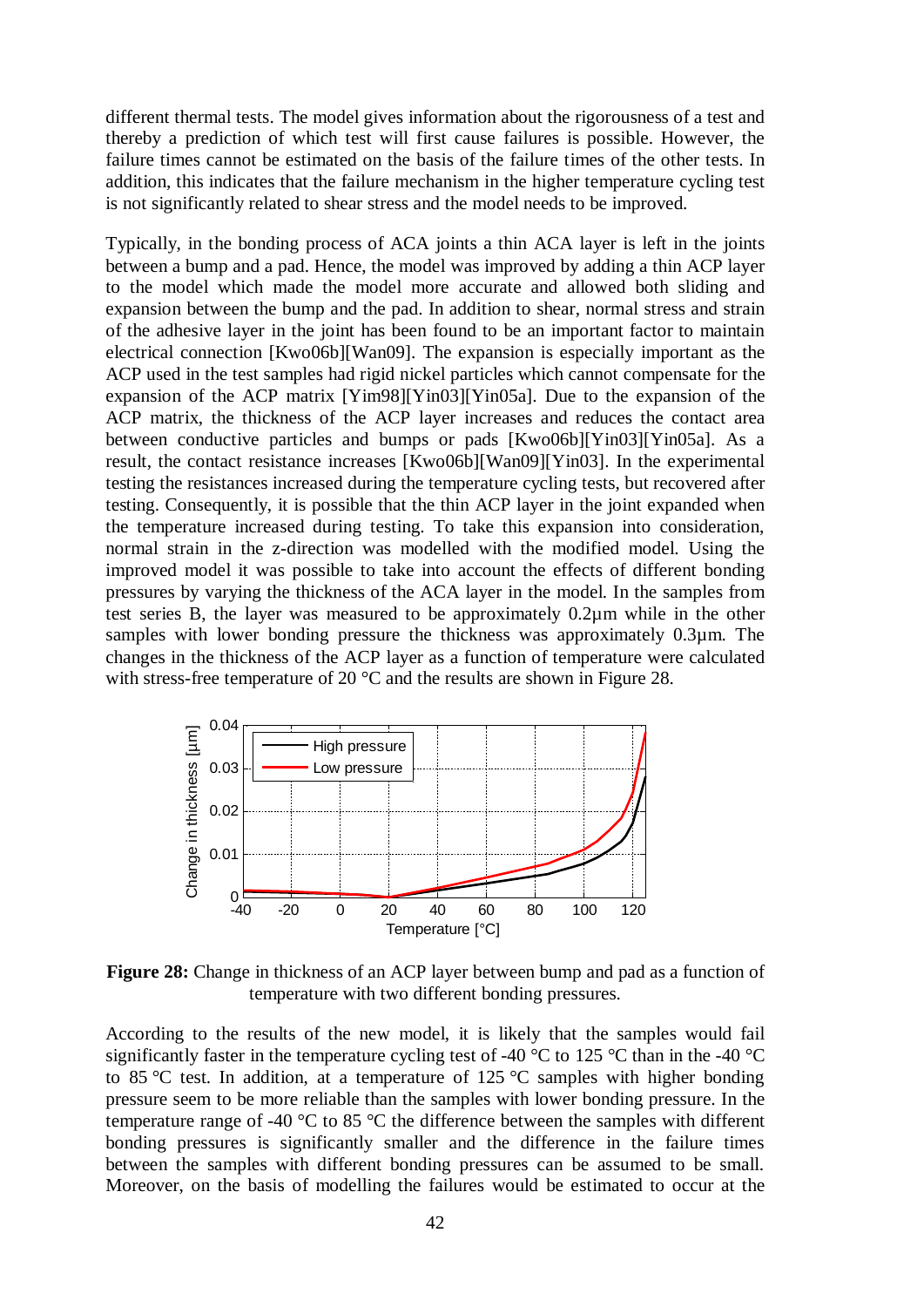different thermal tests. The model gives information about the rigorousness of a test and thereby a prediction of which test will first cause failures is possible. However, the failure times cannot be estimated on the basis of the failure times of the other tests. In addition, this indicates that the failure mechanism in the higher temperature cycling test is not significantly related to shear stress and the model needs to be improved.

Typically, in the bonding process of ACA joints a thin ACA layer is left in the joints between a bump and a pad. Hence, the model was improved by adding a thin ACP layer to the model which made the model more accurate and allowed both sliding and expansion between the bump and the pad. In addition to shear, normal stress and strain of the adhesive layer in the joint has been found to be an important factor to maintain electrical connection [Kwo06b][Wan09]. The expansion is especially important as the ACP used in the test samples had rigid nickel particles which cannot compensate for the expansion of the ACP matrix [Yim98][Yin03][Yin05a]. Due to the expansion of the ACP matrix, the thickness of the ACP layer increases and reduces the contact area between conductive particles and bumps or pads [Kwo06b][Yin03][Yin05a]. As a result, the contact resistance increases [Kwo06b][Wan09][Yin03]. In the experimental testing the resistances increased during the temperature cycling tests, but recovered after testing. Consequently, it is possible that the thin ACP layer in the joint expanded when the temperature increased during testing. To take this expansion into consideration, normal strain in the z-direction was modelled with the modified model. Using the improved model it was possible to take into account the effects of different bonding pressures by varying the thickness of the ACA layer in the model. In the samples from test series B, the layer was measured to be approximately 0.2µm while in the other samples with lower bonding pressure the thickness was approximately 0.3µm. The changes in the thickness of the ACP layer as a function of temperature were calculated with stress-free temperature of 20 °C and the results are shown in Figure 28.

**Figure 28:** Change in thickness of an ACP layer between bump and pad as a function of temperature with two different bonding pressures.

According to the results of the new model, it is likely that the samples would fail significantly faster in the temperature cycling test of -40 °C to 125 °C than in the -40 °C to 85 °C test. In addition, at a temperature of 125 °C samples with higher bonding pressure seem to be more reliable than the samples with lower bonding pressure. In the temperature range of -40 °C to 85 °C the difference between the samples with different bonding pressures is significantly smaller and the difference in the failure times between the samples with different bonding pressures can be assumed to be small. Moreover, on the basis of modelling the failures would be estimated to occur at the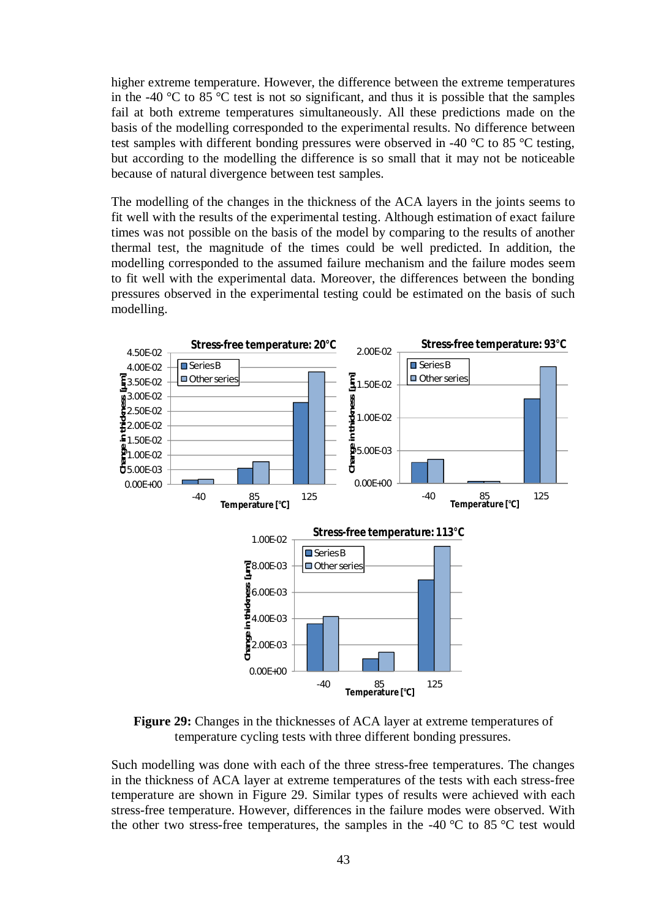higher extreme temperature. However, the difference between the extreme temperatures in the -40 °C to 85 °C test is not so significant, and thus it is possible that the samples fail at both extreme temperatures simultaneously. All these predictions made on the basis of the modelling corresponded to the experimental results. No difference between test samples with different bonding pressures were observed in -40 °C to 85 °C testing, but according to the modelling the difference is so small that it may not be noticeable because of natural divergence between test samples.

The modelling of the changes in the thickness of the ACA layers in the joints seems to fit well with the results of the experimental testing. Although estimation of exact failure times was not possible on the basis of the model by comparing to the results of another thermal test, the magnitude of the times could be well predicted. In addition, the modelling corresponded to the assumed failure mechanism and the failure modes seem to fit well with the experimental data. Moreover, the differences between the bonding pressures observed in the experimental testing could be estimated on the basis of such modelling.

**Figure 29:** Changes in the thicknesses of ACA layer at extreme temperatures of temperature cycling tests with three different bonding pressures.

Such modelling was done with each of the three stress-free temperatures. The changes in the thickness of ACA layer at extreme temperatures of the tests with each stress-free temperature are shown in Figure 29. Similar types of results were achieved with each stress-free temperature. However, differences in the failure modes were observed. With the other two stress-free temperatures, the samples in the -40 °C to 85 °C test would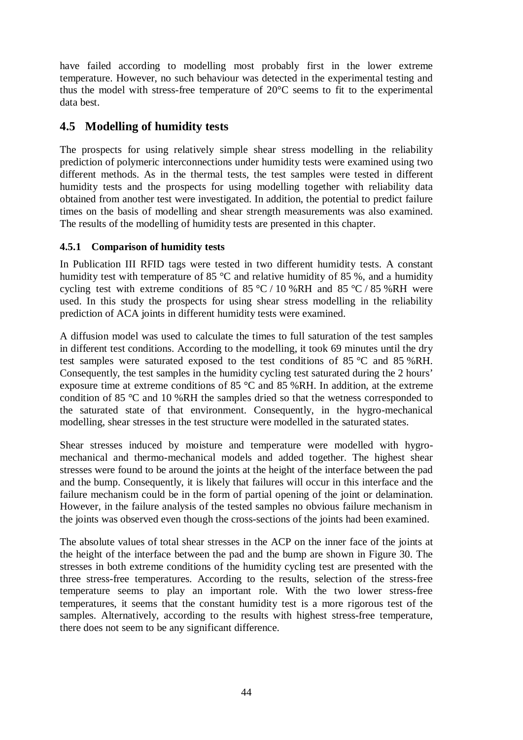have failed according to modelling most probably first in the lower extreme temperature. However, no such behaviour was detected in the experimental testing and thus the model with stress-free temperature of 20°C seems to fit to the experimental data best.

## 4.5 Modelling of humidity tests

The prospects for using relatively simple shear stress modelling in the reliability prediction of polymeric interconnections under humidity tests were examined using two different methods. As in the thermal tests, the test samples were tested in different humidity tests and the prospects for using modelling together with reliability data obtained from another test were investigated. In addition, the potential to predict failure times on the basis of modelling and shear strength measurements was also examined. The results of the modelling of humidity tests are presented in this chapter.

### 4.5.1 Comparison of humidity tests

In Publication III RFID tags were tested in two different humidity tests. A constant humidity test with temperature of 85 °C and relative humidity of 85 %, and a humidity cycling test with extreme conditions of 85 °C / 10 %RH and 85 °C / 85 %RH were used. In this study the prospects for using shear stress modelling in the reliability prediction of ACA joints in different humidity tests were examined.

A diffusion model was used to calculate the times to full saturation of the test samples in different test conditions. According to the modelling, it took 69 minutes until the dry test samples were saturated exposed to the test conditions of 85 °C and 85 %RH. Consequently, the test samples in the humidity cycling test saturated during the 2 hours' exposure time at extreme conditions of 85 °C and 85 %RH. In addition, at the extreme condition of 85 °C and 10 %RH the samples dried so that the wetness corresponded to the saturated state of that environment. Consequently, in the hygro-mechanical modelling, shear stresses in the test structure were modelled in the saturated states.

Shear stresses induced by moisture and temperature were modelled with hygro-mechanical and thermo-mechanical models and added together. The highest shear stresses were found to be around the joints at the height of the interface between the pad and the bump. Consequently, it is likely that failures will occur in this interface and the failure mechanism could be in the form of partial opening of the joint or delamination. However, in the failure analysis of the tested samples no obvious failure mechanism in the joints was observed even though the cross-sections of the joints had been examined.

The absolute values of total shear stresses in the ACP on the inner face of the joints at the height of the interface between the pad and the bump are shown in Figure 30. The stresses in both extreme conditions of the humidity cycling test are presented with the three stress-free temperatures. According to the results, selection of the stress-free temperature seems to play an important role. With the two lower stress-free temperatures, it seems that the constant humidity test is a more rigorous test of the samples. Alternatively, according to the results with highest stress-free temperature, there does not seem to be any significant difference.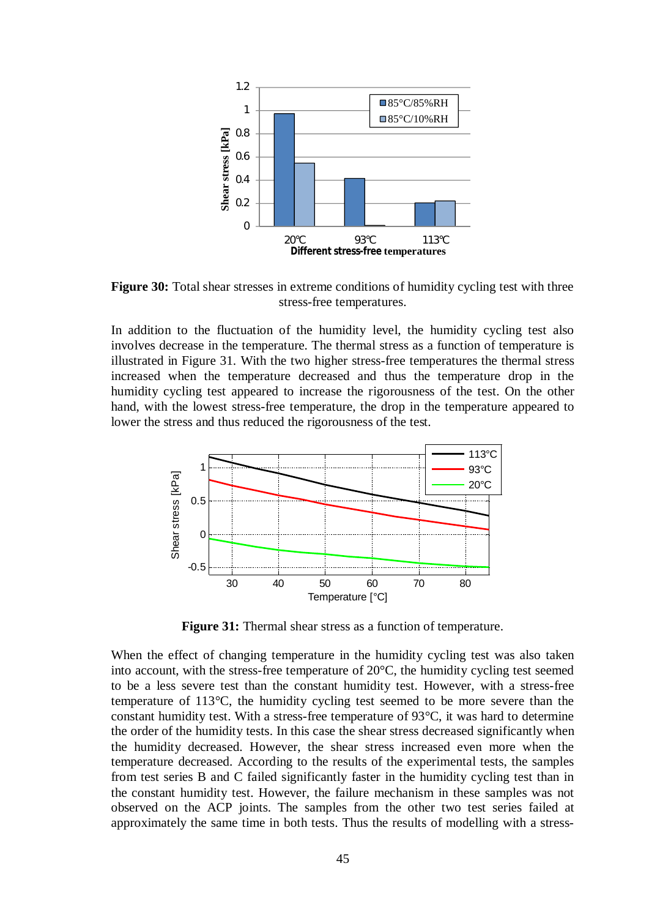**Figure 30:** Total shear stresses in extreme conditions of humidity cycling test with three stress-free temperatures.

In addition to the fluctuation of the humidity level, the humidity cycling test also involves decrease in the temperature. The thermal stress as a function of temperature is illustrated in Figure 31. With the two higher stress-free temperatures the thermal stress increased when the temperature decreased and thus the temperature drop in the humidity cycling test appeared to increase the rigorousness of the test. On the other hand, with the lowest stress-free temperature, the drop in the temperature appeared to lower the stress and thus reduced the rigorousness of the test.

**Figure 31:** Thermal shear stress as a function of temperature.

When the effect of changing temperature in the humidity cycling test was also taken into account, with the stress-free temperature of 20°C, the humidity cycling test seemed to be a less severe test than the constant humidity test. However, with a stress-free temperature of 113°C, the humidity cycling test seemed to be more severe than the constant humidity test. With a stress-free temperature of 93°C, it was hard to determine the order of the humidity tests. In this case the shear stress decreased significantly when the humidity decreased. However, the shear stress increased even more when the temperature decreased. According to the results of the experimental tests, the samples from test series B and C failed significantly faster in the humidity cycling test than in the constant humidity test. However, the failure mechanism in these samples was not observed on the ACP joints. The samples from the other two test series failed at approximately the same time in both tests. Thus the results of modelling with a stress-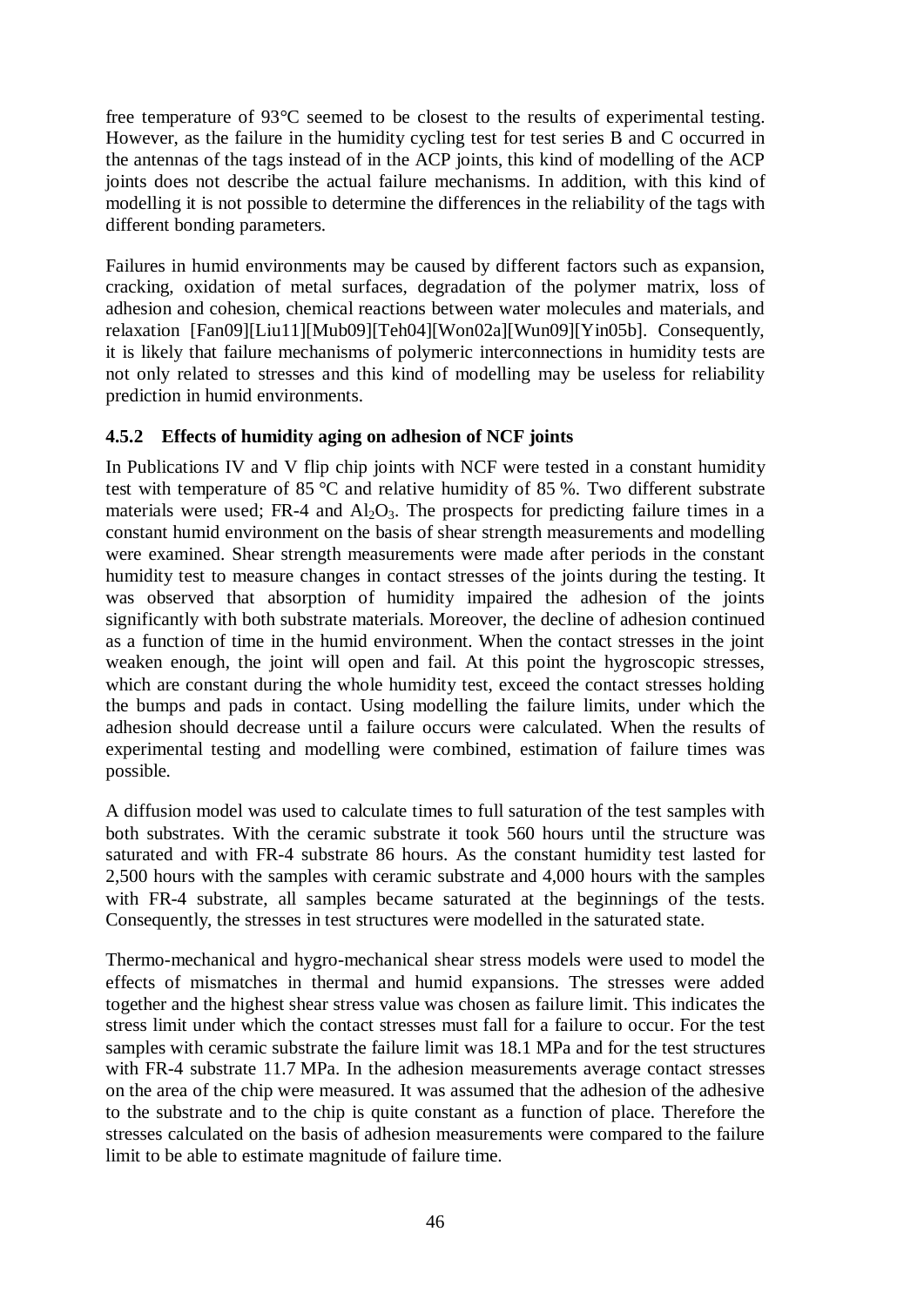free temperature of 93°C seemed to be closest to the results of experimental testing. However, as the failure in the humidity cycling test for test series B and C occurred in the antennas of the tags instead of in the ACP joints, this kind of modelling of the ACP joints does not describe the actual failure mechanisms. In addition, with this kind of modelling it is not possible to determine the differences in the reliability of the tags with different bonding parameters.

Failures in humid environments may be caused by different factors such as expansion, cracking, oxidation of metal surfaces, degradation of the polymer matrix, loss of adhesion and cohesion, chemical reactions between water molecules and materials, and relaxation [Fan09][Liu11][Mub09][Teh04][Won02a][Wun09][Yin05b]. Consequently, it is likely that failure mechanisms of polymeric interconnections in humidity tests are not only related to stresses and this kind of modelling may be useless for reliability prediction in humid environments.

### 4.5.2 Effects of humidity aging on adhesion of NCF joints

In Publications IV and V flip chip joints with NCF were tested in a constant humidity test with temperature of 85 °C and relative humidity of 85 %. Two different substrate materials were used; FR-4 and $Al_2O_3$. The prospects for predicting failure times in a constant humid environment on the basis of shear strength measurements and modelling were examined. Shear strength measurements were made after periods in the constant humidity test to measure changes in contact stresses of the joints during the testing. It was observed that absorption of humidity impaired the adhesion of the joints significantly with both substrate materials. Moreover, the decline of adhesion continued as a function of time in the humid environment. When the contact stresses in the joint weaken enough, the joint will open and fail. At this point the hygroscopic stresses, which are constant during the whole humidity test, exceed the contact stresses holding the bumps and pads in contact. Using modelling the failure limits, under which the adhesion should decrease until a failure occurs were calculated. When the results of experimental testing and modelling were combined, estimation of failure times was possible.

A diffusion model was used to calculate times to full saturation of the test samples with both substrates. With the ceramic substrate it took 560 hours until the structure was saturated and with FR-4 substrate 86 hours. As the constant humidity test lasted for 2,500 hours with the samples with ceramic substrate and 4,000 hours with the samples with FR-4 substrate, all samples became saturated at the beginnings of the tests. Consequently, the stresses in test structures were modelled in the saturated state.

Thermo-mechanical and hygro-mechanical shear stress models were used to model the effects of mismatches in thermal and humid expansions. The stresses were added together and the highest shear stress value was chosen as failure limit. This indicates the stress limit under which the contact stresses must fall for a failure to occur. For the test samples with ceramic substrate the failure limit was 18.1 MPa and for the test structures with FR-4 substrate 11.7 MPa. In the adhesion measurements average contact stresses on the area of the chip were measured. It was assumed that the adhesion of the adhesive to the substrate and to the chip is quite constant as a function of place. Therefore the stresses calculated on the basis of adhesion measurements were compared to the failure limit to be able to estimate magnitude of failure time.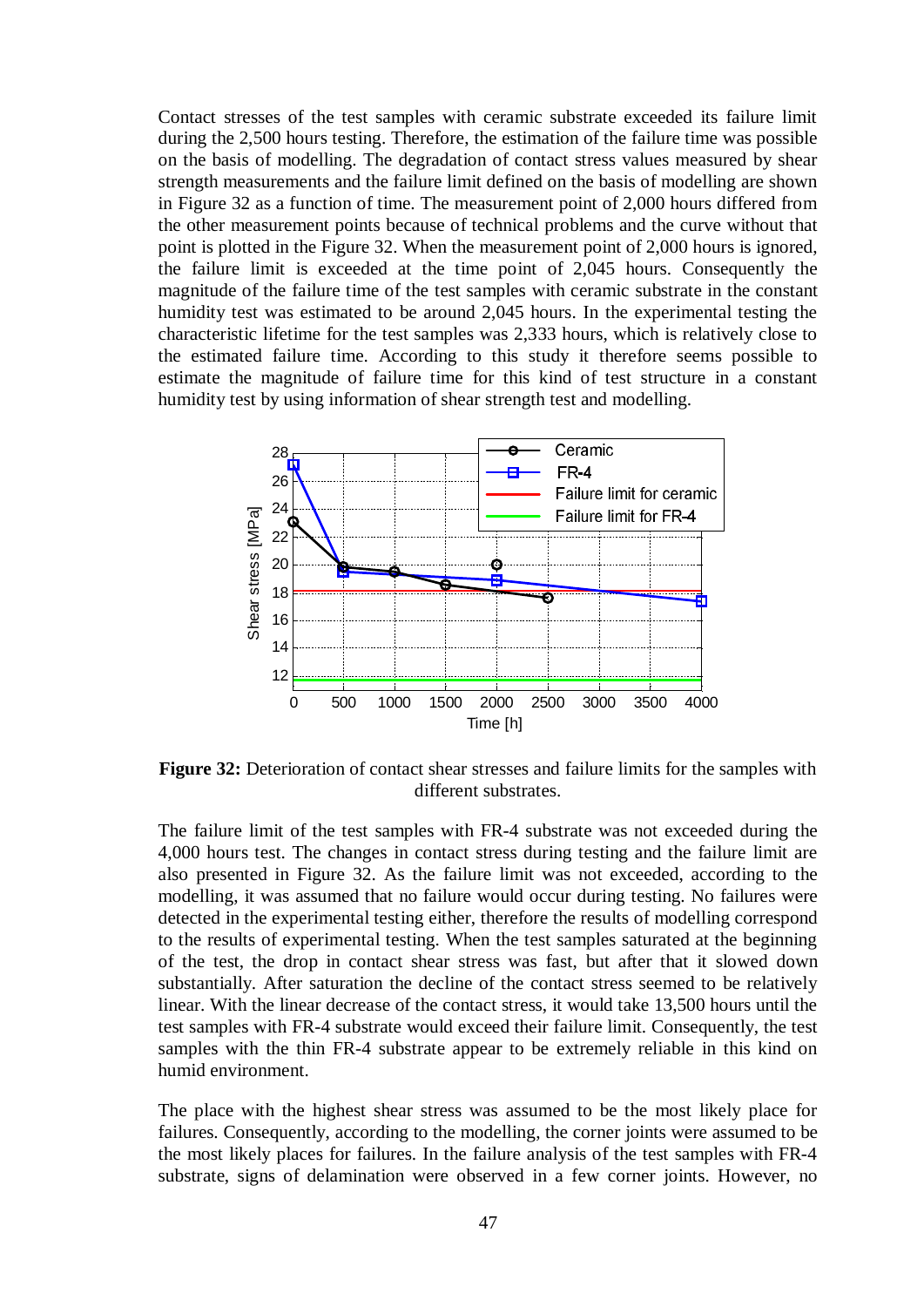Contact stresses of the test samples with ceramic substrate exceeded its failure limit during the 2,500 hours testing. Therefore, the estimation of the failure time was possible on the basis of modelling. The degradation of contact stress values measured by shear strength measurements and the failure limit defined on the basis of modelling are shown in Figure 32 as a function of time. The measurement point of 2,000 hours differed from the other measurement points because of technical problems and the curve without that point is plotted in the Figure 32. When the measurement point of 2,000 hours is ignored, the failure limit is exceeded at the time point of 2,045 hours. Consequently the magnitude of the failure time of the test samples with ceramic substrate in the constant humidity test was estimated to be around 2,045 hours. In the experimental testing the characteristic lifetime for the test samples was 2,333 hours, which is relatively close to the estimated failure time. According to this study it therefore seems possible to estimate the magnitude of failure time for this kind of test structure in a constant humidity test by using information of shear strength test and modelling.

**Figure 32:** Deterioration of contact shear stresses and failure limits for the samples with different substrates.

The failure limit of the test samples with FR-4 substrate was not exceeded during the 4,000 hours test. The changes in contact stress during testing and the failure limit are also presented in Figure 32. As the failure limit was not exceeded, according to the modelling, it was assumed that no failure would occur during testing. No failures were detected in the experimental testing either, therefore the results of modelling correspond to the results of experimental testing. When the test samples saturated at the beginning of the test, the drop in contact shear stress was fast, but after that it slowed down substantially. After saturation the decline of the contact stress seemed to be relatively linear. With the linear decrease of the contact stress, it would take 13,500 hours until the test samples with FR-4 substrate would exceed their failure limit. Consequently, the test samples with the thin FR-4 substrate appear to be extremely reliable in this kind on humid environment.

The place with the highest shear stress was assumed to be the most likely place for failures. Consequently, according to the modelling, the corner joints were assumed to be the most likely places for failures. In the failure analysis of the test samples with FR-4 substrate, signs of delamination were observed in a few corner joints. However, no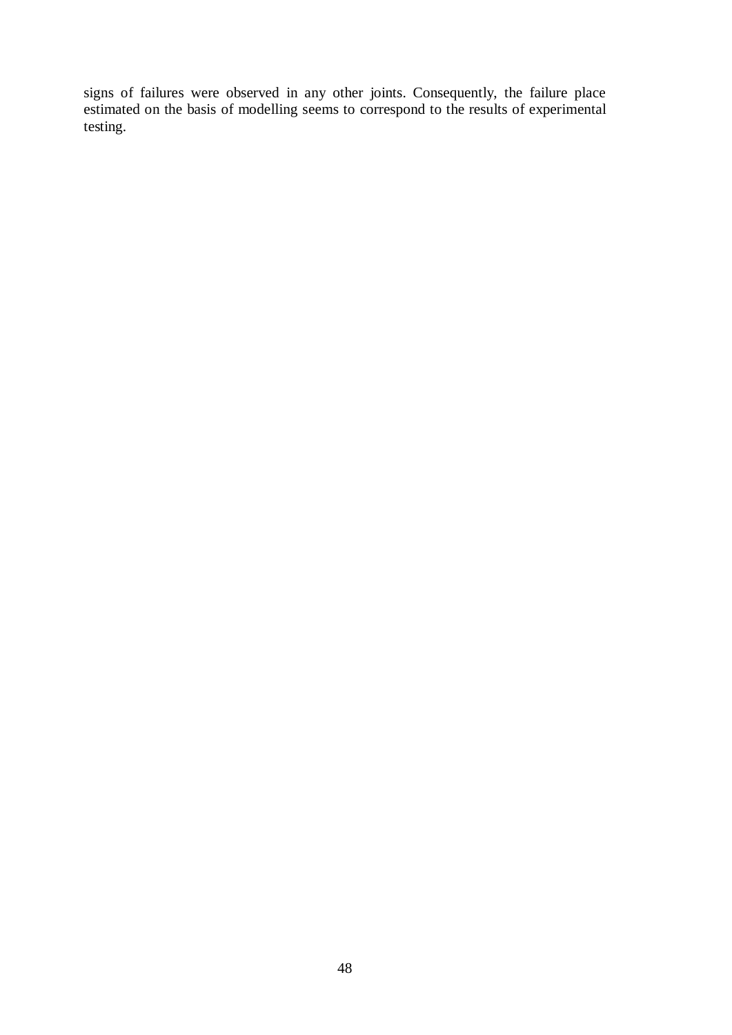signs of failures were observed in any other joints. Consequently, the failure place estimated on the basis of modelling seems to correspond to the results of experimental testing.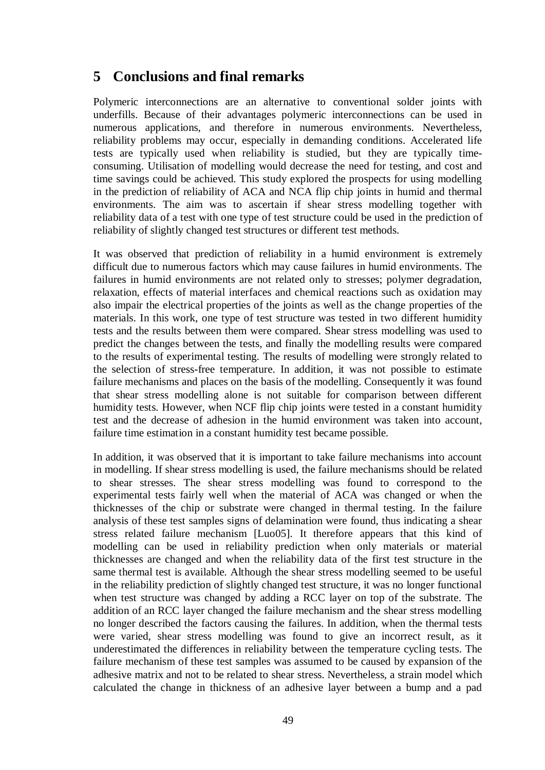# 5 Conclusions and final remarks

Polymeric interconnections are an alternative to conventional solder joints with underfills. Because of their advantages polymeric interconnections can be used in numerous applications, and therefore in numerous environments. Nevertheless, reliability problems may occur, especially in demanding conditions. Accelerated life tests are typically used when reliability is studied, but they are typically time-consuming. Utilisation of modelling would decrease the need for testing, and cost and time savings could be achieved. This study explored the prospects for using modelling in the prediction of reliability of ACA and NCA flip chip joints in humid and thermal environments. The aim was to ascertain if shear stress modelling together with reliability data of a test with one type of test structure could be used in the prediction of reliability of slightly changed test structures or different test methods.

It was observed that prediction of reliability in a humid environment is extremely difficult due to numerous factors which may cause failures in humid environments. The failures in humid environments are not related only to stresses; polymer degradation, relaxation, effects of material interfaces and chemical reactions such as oxidation may also impair the electrical properties of the joints as well as the change properties of the materials. In this work, one type of test structure was tested in two different humidity tests and the results between them were compared. Shear stress modelling was used to predict the changes between the tests, and finally the modelling results were compared to the results of experimental testing. The results of modelling were strongly related to the selection of stress-free temperature. In addition, it was not possible to estimate failure mechanisms and places on the basis of the modelling. Consequently it was found that shear stress modelling alone is not suitable for comparison between different humidity tests. However, when NCF flip chip joints were tested in a constant humidity test and the decrease of adhesion in the humid environment was taken into account, failure time estimation in a constant humidity test became possible.

In addition, it was observed that it is important to take failure mechanisms into account in modelling. If shear stress modelling is used, the failure mechanisms should be related to shear stresses. The shear stress modelling was found to correspond to the experimental tests fairly well when the material of ACA was changed or when the thicknesses of the chip or substrate were changed in thermal testing. In the failure analysis of these test samples signs of delamination were found, thus indicating a shear stress related failure mechanism [Luo05]. It therefore appears that this kind of modelling can be used in reliability prediction when only materials or material thicknesses are changed and when the reliability data of the first test structure in the same thermal test is available. Although the shear stress modelling seemed to be useful in the reliability prediction of slightly changed test structure, it was no longer functional when test structure was changed by adding a RCC layer on top of the substrate. The addition of an RCC layer changed the failure mechanism and the shear stress modelling no longer described the factors causing the failures. In addition, when the thermal tests were varied, shear stress modelling was found to give an incorrect result, as it underestimated the differences in reliability between the temperature cycling tests. The failure mechanism of these test samples was assumed to be caused by expansion of the adhesive matrix and not to be related to shear stress. Nevertheless, a strain model which calculated the change in thickness of an adhesive layer between a bump and a pad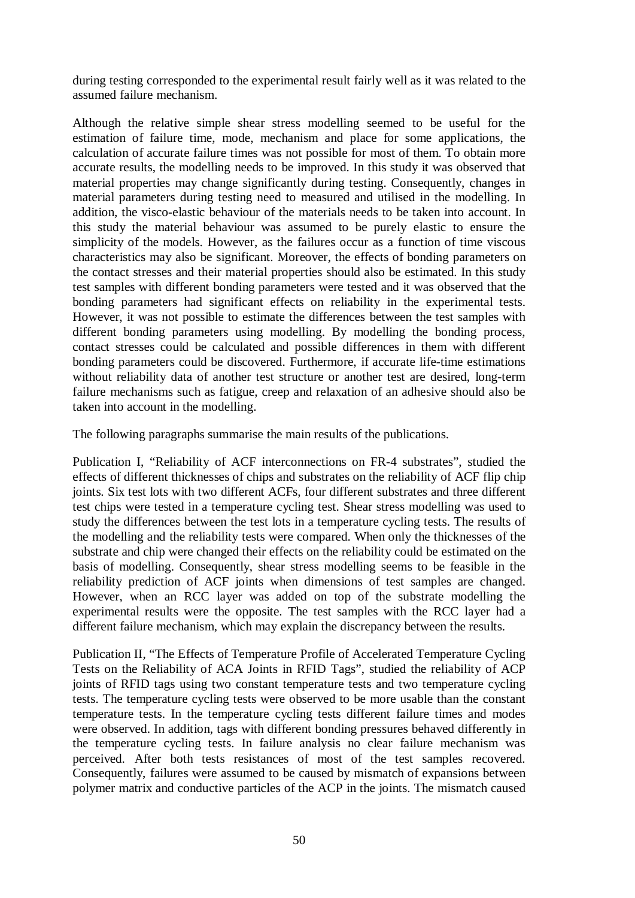during testing corresponded to the experimental result fairly well as it was related to the assumed failure mechanism.

Although the relative simple shear stress modelling seemed to be useful for the estimation of failure time, mode, mechanism and place for some applications, the calculation of accurate failure times was not possible for most of them. To obtain more accurate results, the modelling needs to be improved. In this study it was observed that material properties may change significantly during testing. Consequently, changes in material parameters during testing need to measured and utilised in the modelling. In addition, the visco-elastic behaviour of the materials needs to be taken into account. In this study the material behaviour was assumed to be purely elastic to ensure the simplicity of the models. However, as the failures occur as a function of time viscous characteristics may also be significant. Moreover, the effects of bonding parameters on the contact stresses and their material properties should also be estimated. In this study test samples with different bonding parameters were tested and it was observed that the bonding parameters had significant effects on reliability in the experimental tests. However, it was not possible to estimate the differences between the test samples with different bonding parameters using modelling. By modelling the bonding process, contact stresses could be calculated and possible differences in them with different bonding parameters could be discovered. Furthermore, if accurate life-time estimations without reliability data of another test structure or another test are desired, long-term failure mechanisms such as fatigue, creep and relaxation of an adhesive should also be taken into account in the modelling.

The following paragraphs summarise the main results of the publications.

Publication I, "Reliability of ACF interconnections on FR-4 substrates", studied the effects of different thicknesses of chips and substrates on the reliability of ACF flip chip joints. Six test lots with two different ACFs, four different substrates and three different test chips were tested in a temperature cycling test. Shear stress modelling was used to study the differences between the test lots in a temperature cycling tests. The results of the modelling and the reliability tests were compared. When only the thicknesses of the substrate and chip were changed their effects on the reliability could be estimated on the basis of modelling. Consequently, shear stress modelling seems to be feasible in the reliability prediction of ACF joints when dimensions of test samples are changed. However, when an RCC layer was added on top of the substrate modelling the experimental results were the opposite. The test samples with the RCC layer had a different failure mechanism, which may explain the discrepancy between the results.

Publication II, "The Effects of Temperature Profile of Accelerated Temperature Cycling Tests on the Reliability of ACA Joints in RFID Tags", studied the reliability of ACP joints of RFID tags using two constant temperature tests and two temperature cycling tests. The temperature cycling tests were observed to be more usable than the constant temperature tests. In the temperature cycling tests different failure times and modes were observed. In addition, tags with different bonding pressures behaved differently in the temperature cycling tests. In failure analysis no clear failure mechanism was perceived. After both tests resistances of most of the test samples recovered. Consequently, failures were assumed to be caused by mismatch of expansions between polymer matrix and conductive particles of the ACP in the joints. The mismatch caused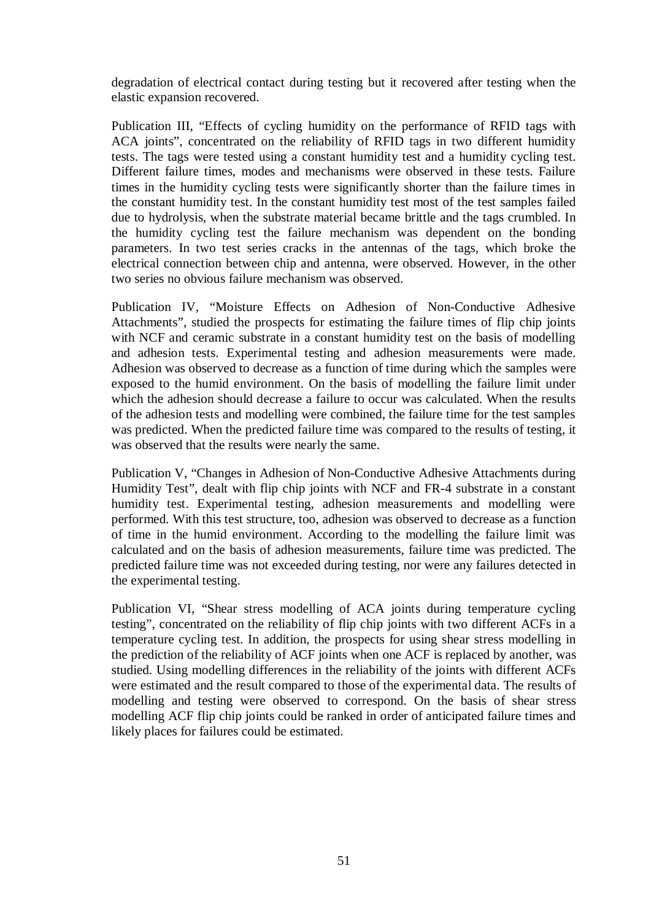degradation of electrical contact during testing but it recovered after testing when the elastic expansion recovered.

Publication III, "Effects of cycling humidity on the performance of RFID tags with ACA joints", concentrated on the reliability of RFID tags in two different humidity tests. The tags were tested using a constant humidity test and a humidity cycling test. Different failure times, modes and mechanisms were observed in these tests. Failure times in the humidity cycling tests were significantly shorter than the failure times in the constant humidity test. In the constant humidity test most of the test samples failed due to hydrolysis, when the substrate material became brittle and the tags crumbled. In the humidity cycling test the failure mechanism was dependent on the bonding parameters. In two test series cracks in the antennas of the tags, which broke the electrical connection between chip and antenna, were observed. However, in the other two series no obvious failure mechanism was observed.

Publication IV, "Moisture Effects on Adhesion of Non-Conductive Adhesive Attachments", studied the prospects for estimating the failure times of flip chip joints with NCF and ceramic substrate in a constant humidity test on the basis of modelling and adhesion tests. Experimental testing and adhesion measurements were made. Adhesion was observed to decrease as a function of time during which the samples were exposed to the humid environment. On the basis of modelling the failure limit under which the adhesion should decrease a failure to occur was calculated. When the results of the adhesion tests and modelling were combined, the failure time for the test samples was predicted. When the predicted failure time was compared to the results of testing, it was observed that the results were nearly the same.

Publication V, "Changes in Adhesion of Non-Conductive Adhesive Attachments during Humidity Test", dealt with flip chip joints with NCF and FR-4 substrate in a constant humidity test. Experimental testing, adhesion measurements and modelling were performed. With this test structure, too, adhesion was observed to decrease as a function of time in the humid environment. According to the modelling the failure limit was calculated and on the basis of adhesion measurements, failure time was predicted. The predicted failure time was not exceeded during testing, nor were any failures detected in the experimental testing.

Publication VI, "Shear stress modelling of ACA joints during temperature cycling testing", concentrated on the reliability of flip chip joints with two different ACFs in a temperature cycling test. In addition, the prospects for using shear stress modelling in the prediction of the reliability of ACF joints when one ACF is replaced by another, was studied. Using modelling differences in the reliability of the joints with different ACFs were estimated and the result compared to those of the experimental data. The results of modelling and testing were observed to correspond. On the basis of shear stress modelling ACF flip chip joints could be ranked in order of anticipated failure times and likely places for failures could be estimated.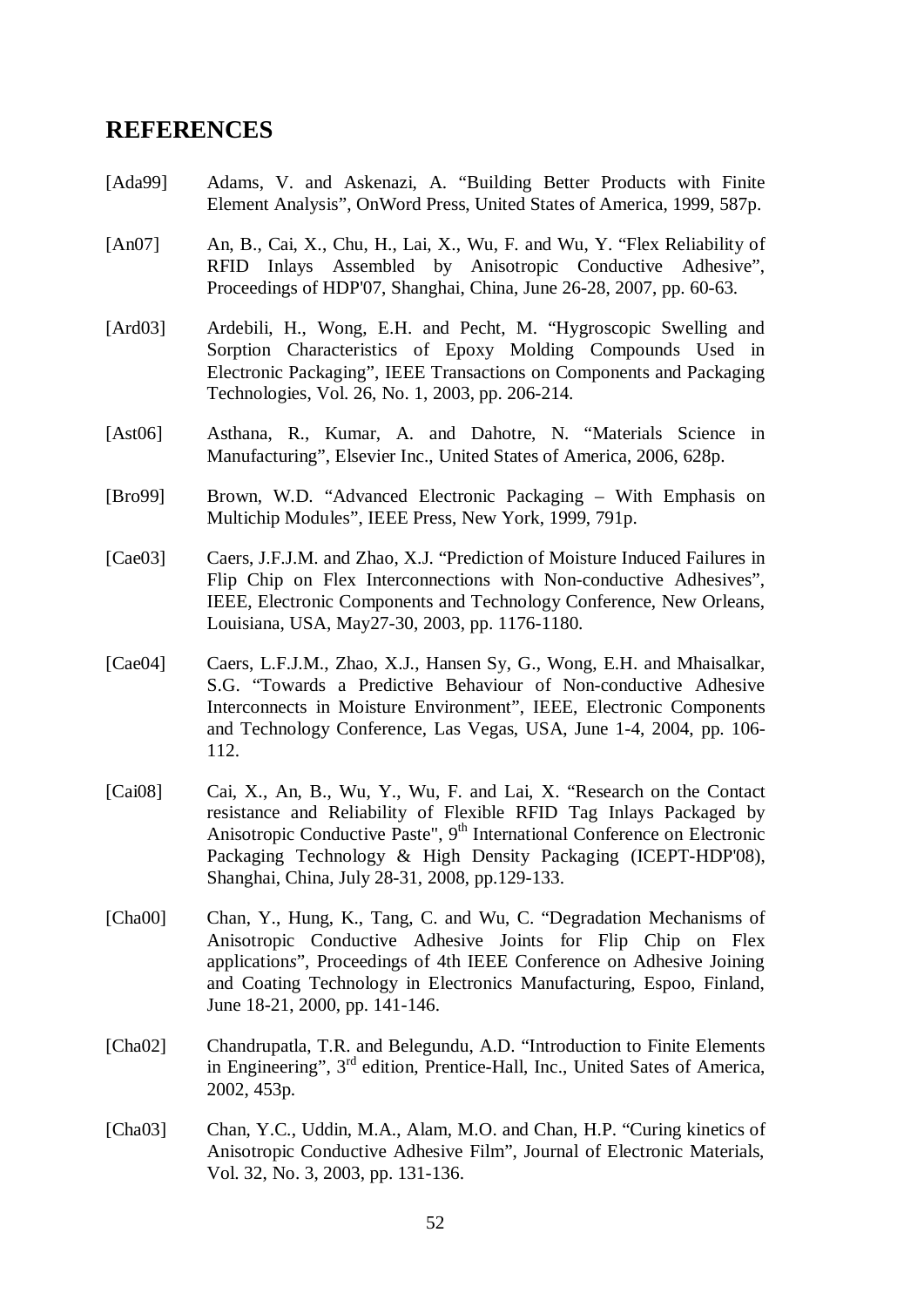# REFERENCES

[Ada99] Adams, V. and Askenazi, A. "Building Better Products with Finite Element Analysis", OnWord Press, United States of America, 1999, 587p.

[An07] An, B., Cai, X., Chu, H., Lai, X., Wu, F. and Wu, Y. "Flex Reliability of RFID Inlays Assembled by Anisotropic Conductive Adhesive", Proceedings of HDP'07, Shanghai, China, June 26-28, 2007, pp. 60-63.

[Ard03] Ardebili, H., Wong, E.H. and Pecht, M. "Hygroscopic Swelling and Sorption Characteristics of Epoxy Molding Compounds Used in Electronic Packaging", IEEE Transactions on Components and Packaging Technologies, Vol. 26, No. 1, 2003, pp. 206-214.

[Ast06] Asthana, R., Kumar, A. and Dahotre, N. "Materials Science in Manufacturing", Elsevier Inc., United States of America, 2006, 628p.

[Bro99] Brown, W.D. "Advanced Electronic Packaging – With Emphasis on Multichip Modules", IEEE Press, New York, 1999, 791p.

[Cae03] Caers, J.F.J.M. and Zhao, X.J. "Prediction of Moisture Induced Failures in Flip Chip on Flex Interconnections with Non-conductive Adhesives", IEEE, Electronic Components and Technology Conference, New Orleans, Louisiana, USA, May27-30, 2003, pp. 1176-1180.

[Cae04] Caers, L.F.J.M., Zhao, X.J., Hansen Sy, G., Wong, E.H. and Mhaisalkar, S.G. "Towards a Predictive Behaviour of Non-conductive Adhesive Interconnects in Moisture Environment", IEEE, Electronic Components and Technology Conference, Las Vegas, USA, June 1-4, 2004, pp. 106-112.

[Cai08] Cai, X., An, B., Wu, Y., Wu, F. and Lai, X. "Research on the Contact resistance and Reliability of Flexible RFID Tag Inlays Packaged by Anisotropic Conductive Paste", 9th International Conference on Electronic Packaging Technology & High Density Packaging (ICEPT-HDP'08), Shanghai, China, July 28-31, 2008, pp.129-133.

[Cha00] Chan, Y., Hung, K., Tang, C. and Wu, C. "Degradation Mechanisms of Anisotropic Conductive Adhesive Joints for Flip Chip on Flex applications", Proceedings of 4th IEEE Conference on Adhesive Joining and Coating Technology in Electronics Manufacturing, Espoo, Finland, June 18-21, 2000, pp. 141-146.

[Cha02] Chandrupatla, T.R. and Belegundu, A.D. "Introduction to Finite Elements in Engineering", 3rd edition, Prentice-Hall, Inc., United Sates of America, 2002, 453p.

[Cha03] Chan, Y.C., Uddin, M.A., Alam, M.O. and Chan, H.P. "Curing kinetics of Anisotropic Conductive Adhesive Film", Journal of Electronic Materials, Vol. 32, No. 3, 2003, pp. 131-136.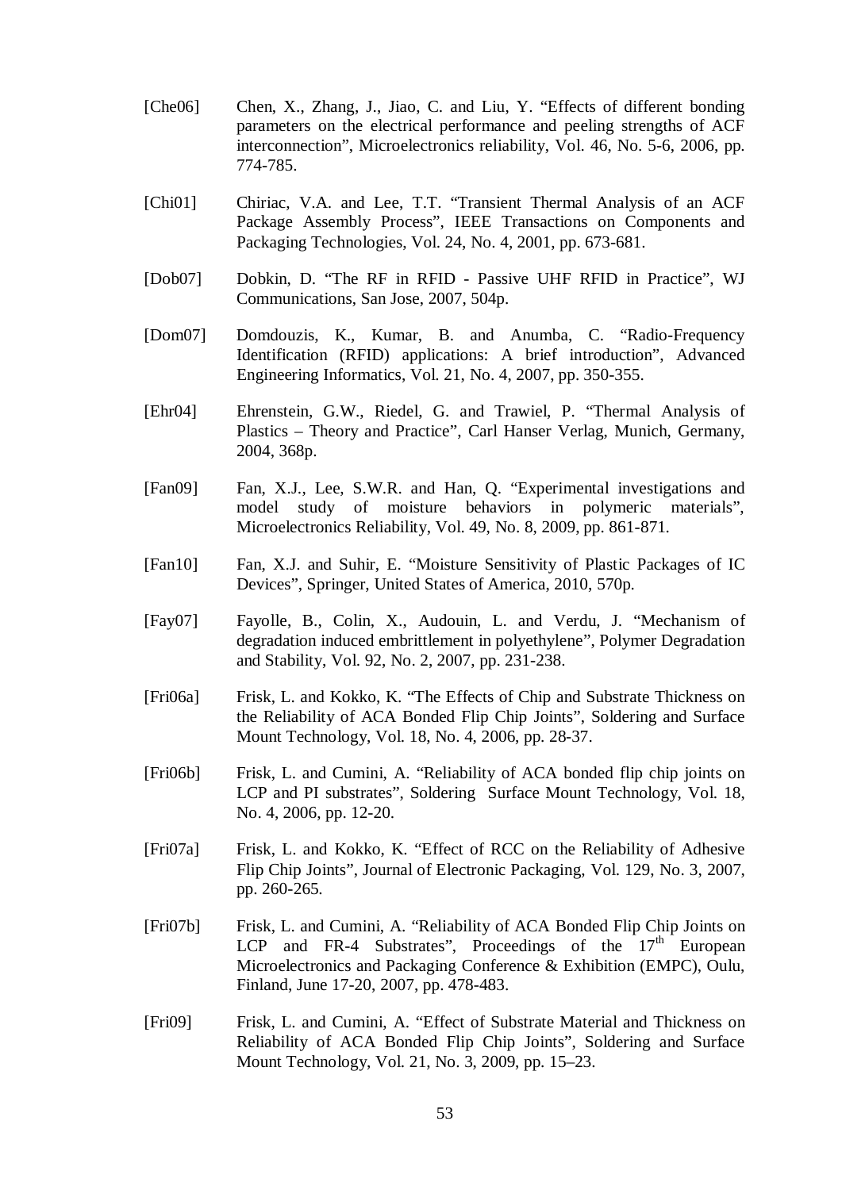[Che06] Chen, X., Zhang, J., Jiao, C. and Liu, Y. "Effects of different bonding parameters on the electrical performance and peeling strengths of ACF interconnection", Microelectronics reliability, Vol. 46, No. 5-6, 2006, pp. 774-785.

[Chi01] Chiriac, V.A. and Lee, T.T. "Transient Thermal Analysis of an ACF Package Assembly Process", IEEE Transactions on Components and Packaging Technologies, Vol. 24, No. 4, 2001, pp. 673-681.

[Dob07] Dobkin, D. "The RF in RFID - Passive UHF RFID in Practice", WJ Communications, San Jose, 2007, 504p.

[Dom07] Domdouzis, K., Kumar, B. and Anumba, C. "Radio-Frequency Identification (RFID) applications: A brief introduction", Advanced Engineering Informatics, Vol. 21, No. 4, 2007, pp. 350-355.

[Ehr04] Ehrenstein, G.W., Riedel, G. and Trawiel, P. "Thermal Analysis of Plastics – Theory and Practice", Carl Hanser Verlag, Munich, Germany, 2004, 368p.

[Fan09] Fan, X.J., Lee, S.W.R. and Han, Q. "Experimental investigations and model study of moisture behaviors in polymeric materials", Microelectronics Reliability, Vol. 49, No. 8, 2009, pp. 861-871.

[Fan10] Fan, X.J. and Suhir, E. "Moisture Sensitivity of Plastic Packages of IC Devices", Springer, United States of America, 2010, 570p.

[Fay07] Fayolle, B., Colin, X., Audouin, L. and Verdu, J. "Mechanism of degradation induced embrittlement in polyethylene", Polymer Degradation and Stability, Vol. 92, No. 2, 2007, pp. 231-238.

[Fri06a] Frisk, L. and Kokko, K. "The Effects of Chip and Substrate Thickness on the Reliability of ACA Bonded Flip Chip Joints", Soldering and Surface Mount Technology, Vol. 18, No. 4, 2006, pp. 28-37.

[Fri06b] Frisk, L. and Cumini, A. "Reliability of ACA bonded flip chip joints on LCP and PI substrates", Soldering Surface Mount Technology, Vol. 18, No. 4, 2006, pp. 12-20.

[Fri07a] Frisk, L. and Kokko, K. "Effect of RCC on the Reliability of Adhesive Flip Chip Joints", Journal of Electronic Packaging, Vol. 129, No. 3, 2007, pp. 260-265.

[Fri07b] Frisk, L. and Cumini, A. "Reliability of ACA Bonded Flip Chip Joints on LCP and FR-4 Substrates", Proceedings of the 17th European Microelectronics and Packaging Conference & Exhibition (EMPC), Oulu, Finland, June 17-20, 2007, pp. 478-483.

[Fri09] Frisk, L. and Cumini, A. "Effect of Substrate Material and Thickness on Reliability of ACA Bonded Flip Chip Joints", Soldering and Surface Mount Technology, Vol. 21, No. 3, 2009, pp. 15–23.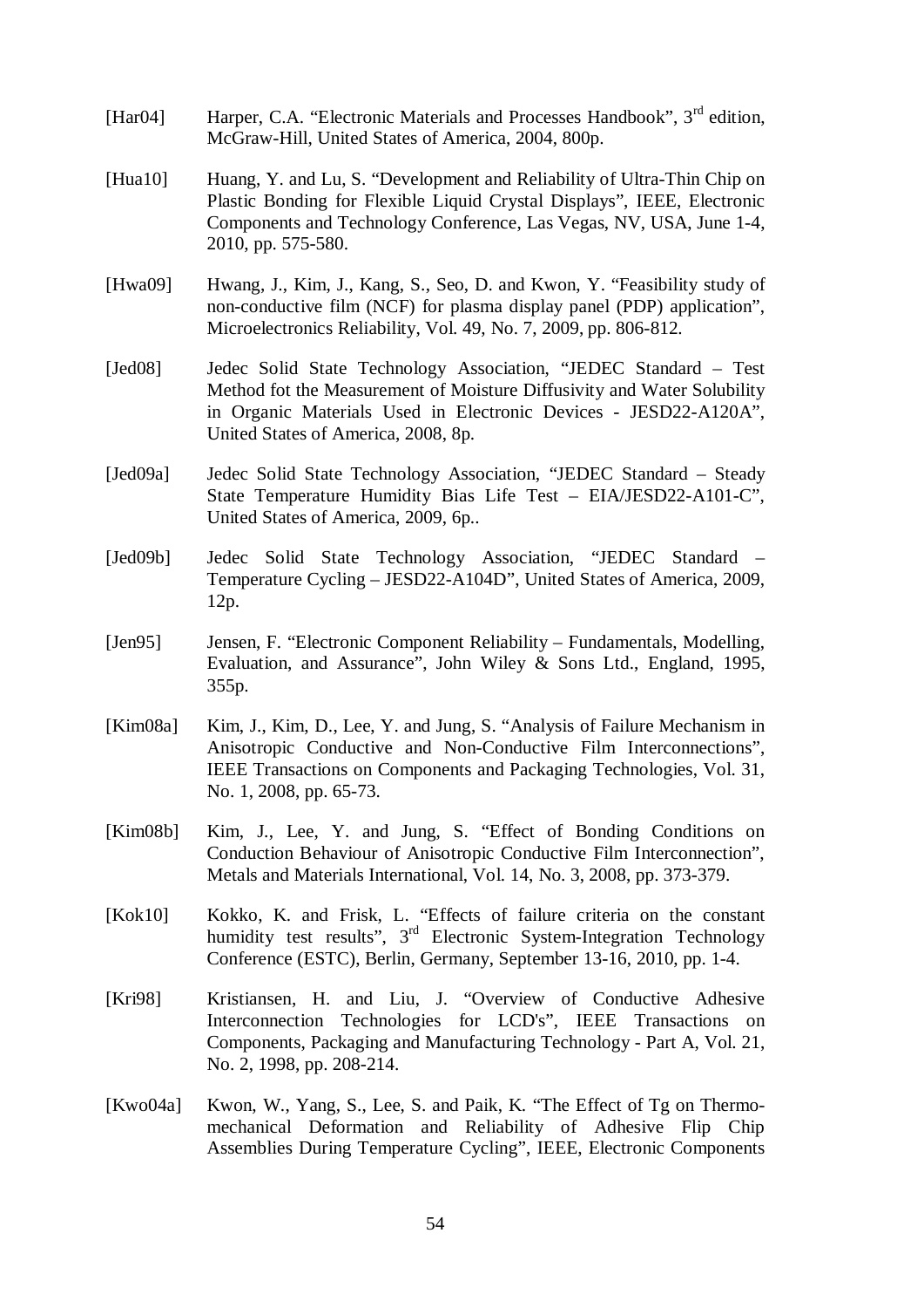[Har04] Harper, C.A. "Electronic Materials and Processes Handbook", 3rd edition, McGraw-Hill, United States of America, 2004, 800p.

[Hua10] Huang, Y. and Lu, S. "Development and Reliability of Ultra-Thin Chip on Plastic Bonding for Flexible Liquid Crystal Displays", IEEE, Electronic Components and Technology Conference, Las Vegas, NV, USA, June 1-4, 2010, pp. 575-580.

[Hwa09] Hwang, J., Kim, J., Kang, S., Seo, D. and Kwon, Y. "Feasibility study of non-conductive film (NCF) for plasma display panel (PDP) application", Microelectronics Reliability, Vol. 49, No. 7, 2009, pp. 806-812.

[Jed08] Jedec Solid State Technology Association, "JEDEC Standard – Test Method fot the Measurement of Moisture Diffusivity and Water Solubility in Organic Materials Used in Electronic Devices - JESD22-A120A", United States of America, 2008, 8p.

[Jed09a] Jedec Solid State Technology Association, "JEDEC Standard – Steady State Temperature Humidity Bias Life Test – EIA/JESD22-A101-C", United States of America, 2009, 6p..

[Jed09b] Jedec Solid State Technology Association, "JEDEC Standard – Temperature Cycling – JESD22-A104D", United States of America, 2009, 12p.

[Jen95] Jensen, F. "Electronic Component Reliability – Fundamentals, Modelling, Evaluation, and Assurance", John Wiley & Sons Ltd., England, 1995, 355p.

[Kim08a] Kim, J., Kim, D., Lee, Y. and Jung, S. "Analysis of Failure Mechanism in Anisotropic Conductive and Non-Conductive Film Interconnections", IEEE Transactions on Components and Packaging Technologies, Vol. 31, No. 1, 2008, pp. 65-73.

[Kim08b] Kim, J., Lee, Y. and Jung, S. "Effect of Bonding Conditions on Conduction Behaviour of Anisotropic Conductive Film Interconnection", Metals and Materials International, Vol. 14, No. 3, 2008, pp. 373-379.

[Kok10] Kokko, K. and Frisk, L. "Effects of failure criteria on the constant humidity test results", 3rd Electronic System-Integration Technology Conference (ESTC), Berlin, Germany, September 13-16, 2010, pp. 1-4.

[Kri98] Kristiansen, H. and Liu, J. "Overview of Conductive Adhesive Interconnection Technologies for LCD's", IEEE Transactions on Components, Packaging and Manufacturing Technology - Part A, Vol. 21, No. 2, 1998, pp. 208-214.

[Kwo04a] Kwon, W., Yang, S., Lee, S. and Paik, K. "The Effect of Tg on Thermo-mechanical Deformation and Reliability of Adhesive Flip Chip Assemblies During Temperature Cycling", IEEE, Electronic Components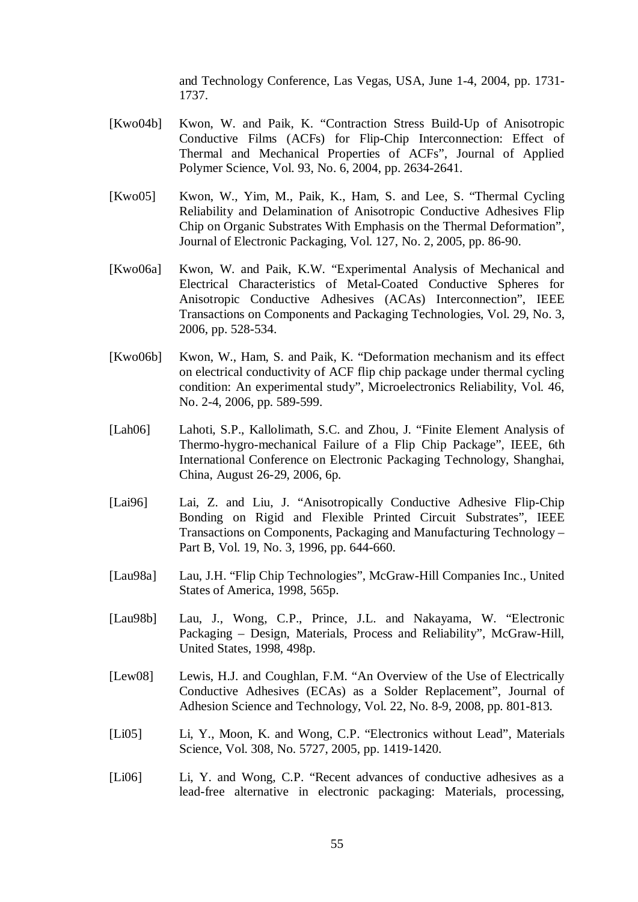and Technology Conference, Las Vegas, USA, June 1-4, 2004, pp. 1731-1737.

[Kwo04b] Kwon, W. and Paik, K. "Contraction Stress Build-Up of Anisotropic Conductive Films (ACFs) for Flip-Chip Interconnection: Effect of Thermal and Mechanical Properties of ACFs", Journal of Applied Polymer Science, Vol. 93, No. 6, 2004, pp. 2634-2641.

[Kwo05] Kwon, W., Yim, M., Paik, K., Ham, S. and Lee, S. "Thermal Cycling Reliability and Delamination of Anisotropic Conductive Adhesives Flip Chip on Organic Substrates With Emphasis on the Thermal Deformation", Journal of Electronic Packaging, Vol. 127, No. 2, 2005, pp. 86-90.

[Kwo06a] Kwon, W. and Paik, K.W. "Experimental Analysis of Mechanical and Electrical Characteristics of Metal-Coated Conductive Spheres for Anisotropic Conductive Adhesives (ACAs) Interconnection", IEEE Transactions on Components and Packaging Technologies, Vol. 29, No. 3, 2006, pp. 528-534.

[Kwo06b] Kwon, W., Ham, S. and Paik, K. "Deformation mechanism and its effect on electrical conductivity of ACF flip chip package under thermal cycling condition: An experimental study", Microelectronics Reliability, Vol. 46, No. 2-4, 2006, pp. 589-599.

[Lah06] Lahoti, S.P., Kallolimath, S.C. and Zhou, J. "Finite Element Analysis of Thermo-hygro-mechanical Failure of a Flip Chip Package", IEEE, 6th International Conference on Electronic Packaging Technology, Shanghai, China, August 26-29, 2006, 6p.

[Lai96] Lai, Z. and Liu, J. "Anisotropically Conductive Adhesive Flip-Chip Bonding on Rigid and Flexible Printed Circuit Substrates", IEEE Transactions on Components, Packaging and Manufacturing Technology – Part B, Vol. 19, No. 3, 1996, pp. 644-660.

[Lau98a] Lau, J.H. "Flip Chip Technologies", McGraw-Hill Companies Inc., United States of America, 1998, 565p.

[Lau98b] Lau, J., Wong, C.P., Prince, J.L. and Nakayama, W. "Electronic Packaging – Design, Materials, Process and Reliability", McGraw-Hill, United States, 1998, 498p.

[Lew08] Lewis, H.J. and Coughlan, F.M. "An Overview of the Use of Electrically Conductive Adhesives (ECAs) as a Solder Replacement", Journal of Adhesion Science and Technology, Vol. 22, No. 8-9, 2008, pp. 801-813.

[Li05] Li, Y., Moon, K. and Wong, C.P. "Electronics without Lead", Materials Science, Vol. 308, No. 5727, 2005, pp. 1419-1420.

[Li06] Li, Y. and Wong, C.P. "Recent advances of conductive adhesives as a lead-free alternative in electronic packaging: Materials, processing,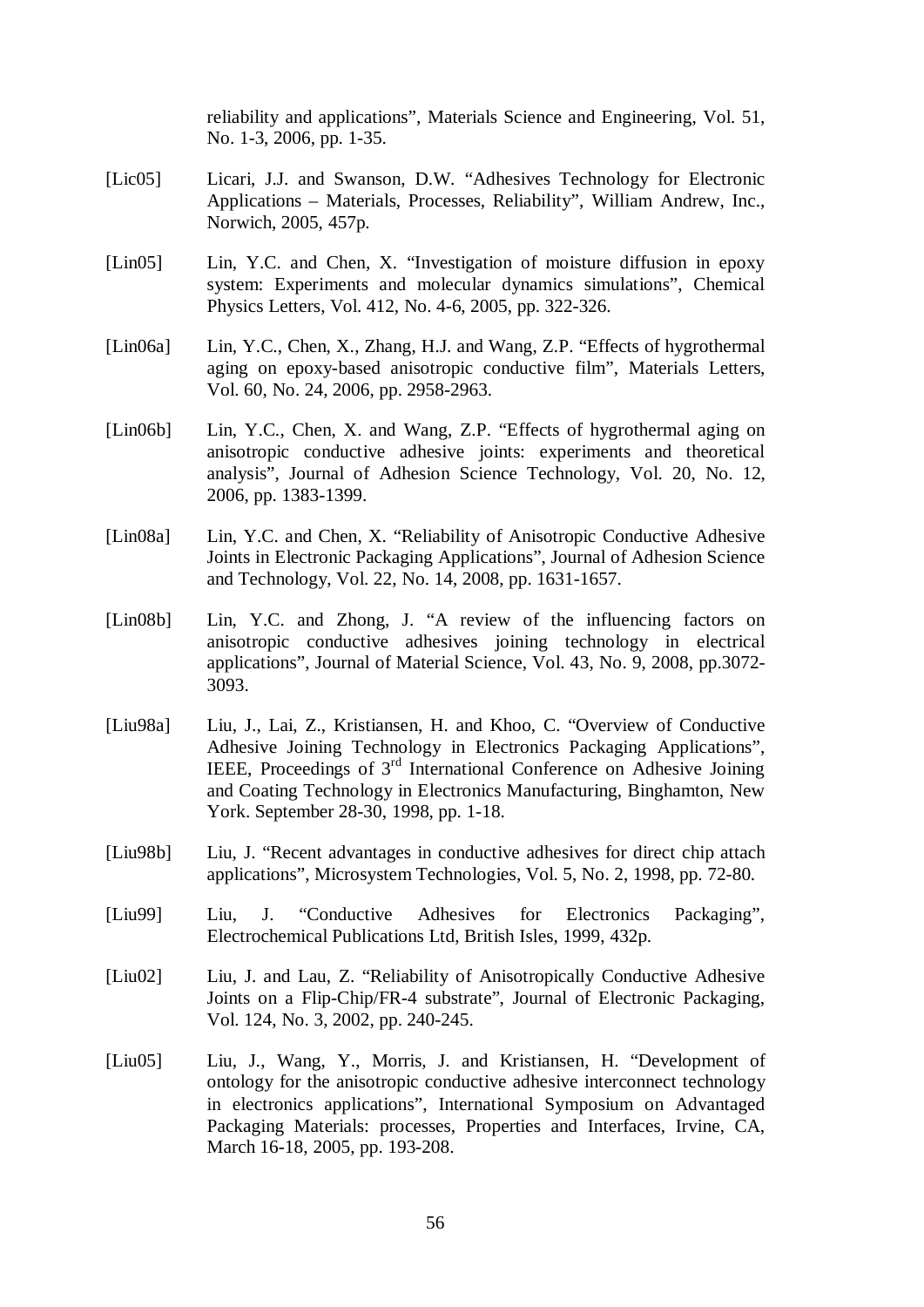reliability and applications", Materials Science and Engineering, Vol. 51, No. 1-3, 2006, pp. 1-35.

[Lic05] Licari, J.J. and Swanson, D.W. "Adhesives Technology for Electronic Applications – Materials, Processes, Reliability", William Andrew, Inc., Norwich, 2005, 457p.

[Lin05] Lin, Y.C. and Chen, X. "Investigation of moisture diffusion in epoxy system: Experiments and molecular dynamics simulations", Chemical Physics Letters, Vol. 412, No. 4-6, 2005, pp. 322-326.

[Lin06a] Lin, Y.C., Chen, X., Zhang, H.J. and Wang, Z.P. "Effects of hygrothermal aging on epoxy-based anisotropic conductive film", Materials Letters, Vol. 60, No. 24, 2006, pp. 2958-2963.

[Lin06b] Lin, Y.C., Chen, X. and Wang, Z.P. "Effects of hygrothermal aging on anisotropic conductive adhesive joints: experiments and theoretical analysis", Journal of Adhesion Science Technology, Vol. 20, No. 12, 2006, pp. 1383-1399.

[Lin08a] Lin, Y.C. and Chen, X. "Reliability of Anisotropic Conductive Adhesive Joints in Electronic Packaging Applications", Journal of Adhesion Science and Technology, Vol. 22, No. 14, 2008, pp. 1631-1657.

[Lin08b] Lin, Y.C. and Zhong, J. "A review of the influencing factors on anisotropic conductive adhesives joining technology in electrical applications", Journal of Material Science, Vol. 43, No. 9, 2008, pp.3072-3093.

[Liu98a] Liu, J., Lai, Z., Kristiansen, H. and Khoo, C. "Overview of Conductive Adhesive Joining Technology in Electronics Packaging Applications", IEEE, Proceedings of 3rd International Conference on Adhesive Joining and Coating Technology in Electronics Manufacturing, Binghamton, New York. September 28-30, 1998, pp. 1-18.

[Liu98b] Liu, J. "Recent advantages in conductive adhesives for direct chip attach applications", Microsystem Technologies, Vol. 5, No. 2, 1998, pp. 72-80.

[Liu99] Liu, J. "Conductive Adhesives for Electronics Packaging", Electrochemical Publications Ltd, British Isles, 1999, 432p.

[Liu02] Liu, J. and Lau, Z. "Reliability of Anisotropically Conductive Adhesive Joints on a Flip-Chip/FR-4 substrate", Journal of Electronic Packaging, Vol. 124, No. 3, 2002, pp. 240-245.

[Liu05] Liu, J., Wang, Y., Morris, J. and Kristiansen, H. "Development of ontology for the anisotropic conductive adhesive interconnect technology in electronics applications", International Symposium on Advantaged Packaging Materials: processes, Properties and Interfaces, Irvine, CA, March 16-18, 2005, pp. 193-208.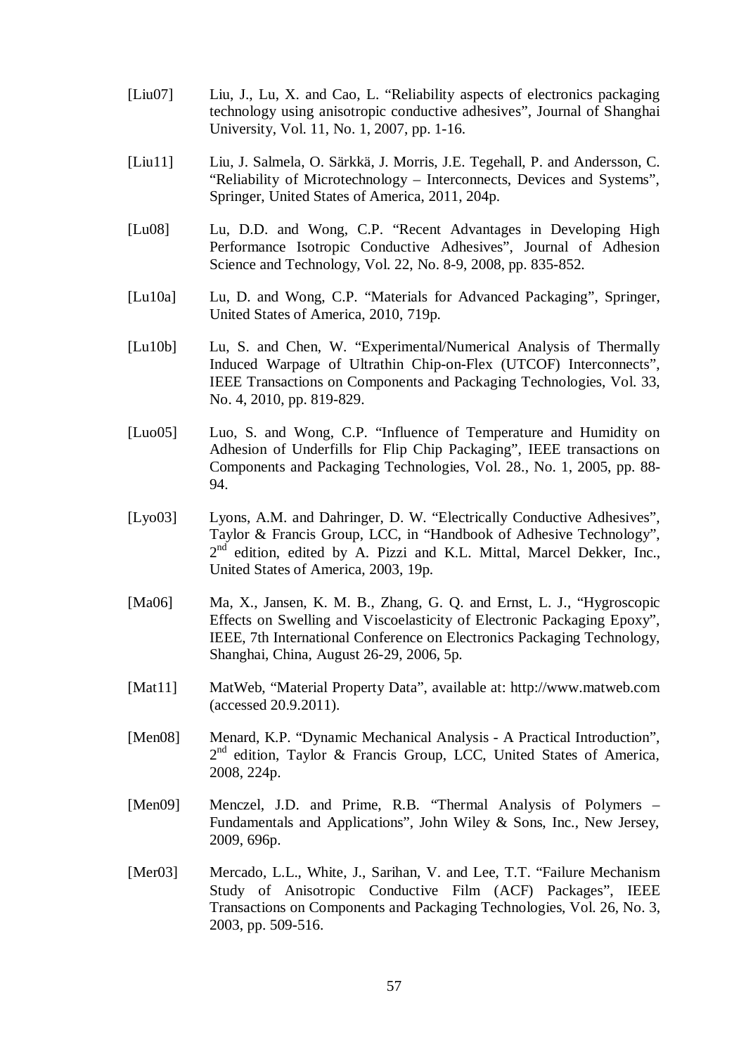[Liu07] Liu, J., Lu, X. and Cao, L. "Reliability aspects of electronics packaging technology using anisotropic conductive adhesives", Journal of Shanghai University, Vol. 11, No. 1, 2007, pp. 1-16.

[Liu11] Liu, J. Salmela, O. Särkkä, J. Morris, J.E. Tegehall, P. and Andersson, C. "Reliability of Microtechnology – Interconnects, Devices and Systems", Springer, United States of America, 2011, 204p.

[Lu08] Lu, D.D. and Wong, C.P. "Recent Advantages in Developing High Performance Isotropic Conductive Adhesives", Journal of Adhesion Science and Technology, Vol. 22, No. 8-9, 2008, pp. 835-852.

[Lu10a] Lu, D. and Wong, C.P. "Materials for Advanced Packaging", Springer, United States of America, 2010, 719p.

[Lu10b] Lu, S. and Chen, W. "Experimental/Numerical Analysis of Thermally Induced Warpage of Ultrathin Chip-on-Flex (UTCOF) Interconnects", IEEE Transactions on Components and Packaging Technologies, Vol. 33, No. 4, 2010, pp. 819-829.

[Luo05] Luo, S. and Wong, C.P. "Influence of Temperature and Humidity on Adhesion of Underfills for Flip Chip Packaging", IEEE transactions on Components and Packaging Technologies, Vol. 28., No. 1, 2005, pp. 88-94.

[Lyo03] Lyons, A.M. and Dahringer, D. W. "Electrically Conductive Adhesives", Taylor & Francis Group, LCC, in "Handbook of Adhesive Technology", 2nd edition, edited by A. Pizzi and K.L. Mittal, Marcel Dekker, Inc., United States of America, 2003, 19p.

[Ma06] Ma, X., Jansen, K. M. B., Zhang, G. Q. and Ernst, L. J., "Hygroscopic Effects on Swelling and Viscoelasticity of Electronic Packaging Epoxy", IEEE, 7th International Conference on Electronics Packaging Technology, Shanghai, China, August 26-29, 2006, 5p.

[Mat11] MatWeb, "Material Property Data", available at: http://www.matweb.com (accessed 20.9.2011).

[Men08] Menard, K.P. "Dynamic Mechanical Analysis - A Practical Introduction", 2nd edition, Taylor & Francis Group, LCC, United States of America, 2008, 224p.

[Men09] Menczel, J.D. and Prime, R.B. "Thermal Analysis of Polymers – Fundamentals and Applications", John Wiley & Sons, Inc., New Jersey, 2009, 696p.

[Mer03] Mercado, L.L., White, J., Sarihan, V. and Lee, T.T. "Failure Mechanism Study of Anisotropic Conductive Film (ACF) Packages", IEEE Transactions on Components and Packaging Technologies, Vol. 26, No. 3, 2003, pp. 509-516.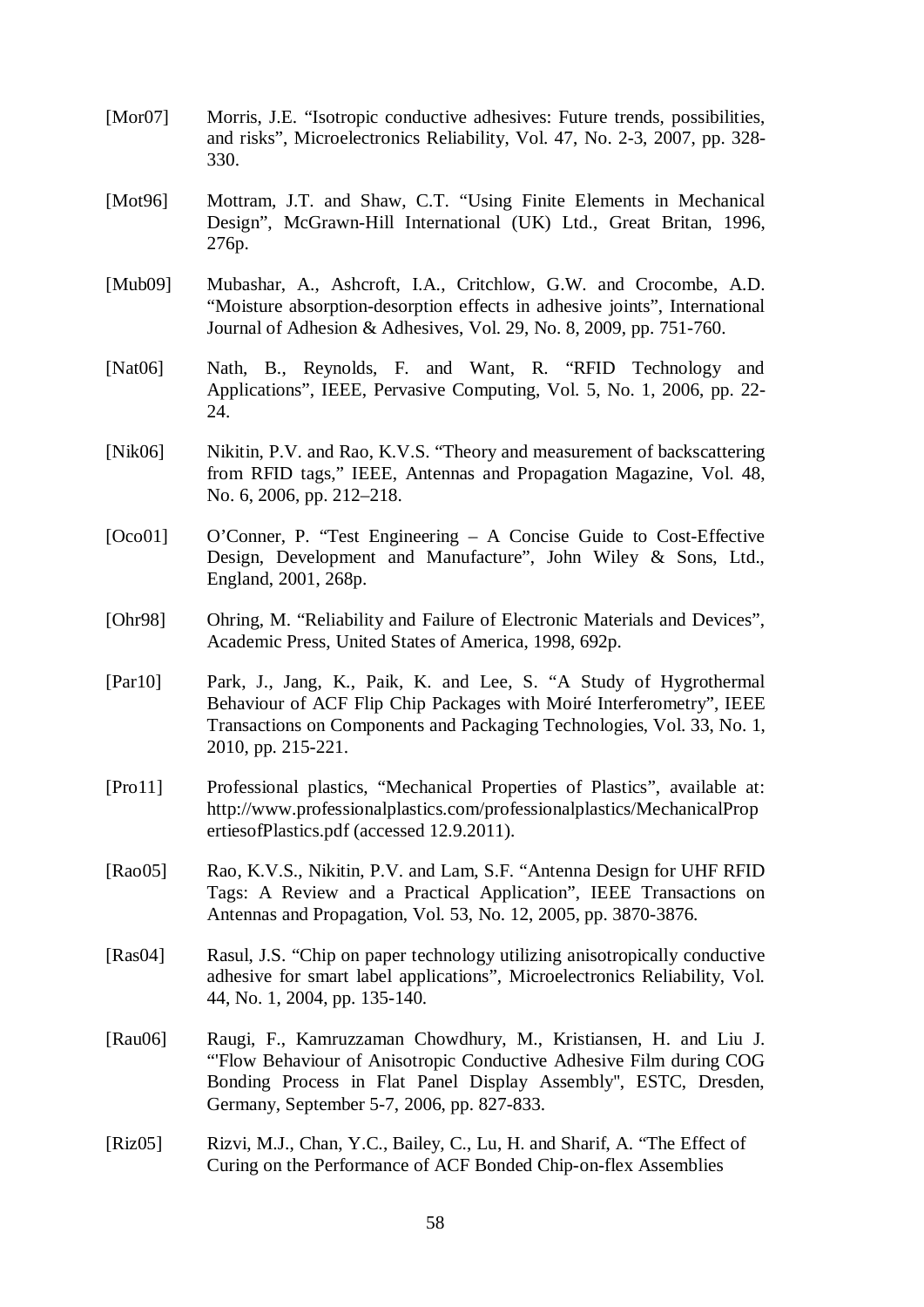[Mor07] Morris, J.E. "Isotropic conductive adhesives: Future trends, possibilities, and risks", Microelectronics Reliability, Vol. 47, No. 2-3, 2007, pp. 328-330.

[Mot96] Mottram, J.T. and Shaw, C.T. "Using Finite Elements in Mechanical Design", McGrawn-Hill International (UK) Ltd., Great Britan, 1996, 276p.

[Mub09] Mubashar, A., Ashcroft, I.A., Critchlow, G.W. and Crocombe, A.D. "Moisture absorption-desorption effects in adhesive joints", International Journal of Adhesion & Adhesives, Vol. 29, No. 8, 2009, pp. 751-760.

[Nat06] Nath, B., Reynolds, F. and Want, R. "RFID Technology and Applications", IEEE, Pervasive Computing, Vol. 5, No. 1, 2006, pp. 22-24.

[Nik06] Nikitin, P.V. and Rao, K.V.S. "Theory and measurement of backscattering from RFID tags," IEEE, Antennas and Propagation Magazine, Vol. 48, No. 6, 2006, pp. 212–218.

[Oco01] O'Conner, P. "Test Engineering – A Concise Guide to Cost-Effective Design, Development and Manufacture", John Wiley & Sons, Ltd., England, 2001, 268p.

[Ohr98] Ohring, M. "Reliability and Failure of Electronic Materials and Devices", Academic Press, United States of America, 1998, 692p.

[Par10] Park, J., Jang, K., Paik, K. and Lee, S. "A Study of Hygrothermal Behaviour of ACF Flip Chip Packages with Moiré Interferometry", IEEE Transactions on Components and Packaging Technologies, Vol. 33, No. 1, 2010, pp. 215-221.

[Pro11] Professional plastics, "Mechanical Properties of Plastics", available at: http://www.professionalplastics.com/professionalplastics/MechanicalPropertiesofPlastics.pdf (accessed 12.9.2011).

[Rao05] Rao, K.V.S., Nikitin, P.V. and Lam, S.F. "Antenna Design for UHF RFID Tags: A Review and a Practical Application", IEEE Transactions on Antennas and Propagation, Vol. 53, No. 12, 2005, pp. 3870-3876.

[Ras04] Rasul, J.S. "Chip on paper technology utilizing anisotropically conductive adhesive for smart label applications", Microelectronics Reliability, Vol. 44, No. 1, 2004, pp. 135-140.

[Rau06] Raugi, F., Kamruzzaman Chowdhury, M., Kristiansen, H. and Liu J. "'Flow Behaviour of Anisotropic Conductive Adhesive Film during COG Bonding Process in Flat Panel Display Assembly", ESTC, Dresden, Germany, September 5-7, 2006, pp. 827-833.

[Riz05] Rizvi, M.J., Chan, Y.C., Bailey, C., Lu, H. and Sharif, A. "The Effect of Curing on the Performance of ACF Bonded Chip-on-flex Assemblies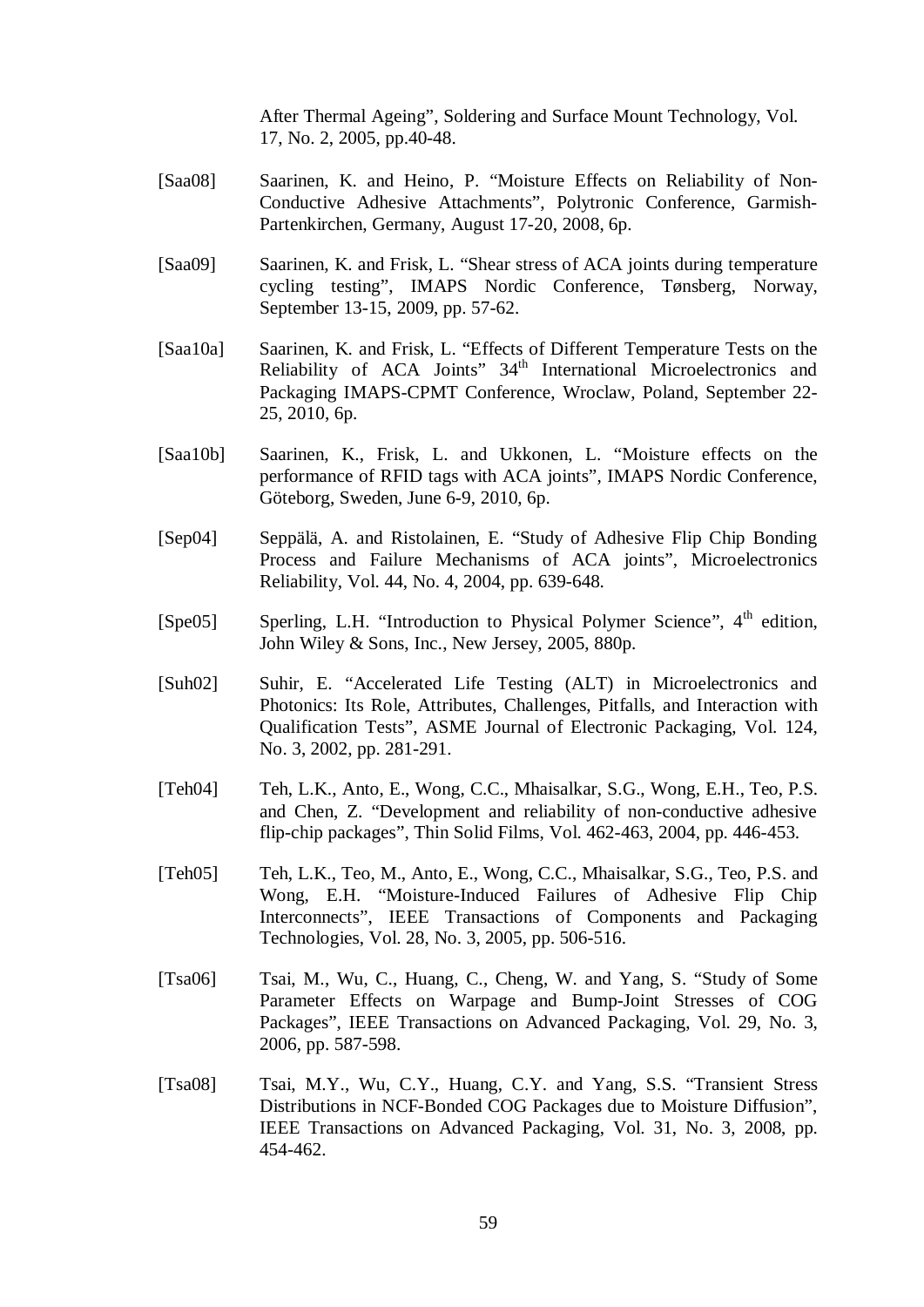After Thermal Ageing", Soldering and Surface Mount Technology, Vol. 17, No. 2, 2005, pp.40-48.

[Saa08] Saarinen, K. and Heino, P. "Moisture Effects on Reliability of Non-Conductive Adhesive Attachments", Polytronic Conference, Garmish-Partenkirchen, Germany, August 17-20, 2008, 6p.

[Saa09] Saarinen, K. and Frisk, L. "Shear stress of ACA joints during temperature cycling testing", IMAPS Nordic Conference, Tønsberg, Norway, September 13-15, 2009, pp. 57-62.

[Saa10a] Saarinen, K. and Frisk, L. "Effects of Different Temperature Tests on the Reliability of ACA Joints" 34th International Microelectronics and Packaging IMAPS-CPMT Conference, Wroclaw, Poland, September 22-25, 2010, 6p.

[Saa10b] Saarinen, K., Frisk, L. and Ukkonen, L. "Moisture effects on the performance of RFID tags with ACA joints", IMAPS Nordic Conference, Göteborg, Sweden, June 6-9, 2010, 6p.

[Sep04] Seppälä, A. and Ristolainen, E. "Study of Adhesive Flip Chip Bonding Process and Failure Mechanisms of ACA joints", Microelectronics Reliability, Vol. 44, No. 4, 2004, pp. 639-648.

[Spe05] Sperling, L.H. "Introduction to Physical Polymer Science", 4th edition, John Wiley & Sons, Inc., New Jersey, 2005, 880p.

[Suh02] Suhir, E. "Accelerated Life Testing (ALT) in Microelectronics and Photonics: Its Role, Attributes, Challenges, Pitfalls, and Interaction with Qualification Tests", ASME Journal of Electronic Packaging, Vol. 124, No. 3, 2002, pp. 281-291.

[Teh04] Teh, L.K., Anto, E., Wong, C.C., Mhaisalkar, S.G., Wong, E.H., Teo, P.S. and Chen, Z. "Development and reliability of non-conductive adhesive flip-chip packages", Thin Solid Films, Vol. 462-463, 2004, pp. 446-453.

[Teh05] Teh, L.K., Teo, M., Anto, E., Wong, C.C., Mhaisalkar, S.G., Teo, P.S. and Wong, E.H. "Moisture-Induced Failures of Adhesive Flip Chip Interconnects", IEEE Transactions of Components and Packaging Technologies, Vol. 28, No. 3, 2005, pp. 506-516.

[Tsa06] Tsai, M., Wu, C., Huang, C., Cheng, W. and Yang, S. "Study of Some Parameter Effects on Warpage and Bump-Joint Stresses of COG Packages", IEEE Transactions on Advanced Packaging, Vol. 29, No. 3, 2006, pp. 587-598.

[Tsa08] Tsai, M.Y., Wu, C.Y., Huang, C.Y. and Yang, S.S. "Transient Stress Distributions in NCF-Bonded COG Packages due to Moisture Diffusion", IEEE Transactions on Advanced Packaging, Vol. 31, No. 3, 2008, pp. 454-462.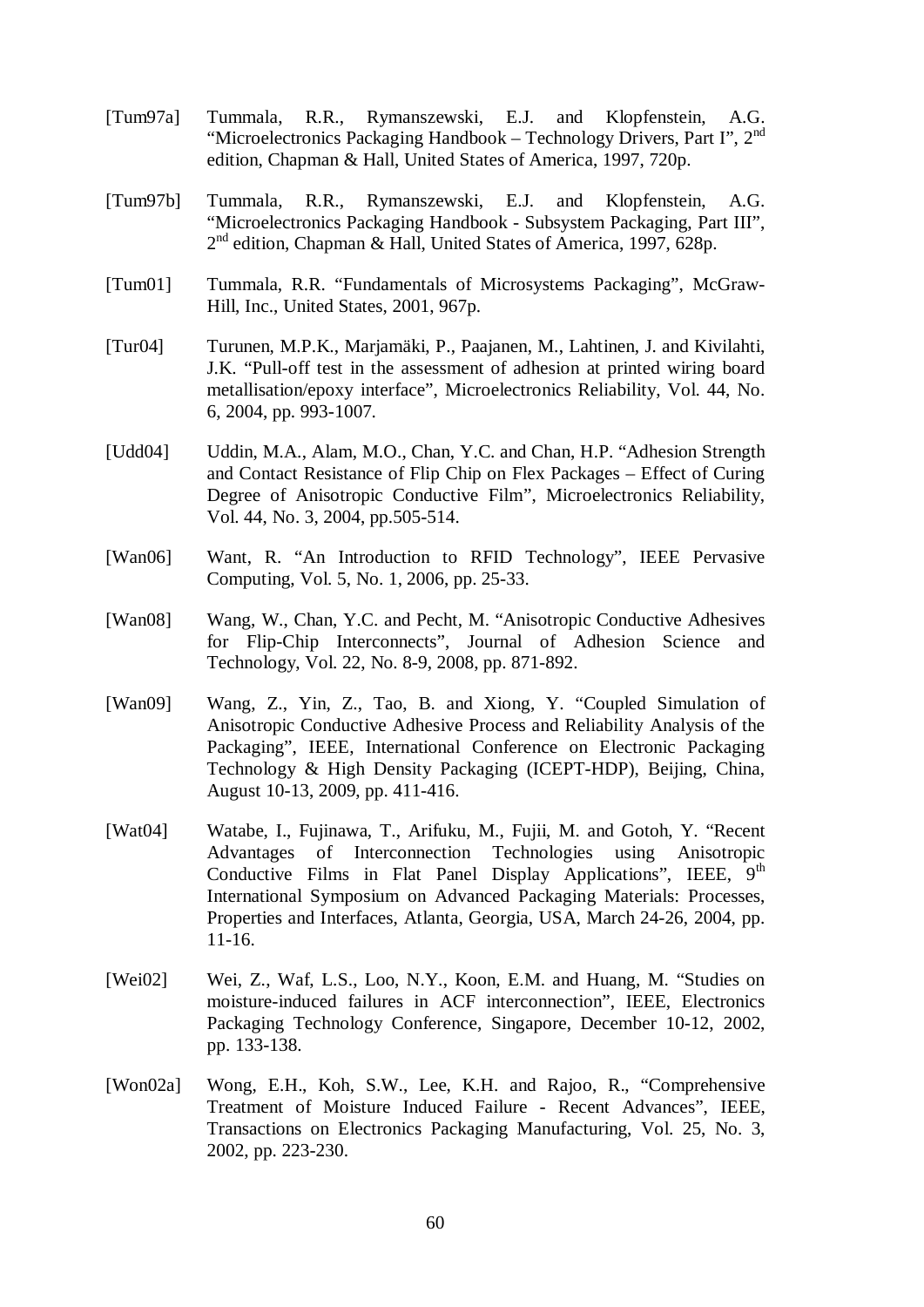[Tum97a] Tummala, R.R., Rymanszewski, E.J. and Klopfenstein, A.G. "Microelectronics Packaging Handbook – Technology Drivers, Part I", 2nd edition, Chapman & Hall, United States of America, 1997, 720p.

[Tum97b] Tummala, R.R., Rymanszewski, E.J. and Klopfenstein, A.G. "Microelectronics Packaging Handbook - Subsystem Packaging, Part III", 2nd edition, Chapman & Hall, United States of America, 1997, 628p.

[Tum01] Tummala, R.R. "Fundamentals of Microsystems Packaging", McGraw-Hill, Inc., United States, 2001, 967p.

[Tur04] Turunen, M.P.K., Marjamäki, P., Paajanen, M., Lahtinen, J. and Kivilahti, J.K. "Pull-off test in the assessment of adhesion at printed wiring board metallisation/epoxy interface", Microelectronics Reliability, Vol. 44, No. 6, 2004, pp. 993-1007.

[Udd04] Uddin, M.A., Alam, M.O., Chan, Y.C. and Chan, H.P. "Adhesion Strength and Contact Resistance of Flip Chip on Flex Packages – Effect of Curing Degree of Anisotropic Conductive Film", Microelectronics Reliability, Vol. 44, No. 3, 2004, pp.505-514.

[Wan06] Want, R. "An Introduction to RFID Technology", IEEE Pervasive Computing, Vol. 5, No. 1, 2006, pp. 25-33.

[Wan08] Wang, W., Chan, Y.C. and Pecht, M. "Anisotropic Conductive Adhesives for Flip-Chip Interconnects", Journal of Adhesion Science and Technology, Vol. 22, No. 8-9, 2008, pp. 871-892.

[Wan09] Wang, Z., Yin, Z., Tao, B. and Xiong, Y. "Coupled Simulation of Anisotropic Conductive Adhesive Process and Reliability Analysis of the Packaging", IEEE, International Conference on Electronic Packaging Technology & High Density Packaging (ICEPT-HDP), Beijing, China, August 10-13, 2009, pp. 411-416.

[Wat04] Watabe, I., Fujinawa, T., Arifuku, M., Fujii, M. and Gotoh, Y. "Recent Advantages of Interconnection Technologies using Anisotropic Conductive Films in Flat Panel Display Applications", IEEE, 9th International Symposium on Advanced Packaging Materials: Processes, Properties and Interfaces, Atlanta, Georgia, USA, March 24-26, 2004, pp. 11-16.

[Wei02] Wei, Z., Waf, L.S., Loo, N.Y., Koon, E.M. and Huang, M. "Studies on moisture-induced failures in ACF interconnection", IEEE, Electronics Packaging Technology Conference, Singapore, December 10-12, 2002, pp. 133-138.

[Won02a] Wong, E.H., Koh, S.W., Lee, K.H. and Rajoo, R., "Comprehensive Treatment of Moisture Induced Failure - Recent Advances", IEEE, Transactions on Electronics Packaging Manufacturing, Vol. 25, No. 3, 2002, pp. 223-230.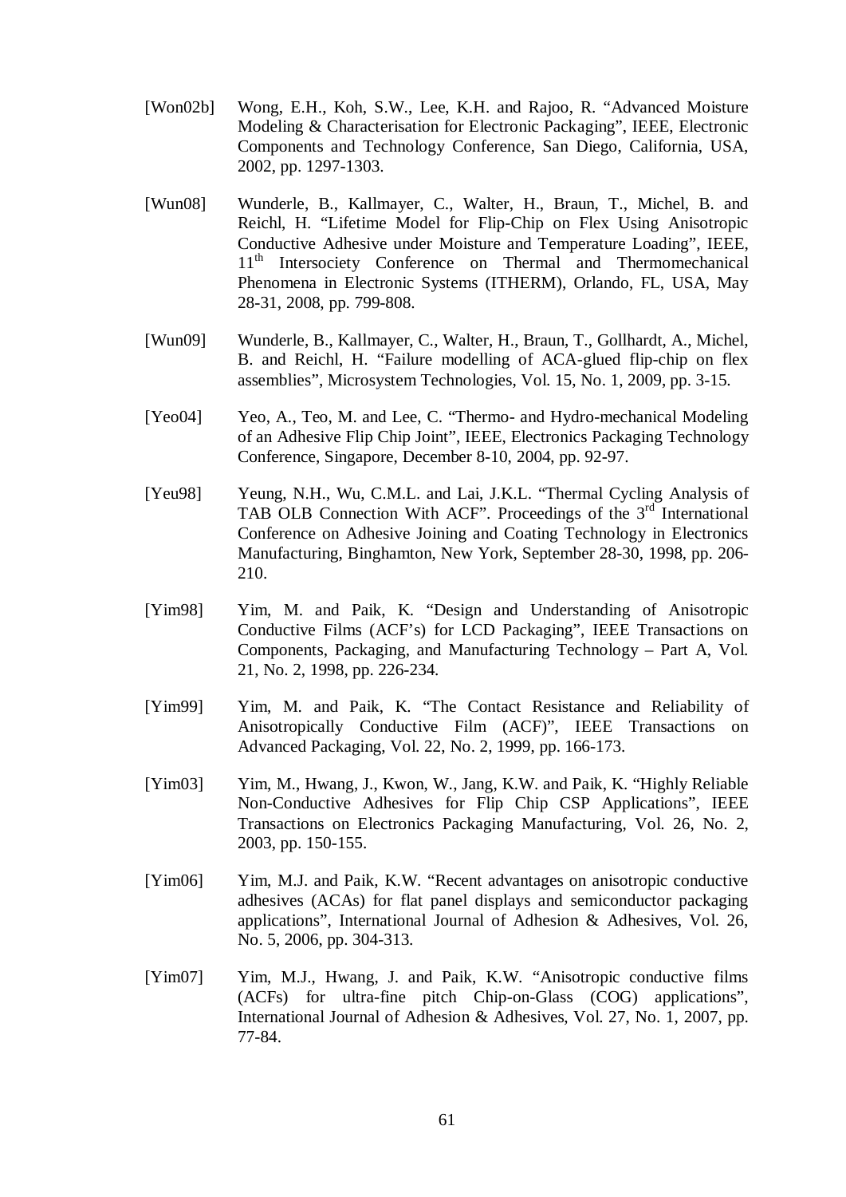[Won02b] Wong, E.H., Koh, S.W., Lee, K.H. and Rajoo, R. "Advanced Moisture Modeling & Characterisation for Electronic Packaging", IEEE, Electronic Components and Technology Conference, San Diego, California, USA, 2002, pp. 1297-1303.

[Wun08] Wunderle, B., Kallmayer, C., Walter, H., Braun, T., Michel, B. and Reichl, H. "Lifetime Model for Flip-Chip on Flex Using Anisotropic Conductive Adhesive under Moisture and Temperature Loading", IEEE, 11th Intersociety Conference on Thermal and Thermomechanical Phenomena in Electronic Systems (ITHERM), Orlando, FL, USA, May 28-31, 2008, pp. 799-808.

[Wun09] Wunderle, B., Kallmayer, C., Walter, H., Braun, T., Gollhardt, A., Michel, B. and Reichl, H. "Failure modelling of ACA-glued flip-chip on flex assemblies", Microsystem Technologies, Vol. 15, No. 1, 2009, pp. 3-15.

[Yeo04] Yeo, A., Teo, M. and Lee, C. "Thermo- and Hydro-mechanical Modeling of an Adhesive Flip Chip Joint", IEEE, Electronics Packaging Technology Conference, Singapore, December 8-10, 2004, pp. 92-97.

[Yeu98] Yeung, N.H., Wu, C.M.L. and Lai, J.K.L. "Thermal Cycling Analysis of TAB OLB Connection With ACF". Proceedings of the 3rd International Conference on Adhesive Joining and Coating Technology in Electronics Manufacturing, Binghamton, New York, September 28-30, 1998, pp. 206-210.

[Yim98] Yim, M. and Paik, K. "Design and Understanding of Anisotropic Conductive Films (ACF's) for LCD Packaging", IEEE Transactions on Components, Packaging, and Manufacturing Technology – Part A, Vol. 21, No. 2, 1998, pp. 226-234.

[Yim99] Yim, M. and Paik, K. "The Contact Resistance and Reliability of Anisotropically Conductive Film (ACF)", IEEE Transactions on Advanced Packaging, Vol. 22, No. 2, 1999, pp. 166-173.

[Yim03] Yim, M., Hwang, J., Kwon, W., Jang, K.W. and Paik, K. "Highly Reliable Non-Conductive Adhesives for Flip Chip CSP Applications", IEEE Transactions on Electronics Packaging Manufacturing, Vol. 26, No. 2, 2003, pp. 150-155.

[Yim06] Yim, M.J. and Paik, K.W. "Recent advantages on anisotropic conductive adhesives (ACAs) for flat panel displays and semiconductor packaging applications", International Journal of Adhesion & Adhesives, Vol. 26, No. 5, 2006, pp. 304-313.

[Yim07] Yim, M.J., Hwang, J. and Paik, K.W. "Anisotropic conductive films (ACFs) for ultra-fine pitch Chip-on-Glass (COG) applications", International Journal of Adhesion & Adhesives, Vol. 27, No. 1, 2007, pp. 77-84.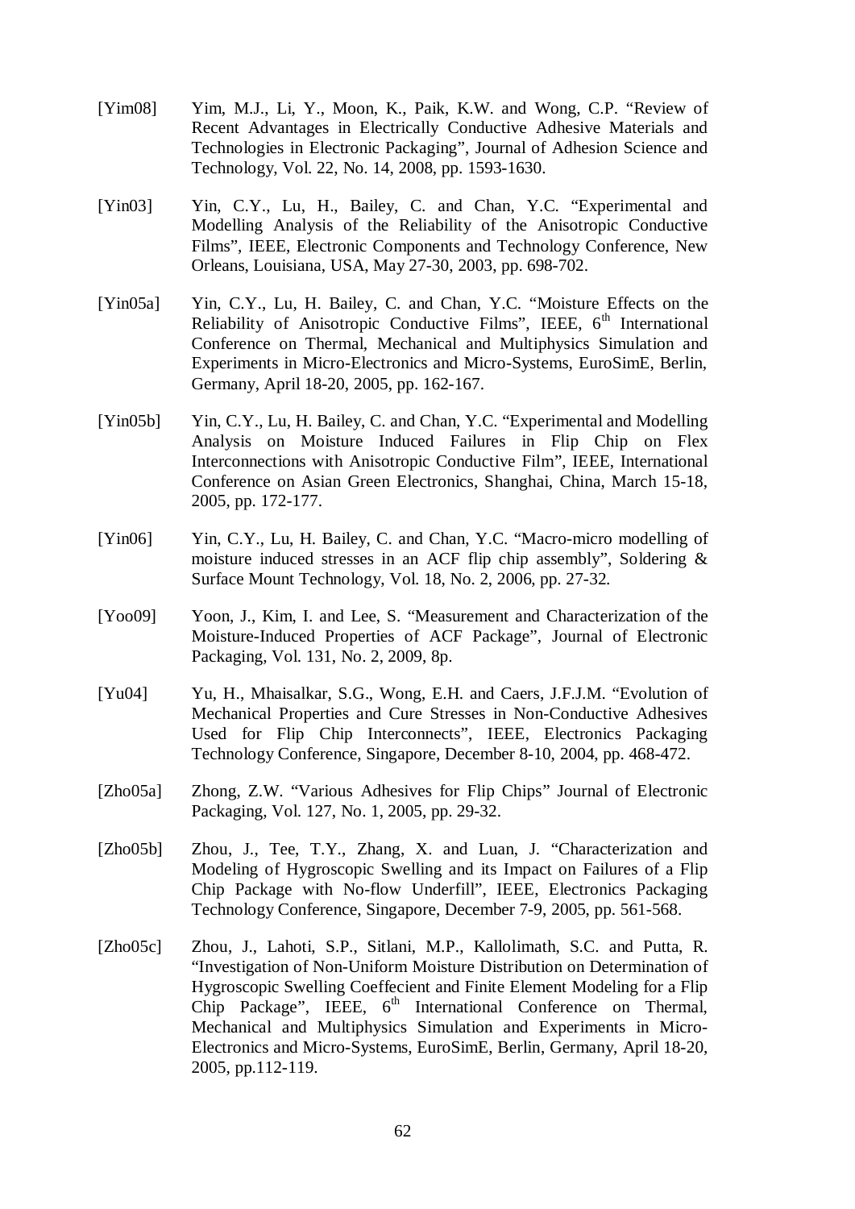[Yim08] Yim, M.J., Li, Y., Moon, K., Paik, K.W. and Wong, C.P. "Review of Recent Advantages in Electrically Conductive Adhesive Materials and Technologies in Electronic Packaging", Journal of Adhesion Science and Technology, Vol. 22, No. 14, 2008, pp. 1593-1630.

[Yin03] Yin, C.Y., Lu, H., Bailey, C. and Chan, Y.C. "Experimental and Modelling Analysis of the Reliability of the Anisotropic Conductive Films", IEEE, Electronic Components and Technology Conference, New Orleans, Louisiana, USA, May 27-30, 2003, pp. 698-702.

[Yin05a] Yin, C.Y., Lu, H. Bailey, C. and Chan, Y.C. "Moisture Effects on the Reliability of Anisotropic Conductive Films", IEEE, 6th International Conference on Thermal, Mechanical and Multiphysics Simulation and Experiments in Micro-Electronics and Micro-Systems, EuroSimE, Berlin, Germany, April 18-20, 2005, pp. 162-167.

[Yin05b] Yin, C.Y., Lu, H. Bailey, C. and Chan, Y.C. "Experimental and Modelling Analysis on Moisture Induced Failures in Flip Chip on Flex Interconnections with Anisotropic Conductive Film", IEEE, International Conference on Asian Green Electronics, Shanghai, China, March 15-18, 2005, pp. 172-177.

[Yin06] Yin, C.Y., Lu, H. Bailey, C. and Chan, Y.C. "Macro-micro modelling of moisture induced stresses in an ACF flip chip assembly", Soldering & Surface Mount Technology, Vol. 18, No. 2, 2006, pp. 27-32.

[Yoo09] Yoon, J., Kim, I. and Lee, S. "Measurement and Characterization of the Moisture-Induced Properties of ACF Package", Journal of Electronic Packaging, Vol. 131, No. 2, 2009, 8p.

[Yu04] Yu, H., Mhaisalkar, S.G., Wong, E.H. and Caers, J.F.J.M. "Evolution of Mechanical Properties and Cure Stresses in Non-Conductive Adhesives Used for Flip Chip Interconnects", IEEE, Electronics Packaging Technology Conference, Singapore, December 8-10, 2004, pp. 468-472.

[Zho05a] Zhong, Z.W. "Various Adhesives for Flip Chips" Journal of Electronic Packaging, Vol. 127, No. 1, 2005, pp. 29-32.

[Zho05b] Zhou, J., Tee, T.Y., Zhang, X. and Luan, J. "Characterization and Modeling of Hygroscopic Swelling and its Impact on Failures of a Flip Chip Package with No-flow Underfill", IEEE, Electronics Packaging Technology Conference, Singapore, December 7-9, 2005, pp. 561-568.

[Zho05c] Zhou, J., Lahoti, S.P., Sitlani, M.P., Kallolimath, S.C. and Putta, R. "Investigation of Non-Uniform Moisture Distribution on Determination of Hygroscopic Swelling Coeffecient and Finite Element Modeling for a Flip Chip Package", IEEE, 6th International Conference on Thermal, Mechanical and Multiphysics Simulation and Experiments in Micro-Electronics and Micro-Systems, EuroSimE, Berlin, Germany, April 18-20, 2005, pp.112-119.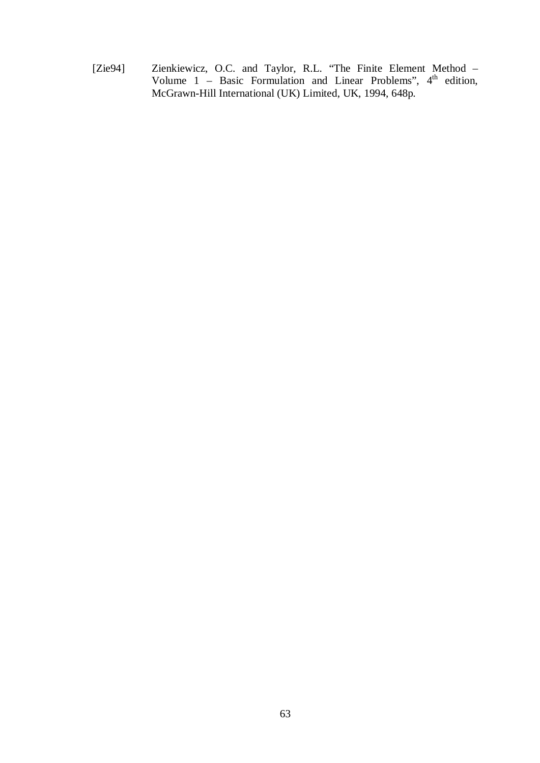[Zie94] Zienkiewicz, O.C. and Taylor, R.L. "The Finite Element Method – Volume 1 – Basic Formulation and Linear Problems", 4th edition, McGrawn-Hill International (UK) Limited, UK, 1994, 648p.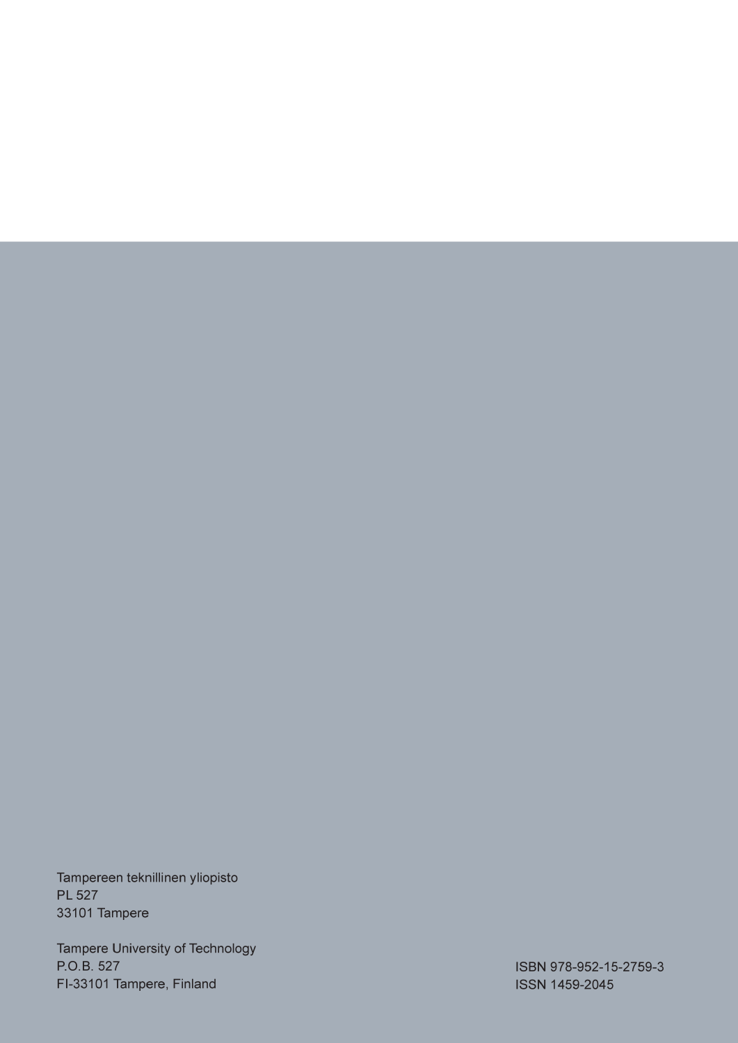Tampereen teknillinen yliopisto
PL 527
33101 Tampere

Tampere University of Technology
P.O.B. 527
FI-33101 Tampere, Finland

ISBN 978-952-15-2759-3
ISSN 1459-2045